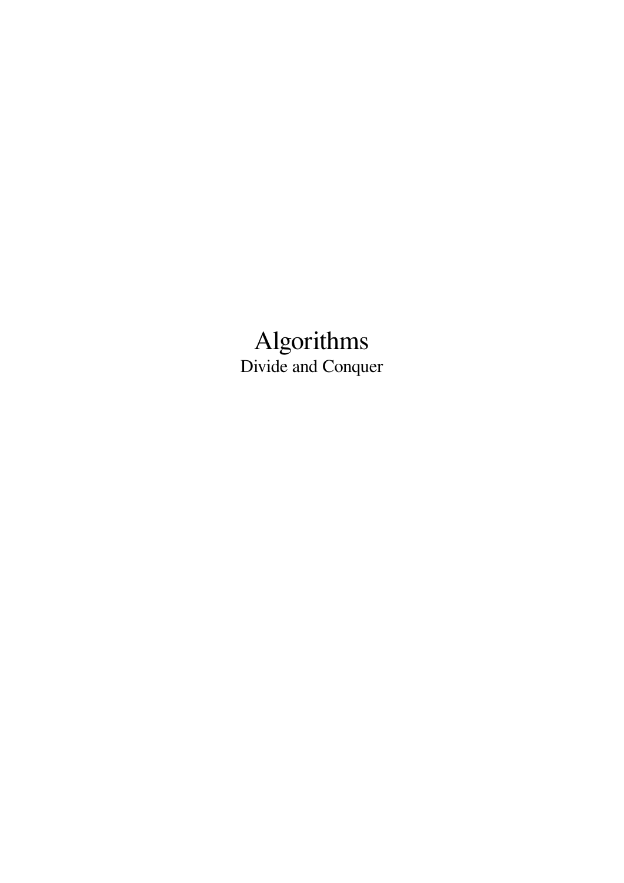# Algorithms

Divide and Conquer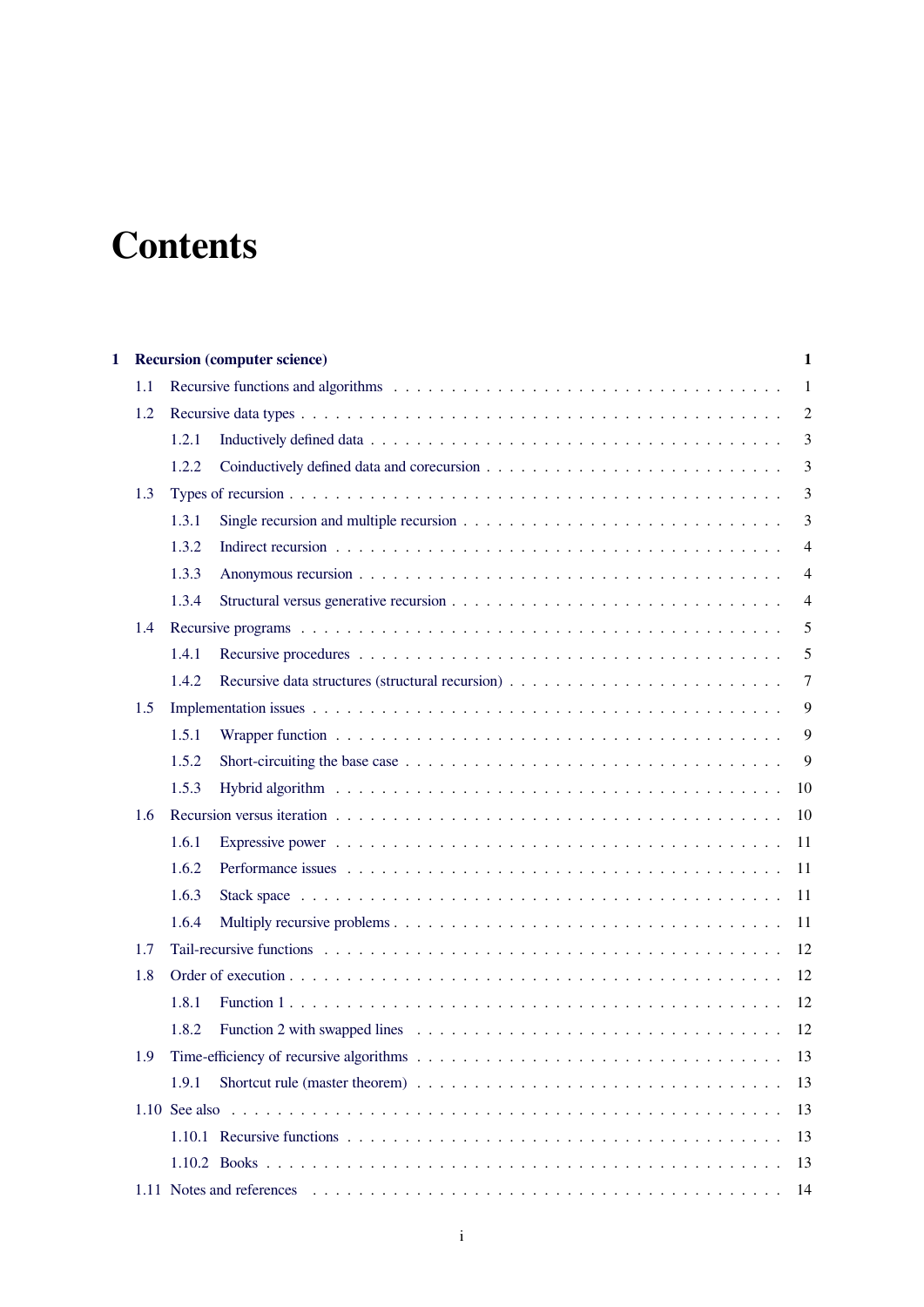# Contents

**1 Recursion (computer science)** — **1**

- 1.1 Recursive functions and algorithms — 1
- 1.2 Recursive data types — 2
  - 1.2.1 Inductively defined data — 3
  - 1.2.2 Coinductively defined data and corecursion — 3
- 1.3 Types of recursion — 3
  - 1.3.1 Single recursion and multiple recursion — 3
  - 1.3.2 Indirect recursion — 4
  - 1.3.3 Anonymous recursion — 4
  - 1.3.4 Structural versus generative recursion — 4
- 1.4 Recursive programs — 5
  - 1.4.1 Recursive procedures — 5
  - 1.4.2 Recursive data structures (structural recursion) — 7
- 1.5 Implementation issues — 9
  - 1.5.1 Wrapper function — 9
  - 1.5.2 Short-circuiting the base case — 9
  - 1.5.3 Hybrid algorithm — 10
- 1.6 Recursion versus iteration — 10
  - 1.6.1 Expressive power — 11
  - 1.6.2 Performance issues — 11
  - 1.6.3 Stack space — 11
  - 1.6.4 Multiply recursive problems — 11
- 1.7 Tail-recursive functions — 12
- 1.8 Order of execution — 12
  - 1.8.1 Function 1 — 12
  - 1.8.2 Function 2 with swapped lines — 12
- 1.9 Time-efficiency of recursive algorithms — 13
  - 1.9.1 Shortcut rule (master theorem) — 13
- 1.10 See also — 13
  - 1.10.1 Recursive functions — 13
  - 1.10.2 Books — 13
- 1.11 Notes and references — 14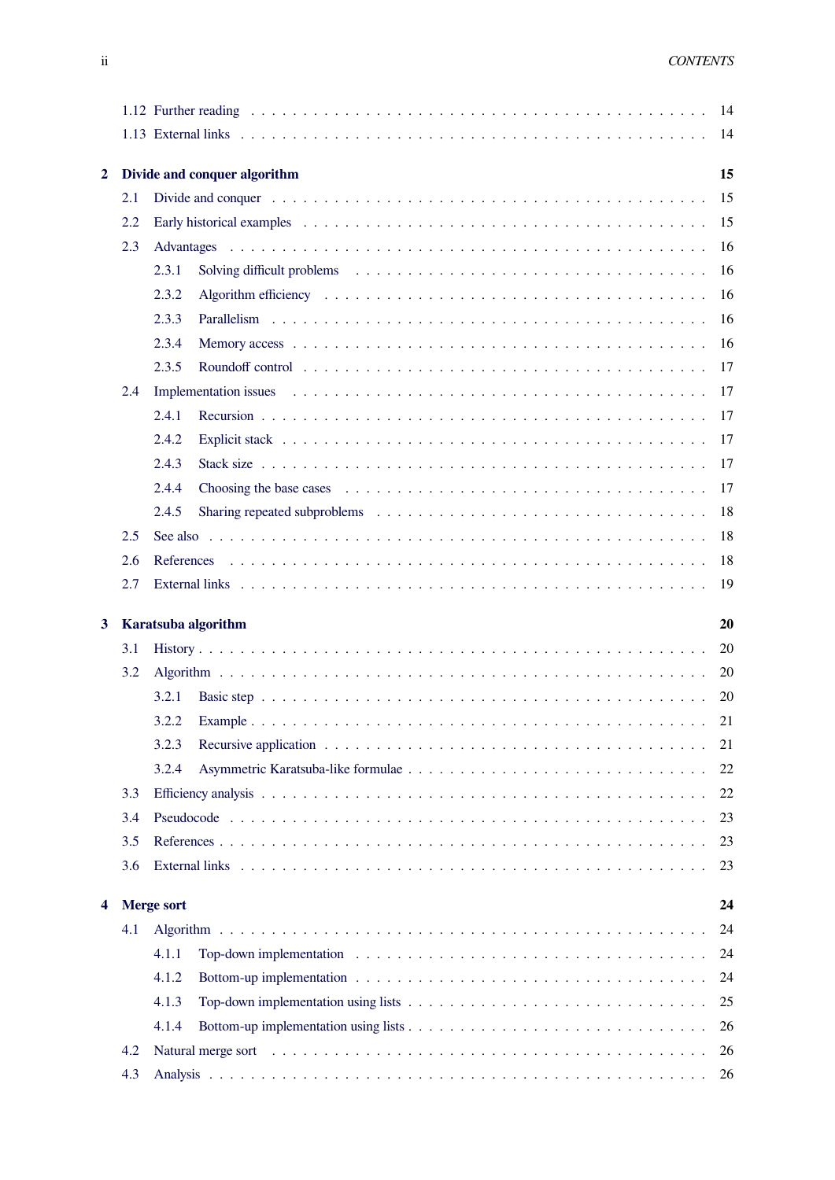1.12 Further reading . . . . . . . . . . 14
1.13 External links . . . . . . . . . . 14

**2 Divide and conquer algorithm** **15**

2.1 Divide and conquer . . . . . . . . . . 15
2.2 Early historical examples . . . . . . . . . . 15
2.3 Advantages . . . . . . . . . . 16
2.3.1 Solving difficult problems . . . . . . . . . . 16
2.3.2 Algorithm efficiency . . . . . . . . . . 16
2.3.3 Parallelism . . . . . . . . . . 16
2.3.4 Memory access . . . . . . . . . . 16
2.3.5 Roundoff control . . . . . . . . . . 17
2.4 Implementation issues . . . . . . . . . . 17
2.4.1 Recursion . . . . . . . . . . 17
2.4.2 Explicit stack . . . . . . . . . . 17
2.4.3 Stack size . . . . . . . . . . 17
2.4.4 Choosing the base cases . . . . . . . . . . 17
2.4.5 Sharing repeated subproblems . . . . . . . . . . 18
2.5 See also . . . . . . . . . . 18
2.6 References . . . . . . . . . . 18
2.7 External links . . . . . . . . . . 19

**3 Karatsuba algorithm** **20**

3.1 History . . . . . . . . . . 20
3.2 Algorithm . . . . . . . . . . 20
3.2.1 Basic step . . . . . . . . . . 20
3.2.2 Example . . . . . . . . . . 21
3.2.3 Recursive application . . . . . . . . . . 21
3.2.4 Asymmetric Karatsuba-like formulae . . . . . . . . . . 22
3.3 Efficiency analysis . . . . . . . . . . 22
3.4 Pseudocode . . . . . . . . . . 23
3.5 References . . . . . . . . . . 23
3.6 External links . . . . . . . . . . 23

**4 Merge sort** **24**

4.1 Algorithm . . . . . . . . . . 24
4.1.1 Top-down implementation . . . . . . . . . . 24
4.1.2 Bottom-up implementation . . . . . . . . . . 24
4.1.3 Top-down implementation using lists . . . . . . . . . . 25
4.1.4 Bottom-up implementation using lists . . . . . . . . . . 26
4.2 Natural merge sort . . . . . . . . . . 26
4.3 Analysis . . . . . . . . . . 26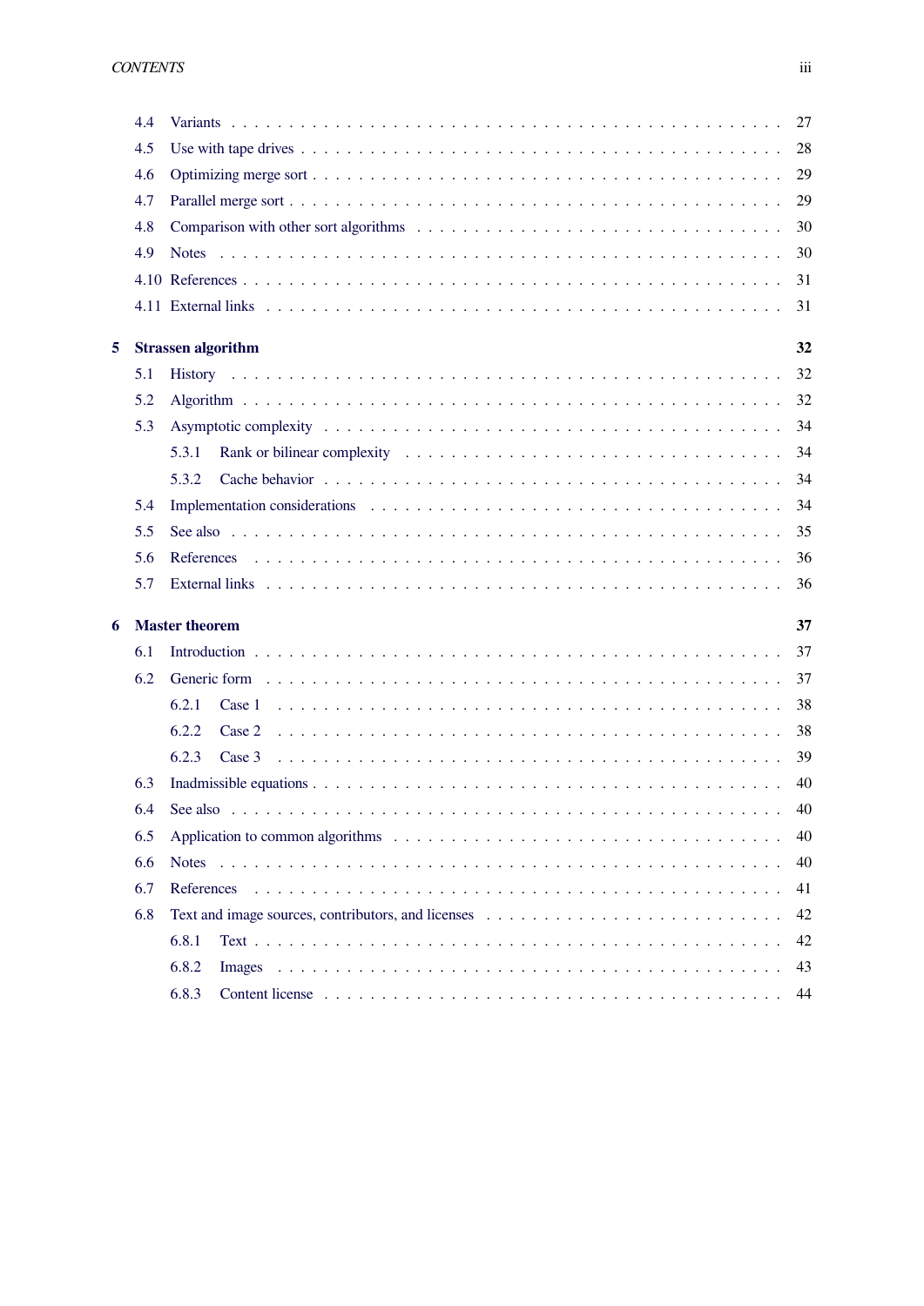4.4 Variants . . . . . . . . . . . . . . . . . . . . . . . . . . . . . . . . . . . . . . . . . . . . 27
4.5 Use with tape drives . . . . . . . . . . . . . . . . . . . . . . . . . . . . . . . . . . . . . . . . 28
4.6 Optimizing merge sort . . . . . . . . . . . . . . . . . . . . . . . . . . . . . . . . . . . . . . . 29
4.7 Parallel merge sort . . . . . . . . . . . . . . . . . . . . . . . . . . . . . . . . . . . . . . . . 29
4.8 Comparison with other sort algorithms . . . . . . . . . . . . . . . . . . . . . . . . . . . . . . 30
4.9 Notes . . . . . . . . . . . . . . . . . . . . . . . . . . . . . . . . . . . . . . . . . . . . . . 30
4.10 References . . . . . . . . . . . . . . . . . . . . . . . . . . . . . . . . . . . . . . . . . . . 31
4.11 External links . . . . . . . . . . . . . . . . . . . . . . . . . . . . . . . . . . . . . . . . . 31

**5 Strassen algorithm** **32**

5.1 History . . . . . . . . . . . . . . . . . . . . . . . . . . . . . . . . . . . . . . . . . . . . 32
5.2 Algorithm . . . . . . . . . . . . . . . . . . . . . . . . . . . . . . . . . . . . . . . . . . . 32
5.3 Asymptotic complexity . . . . . . . . . . . . . . . . . . . . . . . . . . . . . . . . . . . . . 34
5.3.1 Rank or bilinear complexity . . . . . . . . . . . . . . . . . . . . . . . . . . . . . . 34
5.3.2 Cache behavior . . . . . . . . . . . . . . . . . . . . . . . . . . . . . . . . . . . . 34
5.4 Implementation considerations . . . . . . . . . . . . . . . . . . . . . . . . . . . . . . . . . 34
5.5 See also . . . . . . . . . . . . . . . . . . . . . . . . . . . . . . . . . . . . . . . . . . . . 35
5.6 References . . . . . . . . . . . . . . . . . . . . . . . . . . . . . . . . . . . . . . . . . . . 36
5.7 External links . . . . . . . . . . . . . . . . . . . . . . . . . . . . . . . . . . . . . . . . . 36

**6 Master theorem** **37**

6.1 Introduction . . . . . . . . . . . . . . . . . . . . . . . . . . . . . . . . . . . . . . . . . . 37
6.2 Generic form . . . . . . . . . . . . . . . . . . . . . . . . . . . . . . . . . . . . . . . . . 37
6.2.1 Case 1 . . . . . . . . . . . . . . . . . . . . . . . . . . . . . . . . . . . . . . . . . 38
6.2.2 Case 2 . . . . . . . . . . . . . . . . . . . . . . . . . . . . . . . . . . . . . . . . . 38
6.2.3 Case 3 . . . . . . . . . . . . . . . . . . . . . . . . . . . . . . . . . . . . . . . . . 39
6.3 Inadmissible equations . . . . . . . . . . . . . . . . . . . . . . . . . . . . . . . . . . . . . 40
6.4 See also . . . . . . . . . . . . . . . . . . . . . . . . . . . . . . . . . . . . . . . . . . . . 40
6.5 Application to common algorithms . . . . . . . . . . . . . . . . . . . . . . . . . . . . . . . 40
6.6 Notes . . . . . . . . . . . . . . . . . . . . . . . . . . . . . . . . . . . . . . . . . . . . . . 40
6.7 References . . . . . . . . . . . . . . . . . . . . . . . . . . . . . . . . . . . . . . . . . . . 41
6.8 Text and image sources, contributors, and licenses . . . . . . . . . . . . . . . . . . . . . . . 42
6.8.1 Text . . . . . . . . . . . . . . . . . . . . . . . . . . . . . . . . . . . . . . . . . . . 42
6.8.2 Images . . . . . . . . . . . . . . . . . . . . . . . . . . . . . . . . . . . . . . . . . 43
6.8.3 Content license . . . . . . . . . . . . . . . . . . . . . . . . . . . . . . . . . . . . 44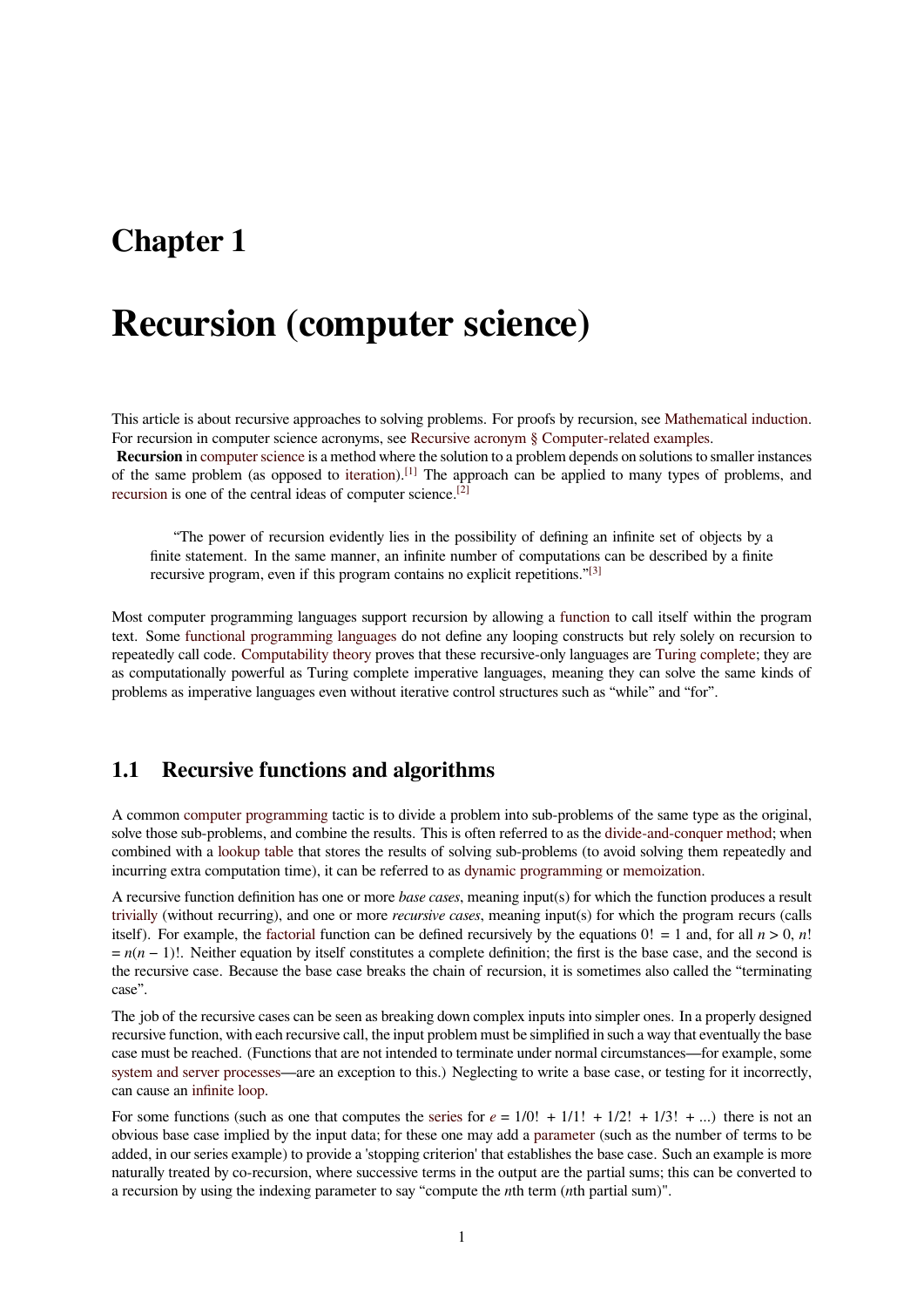# Chapter 1

# Recursion (computer science)

This article is about recursive approaches to solving problems. For proofs by recursion, see Mathematical induction. For recursion in computer science acronyms, see Recursive acronym § Computer-related examples.

**Recursion** in computer science is a method where the solution to a problem depends on solutions to smaller instances of the same problem (as opposed to iteration).[1] The approach can be applied to many types of problems, and recursion is one of the central ideas of computer science.[2]

> "The power of recursion evidently lies in the possibility of defining an infinite set of objects by a finite statement. In the same manner, an infinite number of computations can be described by a finite recursive program, even if this program contains no explicit repetitions."[3]

Most computer programming languages support recursion by allowing a function to call itself within the program text. Some functional programming languages do not define any looping constructs but rely solely on recursion to repeatedly call code. Computability theory proves that these recursive-only languages are Turing complete; they are as computationally powerful as Turing complete imperative languages, meaning they can solve the same kinds of problems as imperative languages even without iterative control structures such as "while" and "for".

## 1.1 Recursive functions and algorithms

A common computer programming tactic is to divide a problem into sub-problems of the same type as the original, solve those sub-problems, and combine the results. This is often referred to as the divide-and-conquer method; when combined with a lookup table that stores the results of solving sub-problems (to avoid solving them repeatedly and incurring extra computation time), it can be referred to as dynamic programming or memoization.

A recursive function definition has one or more *base cases*, meaning input(s) for which the function produces a result trivially (without recurring), and one or more *recursive cases*, meaning input(s) for which the program recurs (calls itself). For example, the factorial function can be defined recursively by the equations $0! = 1$ and, for all $n > 0$, $n! = n(n - 1)!$. Neither equation by itself constitutes a complete definition; the first is the base case, and the second is the recursive case. Because the base case breaks the chain of recursion, it is sometimes also called the "terminating case".

The job of the recursive cases can be seen as breaking down complex inputs into simpler ones. In a properly designed recursive function, with each recursive call, the input problem must be simplified in such a way that eventually the base case must be reached. (Functions that are not intended to terminate under normal circumstances—for example, some system and server processes—are an exception to this.) Neglecting to write a base case, or testing for it incorrectly, can cause an infinite loop.

For some functions (such as one that computes the series for $e = 1/0! + 1/1! + 1/2! + 1/3! + ...$) there is not an obvious base case implied by the input data; for these one may add a parameter (such as the number of terms to be added, in our series example) to provide a 'stopping criterion' that establishes the base case. Such an example is more naturally treated by co-recursion, where successive terms in the output are the partial sums; this can be converted to a recursion by using the indexing parameter to say "compute the *n*th term (*n*th partial sum)".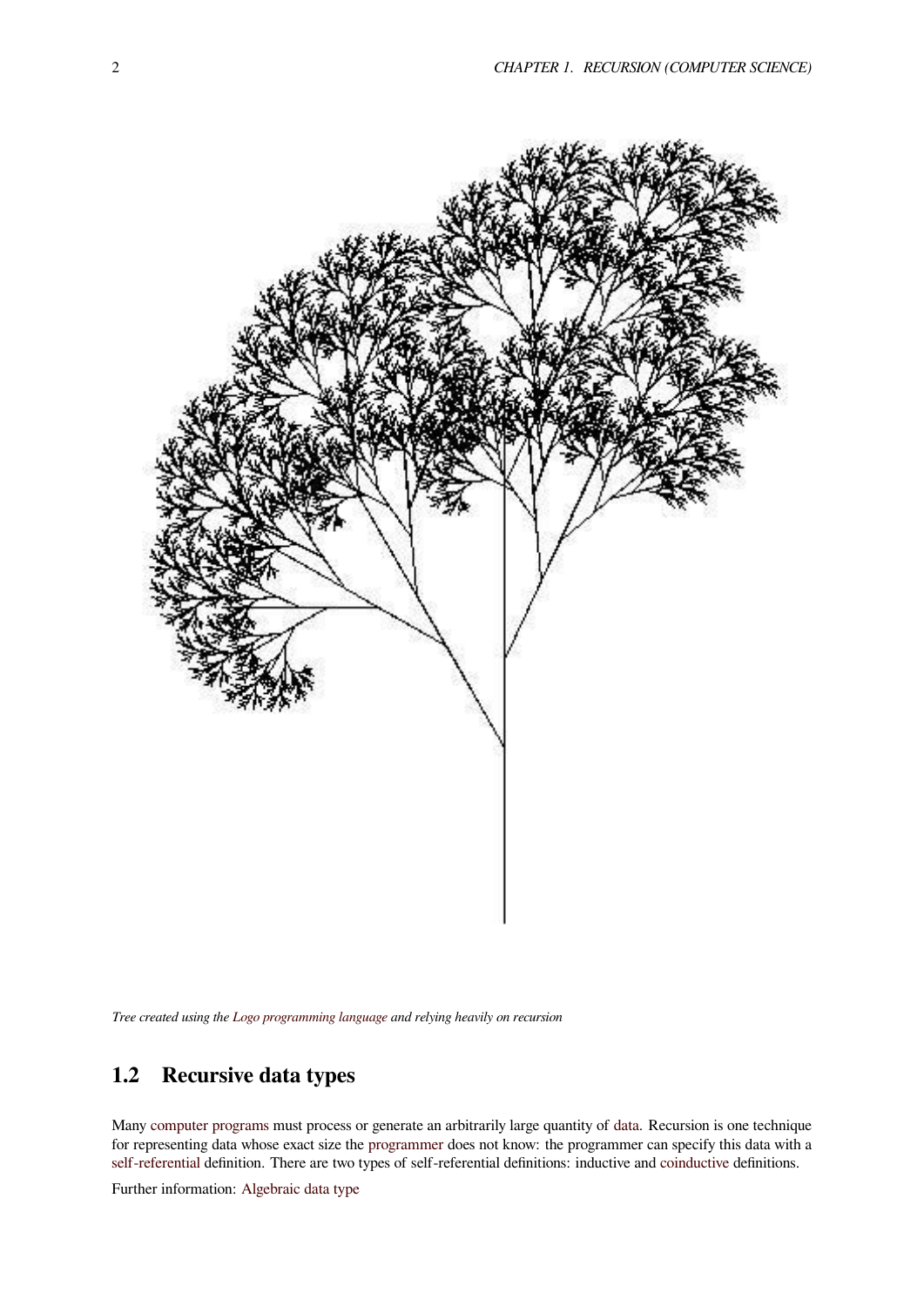*Tree created using the Logo programming language and relying heavily on recursion*

## 1.2 Recursive data types

Many computer programs must process or generate an arbitrarily large quantity of data. Recursion is one technique for representing data whose exact size the programmer does not know: the programmer can specify this data with a self-referential definition. There are two types of self-referential definitions: inductive and coinductive definitions.

Further information: Algebraic data type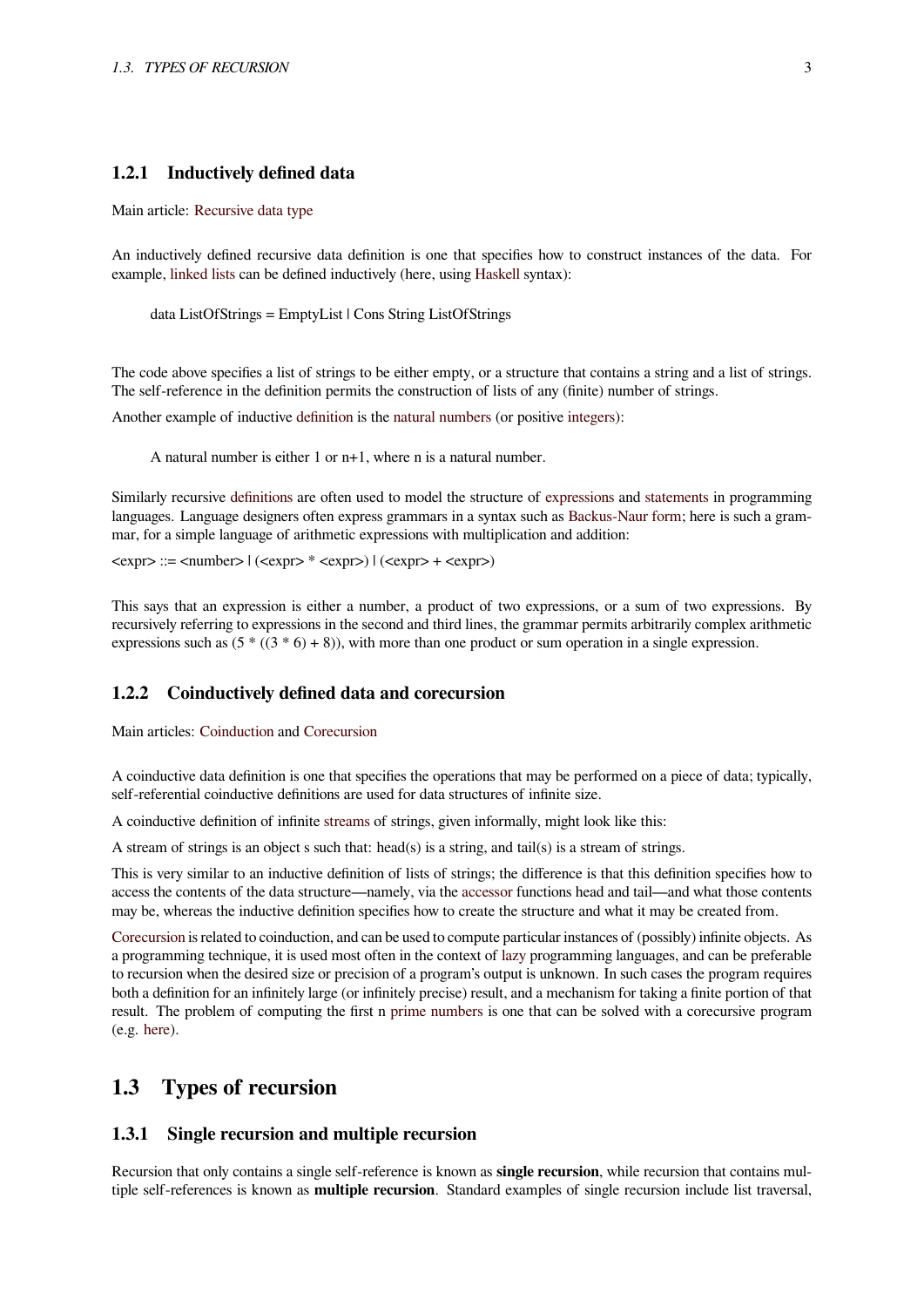### 1.2.1 Inductively defined data

Main article: Recursive data type

An inductively defined recursive data definition is one that specifies how to construct instances of the data. For example, linked lists can be defined inductively (here, using Haskell syntax):

```
data ListOfStrings = EmptyList | Cons String ListOfStrings
```

The code above specifies a list of strings to be either empty, or a structure that contains a string and a list of strings. The self-reference in the definition permits the construction of lists of any (finite) number of strings.

Another example of inductive definition is the natural numbers (or positive integers):

> A natural number is either 1 or n+1, where n is a natural number.

Similarly recursive definitions are often used to model the structure of expressions and statements in programming languages. Language designers often express grammars in a syntax such as Backus-Naur form; here is such a grammar, for a simple language of arithmetic expressions with multiplication and addition:

```
<expr> ::= <number> | (<expr> * <expr>) | (<expr> + <expr>)
```

This says that an expression is either a number, a product of two expressions, or a sum of two expressions. By recursively referring to expressions in the second and third lines, the grammar permits arbitrarily complex arithmetic expressions such as (5 * ((3 * 6) + 8)), with more than one product or sum operation in a single expression.

### 1.2.2 Coinductively defined data and corecursion

Main articles: Coinduction and Corecursion

A coinductive data definition is one that specifies the operations that may be performed on a piece of data; typically, self-referential coinductive definitions are used for data structures of infinite size.

A coinductive definition of infinite streams of strings, given informally, might look like this:

A stream of strings is an object s such that: head(s) is a string, and tail(s) is a stream of strings.

This is very similar to an inductive definition of lists of strings; the difference is that this definition specifies how to access the contents of the data structure—namely, via the accessor functions head and tail—and what those contents may be, whereas the inductive definition specifies how to create the structure and what it may be created from.

Corecursion is related to coinduction, and can be used to compute particular instances of (possibly) infinite objects. As a programming technique, it is used most often in the context of lazy programming languages, and can be preferable to recursion when the desired size or precision of a program's output is unknown. In such cases the program requires both a definition for an infinitely large (or infinitely precise) result, and a mechanism for taking a finite portion of that result. The problem of computing the first n prime numbers is one that can be solved with a corecursive program (e.g. here).

## 1.3 Types of recursion

### 1.3.1 Single recursion and multiple recursion

Recursion that only contains a single self-reference is known as **single recursion**, while recursion that contains multiple self-references is known as **multiple recursion**. Standard examples of single recursion include list traversal,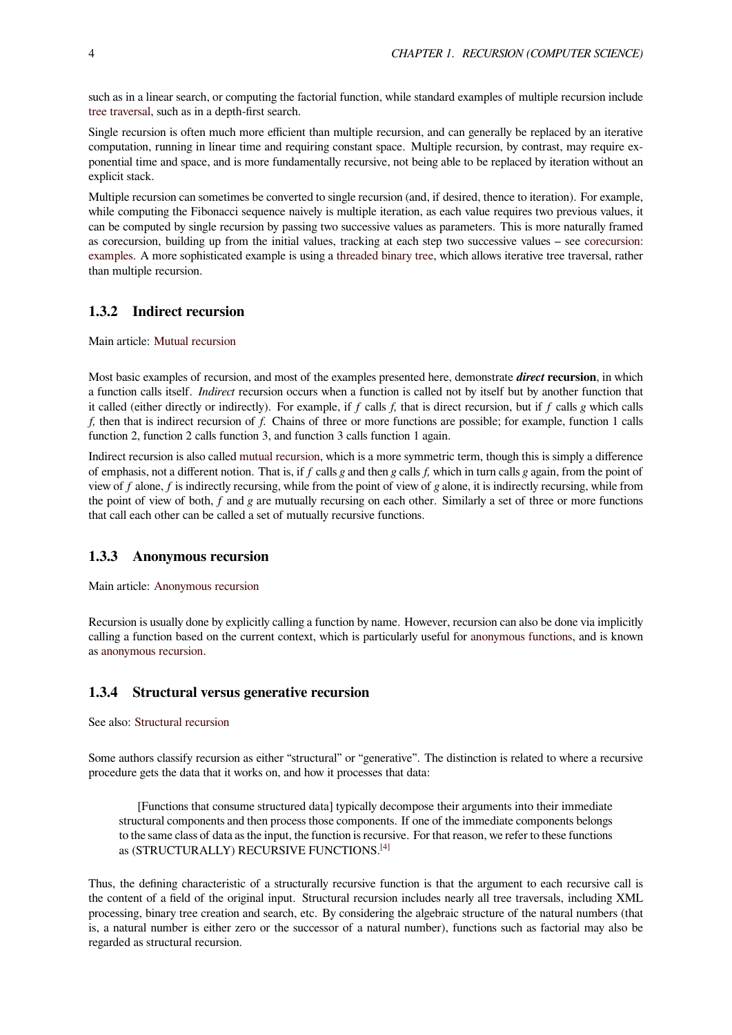such as in a linear search, or computing the factorial function, while standard examples of multiple recursion include tree traversal, such as in a depth-first search.

Single recursion is often much more efficient than multiple recursion, and can generally be replaced by an iterative computation, running in linear time and requiring constant space. Multiple recursion, by contrast, may require exponential time and space, and is more fundamentally recursive, not being able to be replaced by iteration without an explicit stack.

Multiple recursion can sometimes be converted to single recursion (and, if desired, thence to iteration). For example, while computing the Fibonacci sequence naively is multiple iteration, as each value requires two previous values, it can be computed by single recursion by passing two successive values as parameters. This is more naturally framed as corecursion, building up from the initial values, tracking at each step two successive values – see corecursion: examples. A more sophisticated example is using a threaded binary tree, which allows iterative tree traversal, rather than multiple recursion.

### 1.3.2 Indirect recursion

Main article: Mutual recursion

Most basic examples of recursion, and most of the examples presented here, demonstrate ***direct*** **recursion**, in which a function calls itself. *Indirect* recursion occurs when a function is called not by itself but by another function that it called (either directly or indirectly). For example, if *f* calls *f,* that is direct recursion, but if *f* calls *g* which calls *f,* then that is indirect recursion of *f.* Chains of three or more functions are possible; for example, function 1 calls function 2, function 2 calls function 3, and function 3 calls function 1 again.

Indirect recursion is also called mutual recursion, which is a more symmetric term, though this is simply a difference of emphasis, not a different notion. That is, if *f* calls *g* and then *g* calls *f,* which in turn calls *g* again, from the point of view of *f* alone, *f* is indirectly recursing, while from the point of view of *g* alone, it is indirectly recursing, while from the point of view of both, *f* and *g* are mutually recursing on each other. Similarly a set of three or more functions that call each other can be called a set of mutually recursive functions.

### 1.3.3 Anonymous recursion

Main article: Anonymous recursion

Recursion is usually done by explicitly calling a function by name. However, recursion can also be done via implicitly calling a function based on the current context, which is particularly useful for anonymous functions, and is known as anonymous recursion.

### 1.3.4 Structural versus generative recursion

See also: Structural recursion

Some authors classify recursion as either "structural" or "generative". The distinction is related to where a recursive procedure gets the data that it works on, and how it processes that data:

> [Functions that consume structured data] typically decompose their arguments into their immediate structural components and then process those components. If one of the immediate components belongs to the same class of data as the input, the function is recursive. For that reason, we refer to these functions as (STRUCTURALLY) RECURSIVE FUNCTIONS.[4]

Thus, the defining characteristic of a structurally recursive function is that the argument to each recursive call is the content of a field of the original input. Structural recursion includes nearly all tree traversals, including XML processing, binary tree creation and search, etc. By considering the algebraic structure of the natural numbers (that is, a natural number is either zero or the successor of a natural number), functions such as factorial may also be regarded as structural recursion.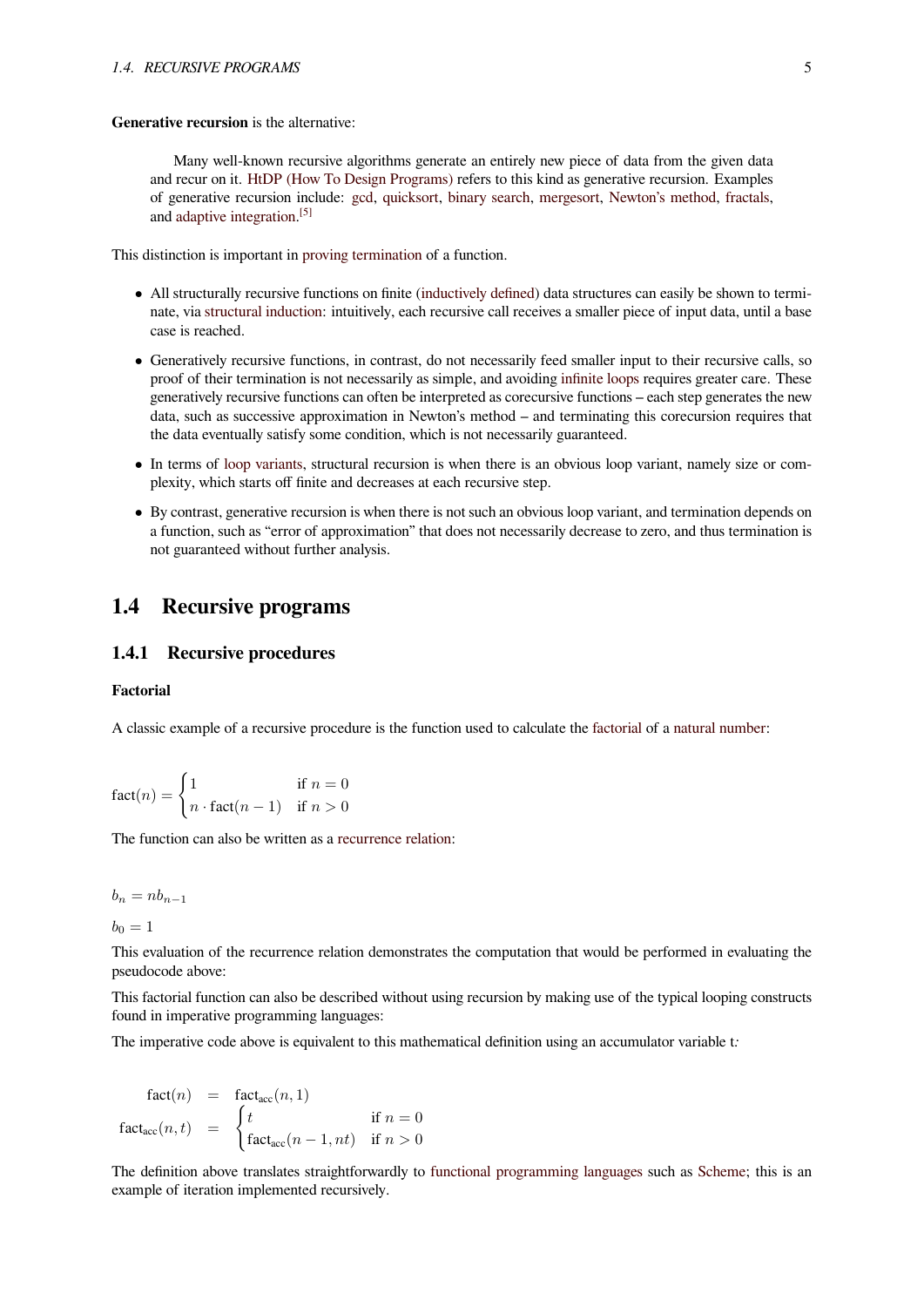**Generative recursion** is the alternative:

> Many well-known recursive algorithms generate an entirely new piece of data from the given data and recur on it. HtDP (How To Design Programs) refers to this kind as generative recursion. Examples of generative recursion include: gcd, quicksort, binary search, mergesort, Newton's method, fractals, and adaptive integration.[5]

This distinction is important in proving termination of a function.

- All structurally recursive functions on finite (inductively defined) data structures can easily be shown to terminate, via structural induction: intuitively, each recursive call receives a smaller piece of input data, until a base case is reached.
- Generatively recursive functions, in contrast, do not necessarily feed smaller input to their recursive calls, so proof of their termination is not necessarily as simple, and avoiding infinite loops requires greater care. These generatively recursive functions can often be interpreted as corecursive functions – each step generates the new data, such as successive approximation in Newton's method – and terminating this corecursion requires that the data eventually satisfy some condition, which is not necessarily guaranteed.
- In terms of loop variants, structural recursion is when there is an obvious loop variant, namely size or complexity, which starts off finite and decreases at each recursive step.
- By contrast, generative recursion is when there is not such an obvious loop variant, and termination depends on a function, such as "error of approximation" that does not necessarily decrease to zero, and thus termination is not guaranteed without further analysis.

## 1.4 Recursive programs

### 1.4.1 Recursive procedures

#### Factorial

A classic example of a recursive procedure is the function used to calculate the factorial of a natural number:

$$\operatorname{fact}(n) = \begin{cases} 1 & \text{if } n = 0 \\ n \cdot \operatorname{fact}(n-1) & \text{if } n > 0 \end{cases}$$

The function can also be written as a recurrence relation:

$$b_n = nb_{n-1}$$

$$b_0 = 1$$

This evaluation of the recurrence relation demonstrates the computation that would be performed in evaluating the pseudocode above:

This factorial function can also be described without using recursion by making use of the typical looping constructs found in imperative programming languages:

The imperative code above is equivalent to this mathematical definition using an accumulator variable t*:*

$$\begin{aligned} \operatorname{fact}(n) &= \operatorname{fact}_{\text{acc}}(n, 1) \\ \operatorname{fact}_{\text{acc}}(n, t) &= \begin{cases} t & \text{if } n = 0 \\ \operatorname{fact}_{\text{acc}}(n-1, nt) & \text{if } n > 0 \end{cases} \end{aligned}$$

The definition above translates straightforwardly to functional programming languages such as Scheme; this is an example of iteration implemented recursively.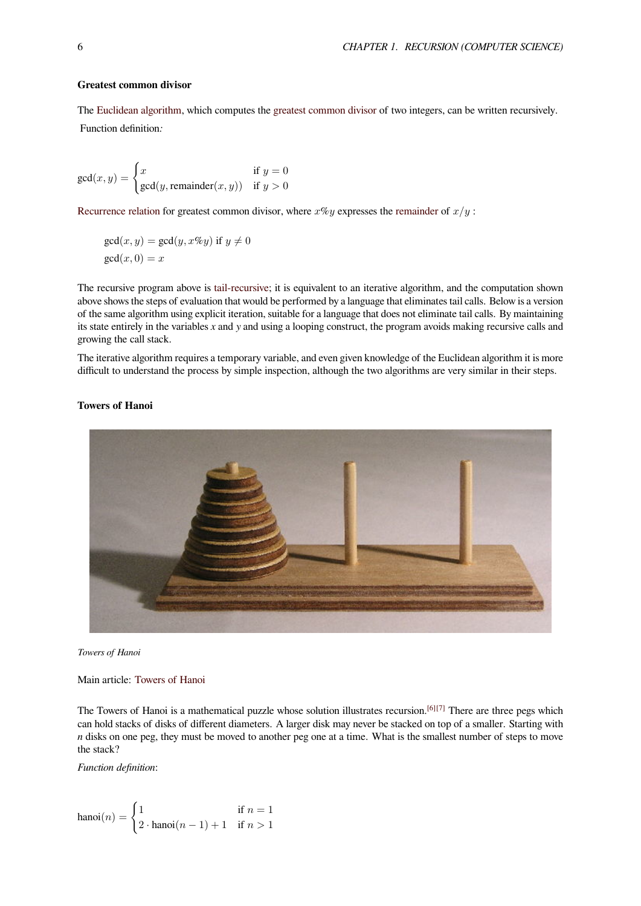### Greatest common divisor

The Euclidean algorithm, which computes the greatest common divisor of two integers, can be written recursively.

Function definition:

$$\gcd(x, y) = \begin{cases} x & \text{if } y = 0 \\ \gcd(y, \text{remainder}(x, y)) & \text{if } y > 0 \end{cases}$$

Recurrence relation for greatest common divisor, where $x\%y$ expresses the remainder of $x/y$ :

$$\gcd(x, y) = \gcd(y, x\%y) \text{ if } y \neq 0$$
$$\gcd(x, 0) = x$$

The recursive program above is tail-recursive; it is equivalent to an iterative algorithm, and the computation shown above shows the steps of evaluation that would be performed by a language that eliminates tail calls. Below is a version of the same algorithm using explicit iteration, suitable for a language that does not eliminate tail calls. By maintaining its state entirely in the variables *x* and *y* and using a looping construct, the program avoids making recursive calls and growing the call stack.

The iterative algorithm requires a temporary variable, and even given knowledge of the Euclidean algorithm it is more difficult to understand the process by simple inspection, although the two algorithms are very similar in their steps.

### Towers of Hanoi

*Towers of Hanoi*

Main article: Towers of Hanoi

The Towers of Hanoi is a mathematical puzzle whose solution illustrates recursion.[6][7] There are three pegs which can hold stacks of disks of different diameters. A larger disk may never be stacked on top of a smaller. Starting with *n* disks on one peg, they must be moved to another peg one at a time. What is the smallest number of steps to move the stack?

*Function definition*:

$$\text{hanoi}(n) = \begin{cases} 1 & \text{if } n = 1 \\ 2 \cdot \text{hanoi}(n-1) + 1 & \text{if } n > 1 \end{cases}$$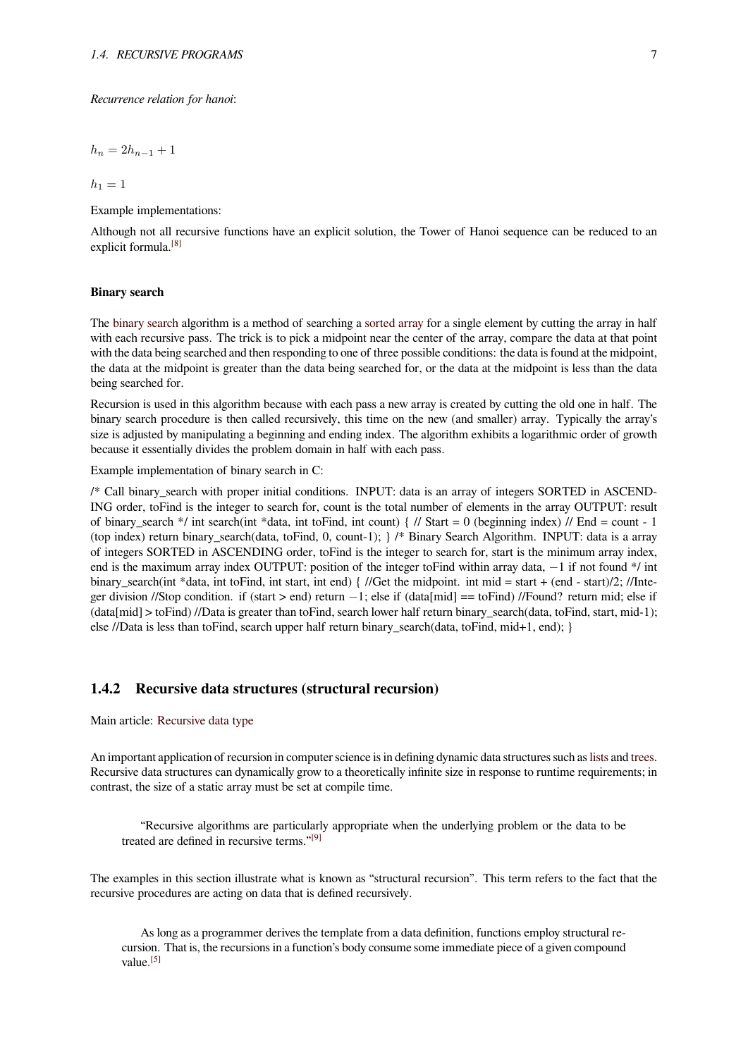*Recurrence relation for hanoi*:

$$h_n = 2h_{n-1} + 1$$

$$h_1 = 1$$

Example implementations:

Although not all recursive functions have an explicit solution, the Tower of Hanoi sequence can be reduced to an explicit formula.[8]

#### Binary search

The binary search algorithm is a method of searching a sorted array for a single element by cutting the array in half with each recursive pass. The trick is to pick a midpoint near the center of the array, compare the data at that point with the data being searched and then responding to one of three possible conditions: the data is found at the midpoint, the data at the midpoint is greater than the data being searched for, or the data at the midpoint is less than the data being searched for.

Recursion is used in this algorithm because with each pass a new array is created by cutting the old one in half. The binary search procedure is then called recursively, this time on the new (and smaller) array. Typically the array's size is adjusted by manipulating a beginning and ending index. The algorithm exhibits a logarithmic order of growth because it essentially divides the problem domain in half with each pass.

Example implementation of binary search in C:

/* Call binary_search with proper initial conditions. INPUT: data is an array of integers SORTED in ASCENDING order, toFind is the integer to search for, count is the total number of elements in the array OUTPUT: result of binary_search */ int search(int *data, int toFind, int count) { // Start = 0 (beginning index) // End = count - 1 (top index) return binary_search(data, toFind, 0, count-1); } /* Binary Search Algorithm. INPUT: data is a array of integers SORTED in ASCENDING order, toFind is the integer to search for, start is the minimum array index, end is the maximum array index OUTPUT: position of the integer toFind within array data, −1 if not found */ int binary_search(int *data, int toFind, int start, int end) { //Get the midpoint. int mid = start + (end - start)/2; //Integer division //Stop condition. if (start > end) return −1; else if (data[mid] == toFind) //Found? return mid; else if (data[mid] > toFind) //Data is greater than toFind, search lower half return binary_search(data, toFind, start, mid-1); else //Data is less than toFind, search upper half return binary_search(data, toFind, mid+1, end); }

### 1.4.2 Recursive data structures (structural recursion)

Main article: Recursive data type

An important application of recursion in computer science is in defining dynamic data structures such as lists and trees. Recursive data structures can dynamically grow to a theoretically infinite size in response to runtime requirements; in contrast, the size of a static array must be set at compile time.

> "Recursive algorithms are particularly appropriate when the underlying problem or the data to be treated are defined in recursive terms."[9]

The examples in this section illustrate what is known as "structural recursion". This term refers to the fact that the recursive procedures are acting on data that is defined recursively.

> As long as a programmer derives the template from a data definition, functions employ structural recursion. That is, the recursions in a function's body consume some immediate piece of a given compound value.[5]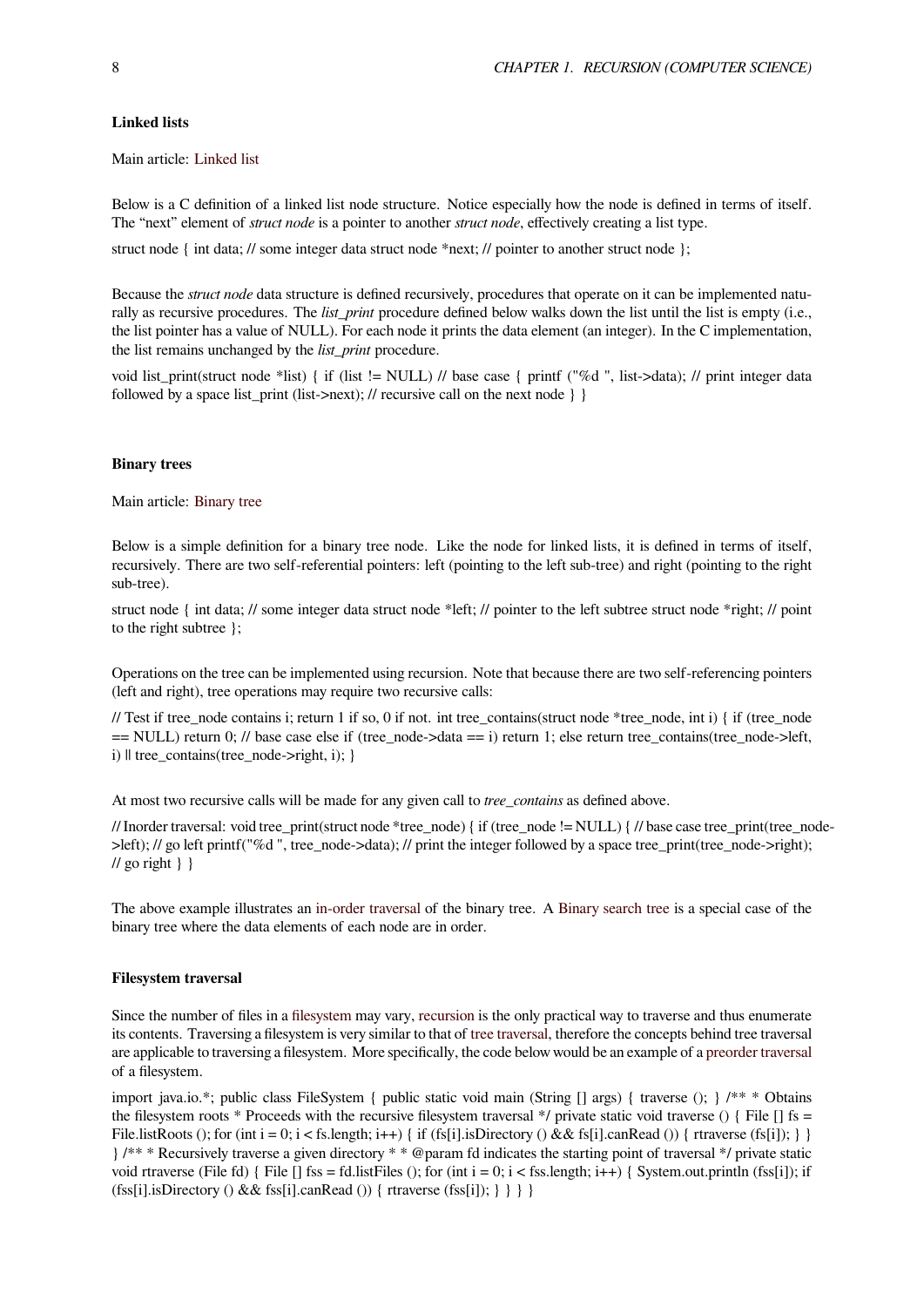### Linked lists

Main article: Linked list

Below is a C definition of a linked list node structure. Notice especially how the node is defined in terms of itself. The “next” element of *struct node* is a pointer to another *struct node*, effectively creating a list type.

```
struct node { int data; // some integer data struct node *next; // pointer to another struct node };
```

Because the *struct node* data structure is defined recursively, procedures that operate on it can be implemented naturally as recursive procedures. The *list_print* procedure defined below walks down the list until the list is empty (i.e., the list pointer has a value of NULL). For each node it prints the data element (an integer). In the C implementation, the list remains unchanged by the *list_print* procedure.

```
void list_print(struct node *list) { if (list != NULL) // base case { printf ("%d ", list->data); // print integer data followed by a space list_print (list->next); // recursive call on the next node } }
```

### Binary trees

Main article: Binary tree

Below is a simple definition for a binary tree node. Like the node for linked lists, it is defined in terms of itself, recursively. There are two self-referential pointers: left (pointing to the left sub-tree) and right (pointing to the right sub-tree).

```
struct node { int data; // some integer data struct node *left; // pointer to the left subtree struct node *right; // point to the right subtree };
```

Operations on the tree can be implemented using recursion. Note that because there are two self-referencing pointers (left and right), tree operations may require two recursive calls:

```
// Test if tree_node contains i; return 1 if so, 0 if not. int tree_contains(struct node *tree_node, int i) { if (tree_node == NULL) return 0; // base case else if (tree_node->data == i) return 1; else return tree_contains(tree_node->left, i) || tree_contains(tree_node->right, i); }
```

At most two recursive calls will be made for any given call to *tree_contains* as defined above.

```
// Inorder traversal: void tree_print(struct node *tree_node) { if (tree_node != NULL) { // base case tree_print(tree_node->left); // go left printf("%d ", tree_node->data); // print the integer followed by a space tree_print(tree_node->right); // go right } }
```

The above example illustrates an in-order traversal of the binary tree. A Binary search tree is a special case of the binary tree where the data elements of each node are in order.

### Filesystem traversal

Since the number of files in a filesystem may vary, recursion is the only practical way to traverse and thus enumerate its contents. Traversing a filesystem is very similar to that of tree traversal, therefore the concepts behind tree traversal are applicable to traversing a filesystem. More specifically, the code below would be an example of a preorder traversal of a filesystem.

```
import java.io.*; public class FileSystem { public static void main (String [] args) { traverse (); } /** * Obtains the filesystem roots * Proceeds with the recursive filesystem traversal */ private static void traverse () { File [] fs = File.listRoots (); for (int i = 0; i < fs.length; i++) { if (fs[i].isDirectory () && fs[i].canRead ()) { rtraverse (fs[i]); } } } /** * Recursively traverse a given directory * * @param fd indicates the starting point of traversal */ private static void rtraverse (File fd) { File [] fss = fd.listFiles (); for (int i = 0; i < fss.length; i++) { System.out.println (fss[i]); if (fss[i].isDirectory () && fss[i].canRead ()) { rtraverse (fss[i]); } } } }
```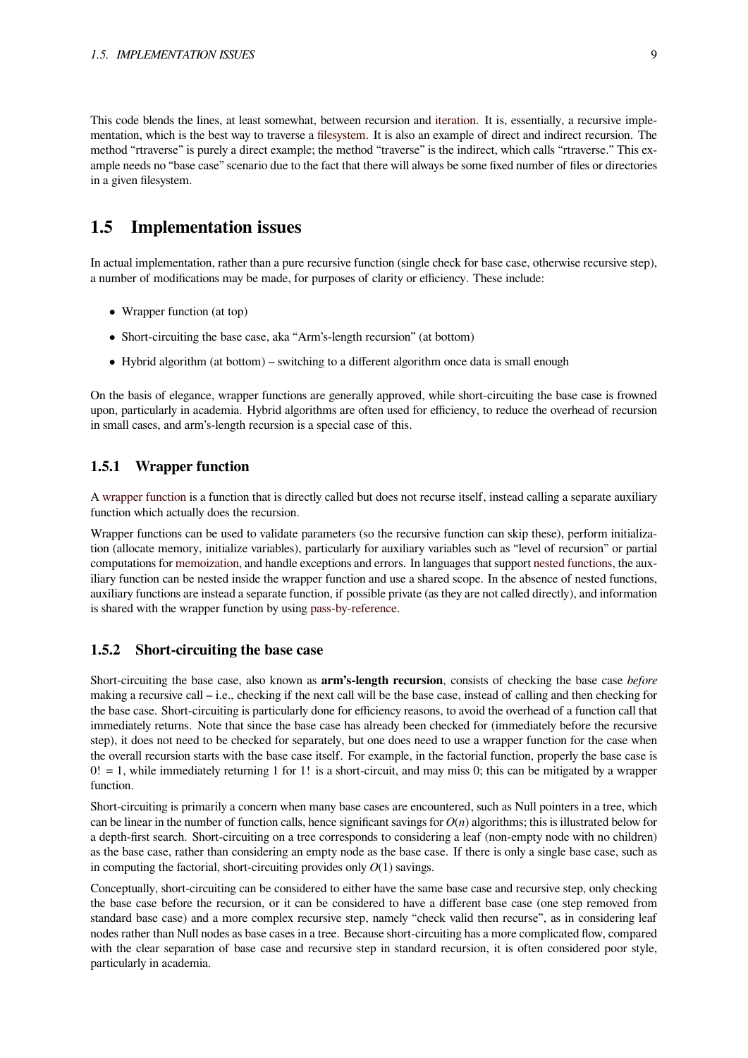This code blends the lines, at least somewhat, between recursion and iteration. It is, essentially, a recursive implementation, which is the best way to traverse a filesystem. It is also an example of direct and indirect recursion. The method "rtraverse" is purely a direct example; the method "traverse" is the indirect, which calls "rtraverse." This example needs no "base case" scenario due to the fact that there will always be some fixed number of files or directories in a given filesystem.

## 1.5 Implementation issues

In actual implementation, rather than a pure recursive function (single check for base case, otherwise recursive step), a number of modifications may be made, for purposes of clarity or efficiency. These include:

- Wrapper function (at top)
- Short-circuiting the base case, aka "Arm's-length recursion" (at bottom)
- Hybrid algorithm (at bottom) – switching to a different algorithm once data is small enough

On the basis of elegance, wrapper functions are generally approved, while short-circuiting the base case is frowned upon, particularly in academia. Hybrid algorithms are often used for efficiency, to reduce the overhead of recursion in small cases, and arm's-length recursion is a special case of this.

### 1.5.1 Wrapper function

A wrapper function is a function that is directly called but does not recurse itself, instead calling a separate auxiliary function which actually does the recursion.

Wrapper functions can be used to validate parameters (so the recursive function can skip these), perform initialization (allocate memory, initialize variables), particularly for auxiliary variables such as "level of recursion" or partial computations for memoization, and handle exceptions and errors. In languages that support nested functions, the auxiliary function can be nested inside the wrapper function and use a shared scope. In the absence of nested functions, auxiliary functions are instead a separate function, if possible private (as they are not called directly), and information is shared with the wrapper function by using pass-by-reference.

### 1.5.2 Short-circuiting the base case

Short-circuiting the base case, also known as **arm's-length recursion**, consists of checking the base case *before* making a recursive call – i.e., checking if the next call will be the base case, instead of calling and then checking for the base case. Short-circuiting is particularly done for efficiency reasons, to avoid the overhead of a function call that immediately returns. Note that since the base case has already been checked for (immediately before the recursive step), it does not need to be checked for separately, but one does need to use a wrapper function for the case when the overall recursion starts with the base case itself. For example, in the factorial function, properly the base case is $0! = 1$, while immediately returning 1 for $1!$ is a short-circuit, and may miss 0; this can be mitigated by a wrapper function.

Short-circuiting is primarily a concern when many base cases are encountered, such as Null pointers in a tree, which can be linear in the number of function calls, hence significant savings for $O(n)$ algorithms; this is illustrated below for a depth-first search. Short-circuiting on a tree corresponds to considering a leaf (non-empty node with no children) as the base case, rather than considering an empty node as the base case. If there is only a single base case, such as in computing the factorial, short-circuiting provides only $O(1)$ savings.

Conceptually, short-circuiting can be considered to either have the same base case and recursive step, only checking the base case before the recursion, or it can be considered to have a different base case (one step removed from standard base case) and a more complex recursive step, namely "check valid then recurse", as in considering leaf nodes rather than Null nodes as base cases in a tree. Because short-circuiting has a more complicated flow, compared with the clear separation of base case and recursive step in standard recursion, it is often considered poor style, particularly in academia.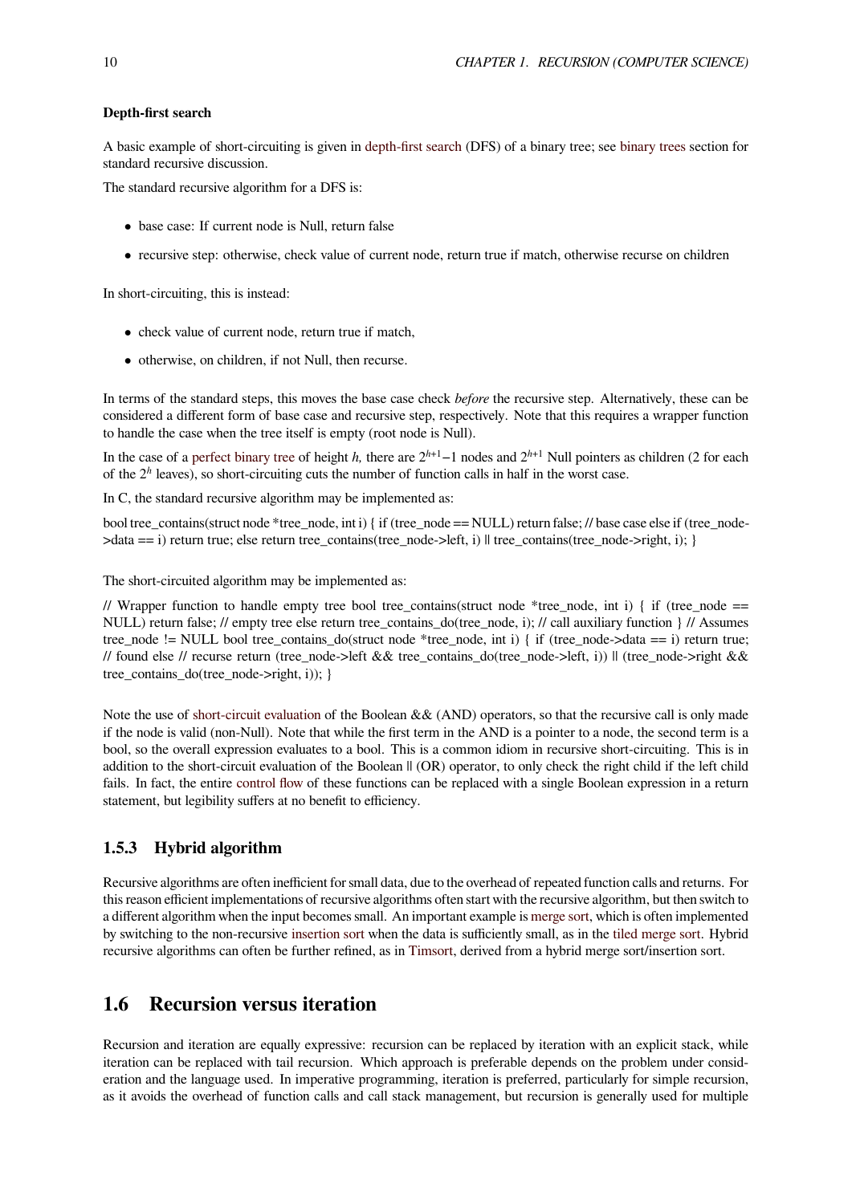#### Depth-first search

A basic example of short-circuiting is given in depth-first search (DFS) of a binary tree; see binary trees section for standard recursive discussion.

The standard recursive algorithm for a DFS is:

- base case: If current node is Null, return false
- recursive step: otherwise, check value of current node, return true if match, otherwise recurse on children

In short-circuiting, this is instead:

- check value of current node, return true if match,
- otherwise, on children, if not Null, then recurse.

In terms of the standard steps, this moves the base case check *before* the recursive step. Alternatively, these can be considered a different form of base case and recursive step, respectively. Note that this requires a wrapper function to handle the case when the tree itself is empty (root node is Null).

In the case of a perfect binary tree of height $h$, there are $2^{h+1}-1$ nodes and $2^{h+1}$ Null pointers as children (2 for each of the $2^h$ leaves), so short-circuiting cuts the number of function calls in half in the worst case.

In C, the standard recursive algorithm may be implemented as:

bool tree_contains(struct node *tree_node, int i) { if (tree_node == NULL) return false; // base case else if (tree_node->data == i) return true; else return tree_contains(tree_node->left, i) || tree_contains(tree_node->right, i); }

The short-circuited algorithm may be implemented as:

// Wrapper function to handle empty tree bool tree_contains(struct node *tree_node, int i) { if (tree_node == NULL) return false; // empty tree else return tree_contains_do(tree_node, i); // call auxiliary function } // Assumes tree_node != NULL bool tree_contains_do(struct node *tree_node, int i) { if (tree_node->data == i) return true; // found else // recurse return (tree_node->left && tree_contains_do(tree_node->left, i)) || (tree_node->right && tree_contains_do(tree_node->right, i)); }

Note the use of short-circuit evaluation of the Boolean && (AND) operators, so that the recursive call is only made if the node is valid (non-Null). Note that while the first term in the AND is a pointer to a node, the second term is a bool, so the overall expression evaluates to a bool. This is a common idiom in recursive short-circuiting. This is in addition to the short-circuit evaluation of the Boolean || (OR) operator, to only check the right child if the left child fails. In fact, the entire control flow of these functions can be replaced with a single Boolean expression in a return statement, but legibility suffers at no benefit to efficiency.

### 1.5.3 Hybrid algorithm

Recursive algorithms are often inefficient for small data, due to the overhead of repeated function calls and returns. For this reason efficient implementations of recursive algorithms often start with the recursive algorithm, but then switch to a different algorithm when the input becomes small. An important example is merge sort, which is often implemented by switching to the non-recursive insertion sort when the data is sufficiently small, as in the tiled merge sort. Hybrid recursive algorithms can often be further refined, as in Timsort, derived from a hybrid merge sort/insertion sort.

## 1.6 Recursion versus iteration

Recursion and iteration are equally expressive: recursion can be replaced by iteration with an explicit stack, while iteration can be replaced with tail recursion. Which approach is preferable depends on the problem under consideration and the language used. In imperative programming, iteration is preferred, particularly for simple recursion, as it avoids the overhead of function calls and call stack management, but recursion is generally used for multiple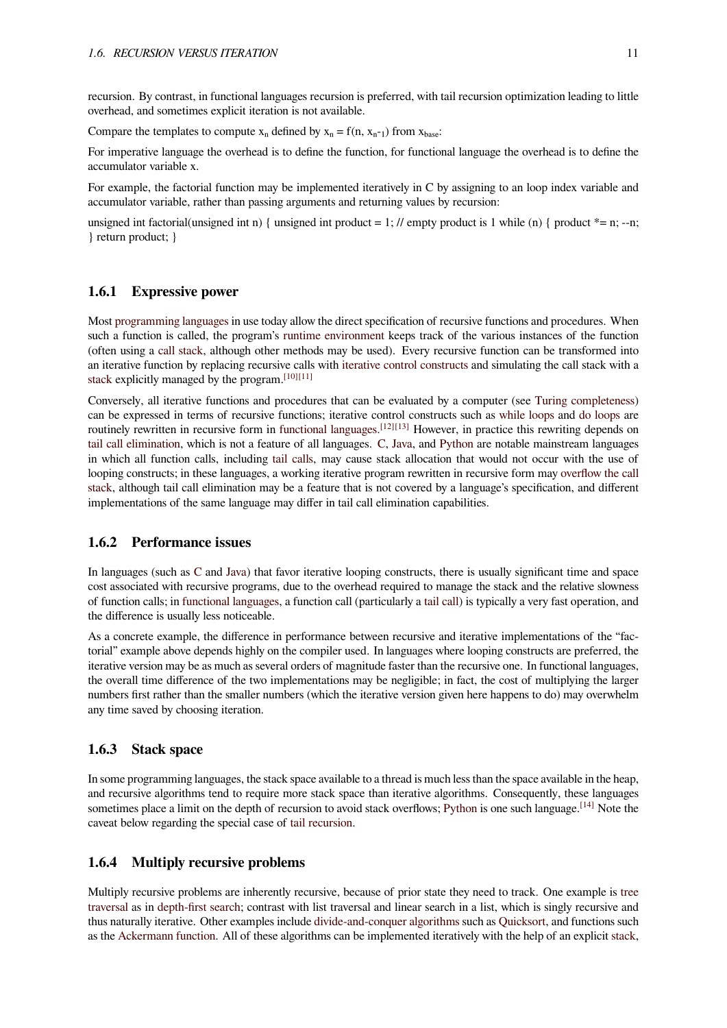recursion. By contrast, in functional languages recursion is preferred, with tail recursion optimization leading to little overhead, and sometimes explicit iteration is not available.

Compare the templates to compute $x_n$ defined by $x_n = f(n, x_{n-1})$ from $x_{base}$:

For imperative language the overhead is to define the function, for functional language the overhead is to define the accumulator variable x.

For example, the factorial function may be implemented iteratively in C by assigning to an loop index variable and accumulator variable, rather than passing arguments and returning values by recursion:

unsigned int factorial(unsigned int n) { unsigned int product = 1; // empty product is 1 while (n) { product *= n; --n; } return product; }

### 1.6.1 Expressive power

Most programming languages in use today allow the direct specification of recursive functions and procedures. When such a function is called, the program's runtime environment keeps track of the various instances of the function (often using a call stack, although other methods may be used). Every recursive function can be transformed into an iterative function by replacing recursive calls with iterative control constructs and simulating the call stack with a stack explicitly managed by the program.[10][11]

Conversely, all iterative functions and procedures that can be evaluated by a computer (see Turing completeness) can be expressed in terms of recursive functions; iterative control constructs such as while loops and do loops are routinely rewritten in recursive form in functional languages.[12][13] However, in practice this rewriting depends on tail call elimination, which is not a feature of all languages. C, Java, and Python are notable mainstream languages in which all function calls, including tail calls, may cause stack allocation that would not occur with the use of looping constructs; in these languages, a working iterative program rewritten in recursive form may overflow the call stack, although tail call elimination may be a feature that is not covered by a language's specification, and different implementations of the same language may differ in tail call elimination capabilities.

### 1.6.2 Performance issues

In languages (such as C and Java) that favor iterative looping constructs, there is usually significant time and space cost associated with recursive programs, due to the overhead required to manage the stack and the relative slowness of function calls; in functional languages, a function call (particularly a tail call) is typically a very fast operation, and the difference is usually less noticeable.

As a concrete example, the difference in performance between recursive and iterative implementations of the "factorial" example above depends highly on the compiler used. In languages where looping constructs are preferred, the iterative version may be as much as several orders of magnitude faster than the recursive one. In functional languages, the overall time difference of the two implementations may be negligible; in fact, the cost of multiplying the larger numbers first rather than the smaller numbers (which the iterative version given here happens to do) may overwhelm any time saved by choosing iteration.

### 1.6.3 Stack space

In some programming languages, the stack space available to a thread is much less than the space available in the heap, and recursive algorithms tend to require more stack space than iterative algorithms. Consequently, these languages sometimes place a limit on the depth of recursion to avoid stack overflows; Python is one such language.[14] Note the caveat below regarding the special case of tail recursion.

### 1.6.4 Multiply recursive problems

Multiply recursive problems are inherently recursive, because of prior state they need to track. One example is tree traversal as in depth-first search; contrast with list traversal and linear search in a list, which is singly recursive and thus naturally iterative. Other examples include divide-and-conquer algorithms such as Quicksort, and functions such as the Ackermann function. All of these algorithms can be implemented iteratively with the help of an explicit stack,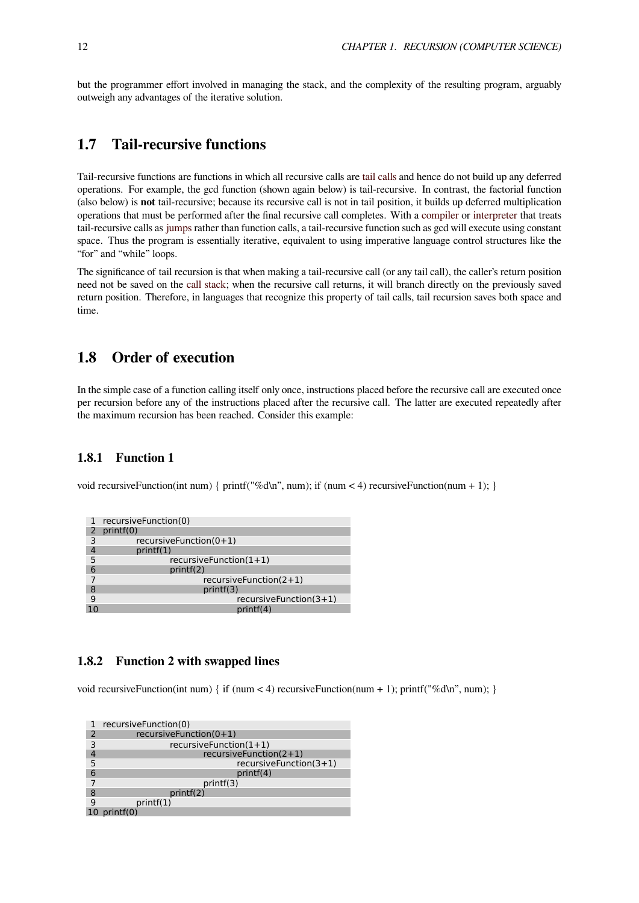but the programmer effort involved in managing the stack, and the complexity of the resulting program, arguably outweigh any advantages of the iterative solution.

## 1.7 Tail-recursive functions

Tail-recursive functions are functions in which all recursive calls are tail calls and hence do not build up any deferred operations. For example, the gcd function (shown again below) is tail-recursive. In contrast, the factorial function (also below) is **not** tail-recursive; because its recursive call is not in tail position, it builds up deferred multiplication operations that must be performed after the final recursive call completes. With a compiler or interpreter that treats tail-recursive calls as jumps rather than function calls, a tail-recursive function such as gcd will execute using constant space. Thus the program is essentially iterative, equivalent to using imperative language control structures like the "for" and "while" loops.

The significance of tail recursion is that when making a tail-recursive call (or any tail call), the caller's return position need not be saved on the call stack; when the recursive call returns, it will branch directly on the previously saved return position. Therefore, in languages that recognize this property of tail calls, tail recursion saves both space and time.

## 1.8 Order of execution

In the simple case of a function calling itself only once, instructions placed before the recursive call are executed once per recursion before any of the instructions placed after the recursive call. The latter are executed repeatedly after the maximum recursion has been reached. Consider this example:

### 1.8.1 Function 1

void recursiveFunction(int num) { printf("%d\n", num); if (num < 4) recursiveFunction(num + 1); }

```
1  recursiveFunction(0)
2  printf(0)
3          recursiveFunction(0+1)
4          printf(1)
5                  recursiveFunction(1+1)
6                  printf(2)
7                          recursiveFunction(2+1)
8                          printf(3)
9                                  recursiveFunction(3+1)
10                                 printf(4)
```

### 1.8.2 Function 2 with swapped lines

void recursiveFunction(int num) { if (num < 4) recursiveFunction(num + 1); printf("%d\n", num); }

```
1  recursiveFunction(0)
2          recursiveFunction(0+1)
3                  recursiveFunction(1+1)
4                          recursiveFunction(2+1)
5                                  recursiveFunction(3+1)
6                                  printf(4)
7                          printf(3)
8                  printf(2)
9          printf(1)
10 printf(0)
```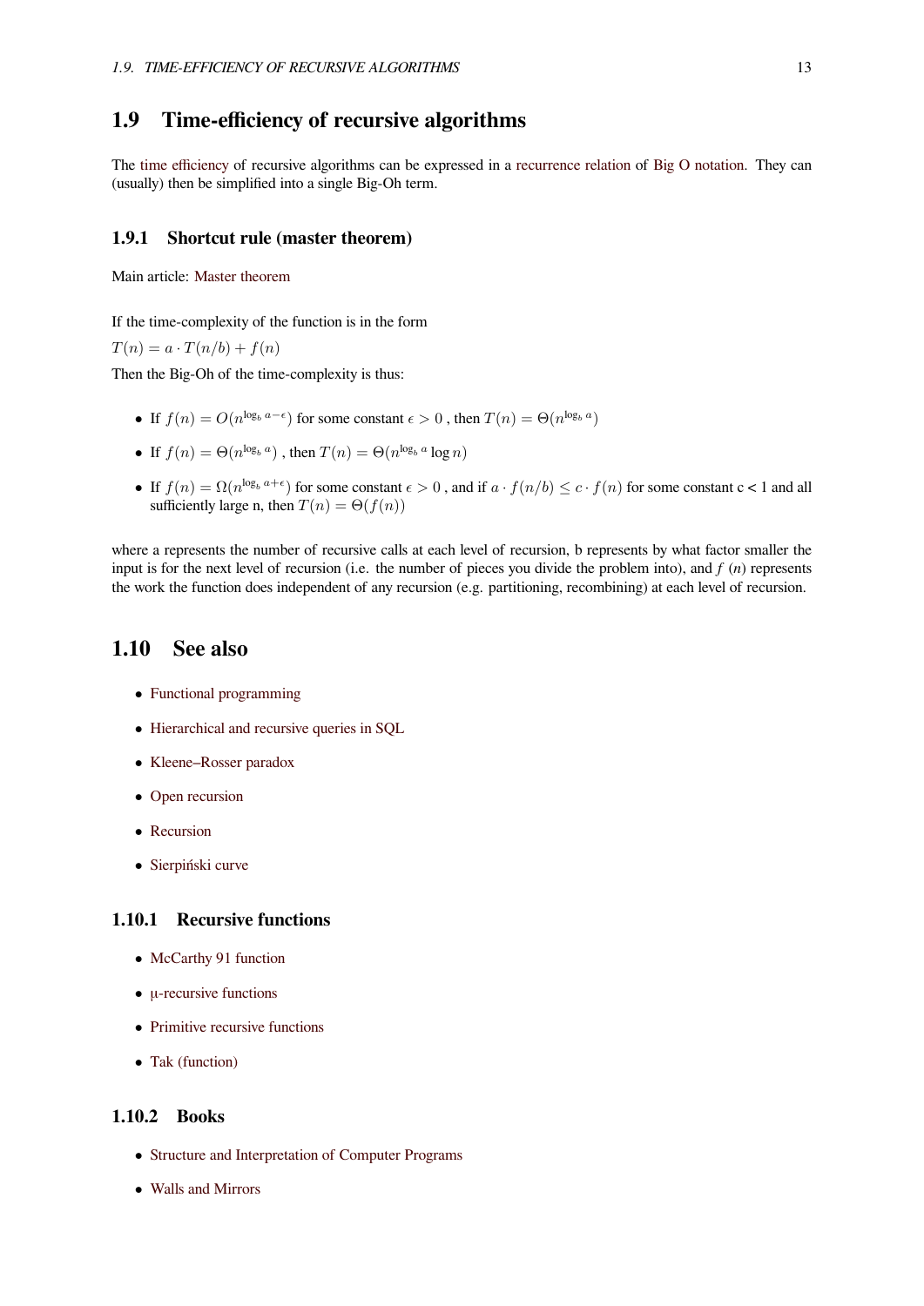## 1.9 Time-efficiency of recursive algorithms

The time efficiency of recursive algorithms can be expressed in a recurrence relation of Big O notation. They can (usually) then be simplified into a single Big-Oh term.

### 1.9.1 Shortcut rule (master theorem)

Main article: Master theorem

If the time-complexity of the function is in the form

$T(n) = a \cdot T(n/b) + f(n)$

Then the Big-Oh of the time-complexity is thus:

- If $f(n) = O(n^{\log_b a - \epsilon})$ for some constant $\epsilon > 0$ , then $T(n) = \Theta(n^{\log_b a})$
- If $f(n) = \Theta(n^{\log_b a})$ , then $T(n) = \Theta(n^{\log_b a} \log n)$
- If $f(n) = \Omega(n^{\log_b a + \epsilon})$ for some constant $\epsilon > 0$ , and if $a \cdot f(n/b) \leq c \cdot f(n)$ for some constant c < 1 and all sufficiently large n, then $T(n) = \Theta(f(n))$

where a represents the number of recursive calls at each level of recursion, b represents by what factor smaller the input is for the next level of recursion (i.e. the number of pieces you divide the problem into), and $f(n)$ represents the work the function does independent of any recursion (e.g. partitioning, recombining) at each level of recursion.

## 1.10 See also

- Functional programming
- Hierarchical and recursive queries in SQL
- Kleene–Rosser paradox
- Open recursion
- Recursion
- Sierpiński curve

### 1.10.1 Recursive functions

- McCarthy 91 function
- μ-recursive functions
- Primitive recursive functions
- Tak (function)

### 1.10.2 Books

- Structure and Interpretation of Computer Programs
- Walls and Mirrors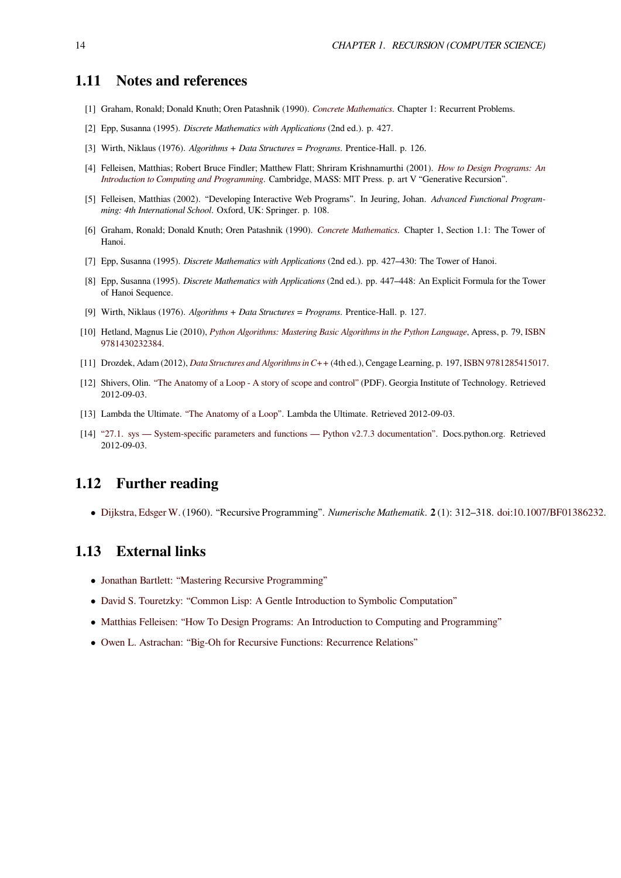## 1.11 Notes and references

[1] Graham, Ronald; Donald Knuth; Oren Patashnik (1990). *Concrete Mathematics*. Chapter 1: Recurrent Problems.

[2] Epp, Susanna (1995). *Discrete Mathematics with Applications* (2nd ed.). p. 427.

[3] Wirth, Niklaus (1976). *Algorithms + Data Structures = Programs*. Prentice-Hall. p. 126.

[4] Felleisen, Matthias; Robert Bruce Findler; Matthew Flatt; Shriram Krishnamurthi (2001). *How to Design Programs: An Introduction to Computing and Programming*. Cambridge, MASS: MIT Press. p. art V "Generative Recursion".

[5] Felleisen, Matthias (2002). "Developing Interactive Web Programs". In Jeuring, Johan. *Advanced Functional Programming: 4th International School*. Oxford, UK: Springer. p. 108.

[6] Graham, Ronald; Donald Knuth; Oren Patashnik (1990). *Concrete Mathematics*. Chapter 1, Section 1.1: The Tower of Hanoi.

[7] Epp, Susanna (1995). *Discrete Mathematics with Applications* (2nd ed.). pp. 427–430: The Tower of Hanoi.

[8] Epp, Susanna (1995). *Discrete Mathematics with Applications* (2nd ed.). pp. 447–448: An Explicit Formula for the Tower of Hanoi Sequence.

[9] Wirth, Niklaus (1976). *Algorithms + Data Structures = Programs*. Prentice-Hall. p. 127.

[10] Hetland, Magnus Lie (2010), *Python Algorithms: Mastering Basic Algorithms in the Python Language*, Apress, p. 79, ISBN 9781430232384.

[11] Drozdek, Adam (2012), *Data Structures and Algorithms in C++* (4th ed.), Cengage Learning, p. 197, ISBN 9781285415017.

[12] Shivers, Olin. "The Anatomy of a Loop - A story of scope and control" (PDF). Georgia Institute of Technology. Retrieved 2012-09-03.

[13] Lambda the Ultimate. "The Anatomy of a Loop". Lambda the Ultimate. Retrieved 2012-09-03.

[14] "27.1. sys — System-specific parameters and functions — Python v2.7.3 documentation". Docs.python.org. Retrieved 2012-09-03.

## 1.12 Further reading

- Dijkstra, Edsger W. (1960). "Recursive Programming". *Numerische Mathematik*. **2** (1): 312–318. doi:10.1007/BF01386232.

## 1.13 External links

- Jonathan Bartlett: "Mastering Recursive Programming"
- David S. Touretzky: "Common Lisp: A Gentle Introduction to Symbolic Computation"
- Matthias Felleisen: "How To Design Programs: An Introduction to Computing and Programming"
- Owen L. Astrachan: "Big-Oh for Recursive Functions: Recurrence Relations"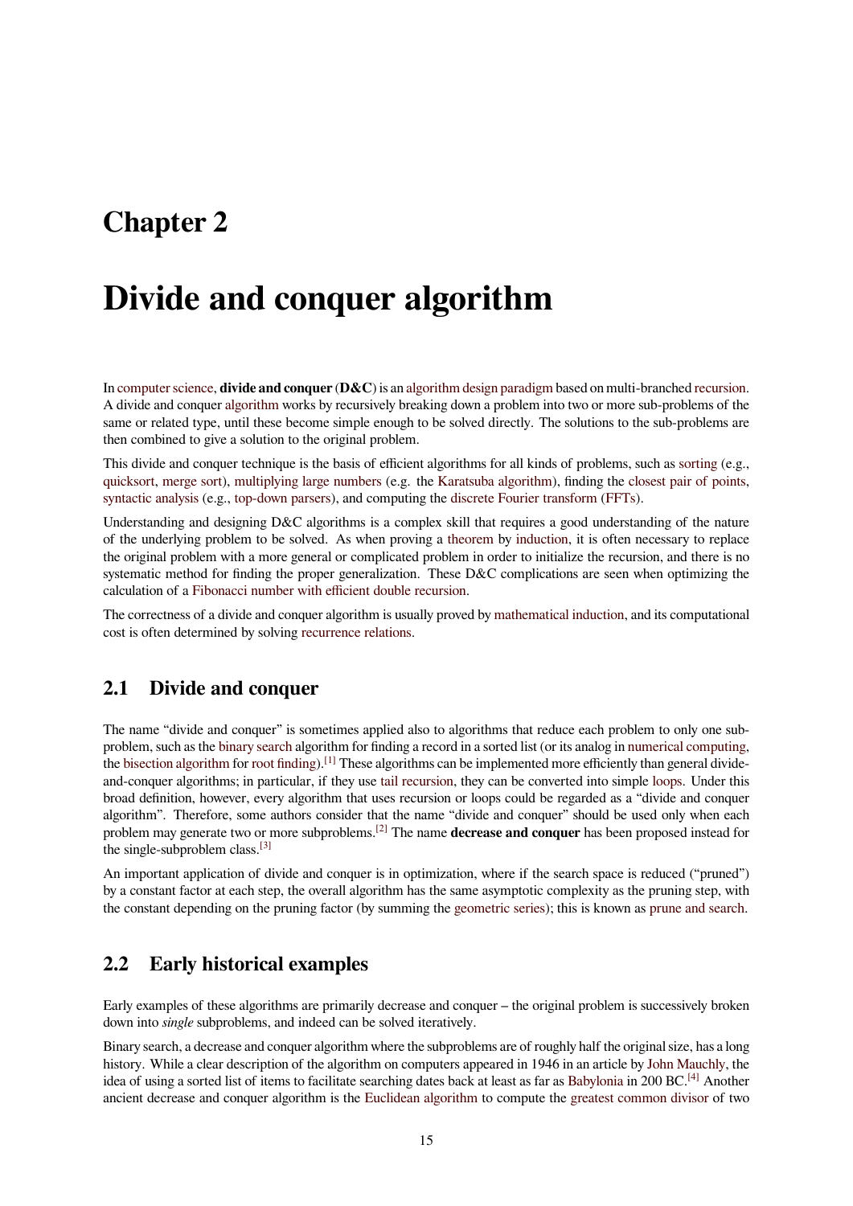# Chapter 2

# Divide and conquer algorithm

In computer science, **divide and conquer** (**D&C**) is an algorithm design paradigm based on multi-branched recursion. A divide and conquer algorithm works by recursively breaking down a problem into two or more sub-problems of the same or related type, until these become simple enough to be solved directly. The solutions to the sub-problems are then combined to give a solution to the original problem.

This divide and conquer technique is the basis of efficient algorithms for all kinds of problems, such as sorting (e.g., quicksort, merge sort), multiplying large numbers (e.g. the Karatsuba algorithm), finding the closest pair of points, syntactic analysis (e.g., top-down parsers), and computing the discrete Fourier transform (FFTs).

Understanding and designing D&C algorithms is a complex skill that requires a good understanding of the nature of the underlying problem to be solved. As when proving a theorem by induction, it is often necessary to replace the original problem with a more general or complicated problem in order to initialize the recursion, and there is no systematic method for finding the proper generalization. These D&C complications are seen when optimizing the calculation of a Fibonacci number with efficient double recursion.

The correctness of a divide and conquer algorithm is usually proved by mathematical induction, and its computational cost is often determined by solving recurrence relations.

## 2.1 Divide and conquer

The name "divide and conquer" is sometimes applied also to algorithms that reduce each problem to only one sub-problem, such as the binary search algorithm for finding a record in a sorted list (or its analog in numerical computing, the bisection algorithm for root finding).[1] These algorithms can be implemented more efficiently than general divide-and-conquer algorithms; in particular, if they use tail recursion, they can be converted into simple loops. Under this broad definition, however, every algorithm that uses recursion or loops could be regarded as a "divide and conquer algorithm". Therefore, some authors consider that the name "divide and conquer" should be used only when each problem may generate two or more subproblems.[2] The name **decrease and conquer** has been proposed instead for the single-subproblem class.[3]

An important application of divide and conquer is in optimization, where if the search space is reduced ("pruned") by a constant factor at each step, the overall algorithm has the same asymptotic complexity as the pruning step, with the constant depending on the pruning factor (by summing the geometric series); this is known as prune and search.

## 2.2 Early historical examples

Early examples of these algorithms are primarily decrease and conquer – the original problem is successively broken down into *single* subproblems, and indeed can be solved iteratively.

Binary search, a decrease and conquer algorithm where the subproblems are of roughly half the original size, has a long history. While a clear description of the algorithm on computers appeared in 1946 in an article by John Mauchly, the idea of using a sorted list of items to facilitate searching dates back at least as far as Babylonia in 200 BC.[4] Another ancient decrease and conquer algorithm is the Euclidean algorithm to compute the greatest common divisor of two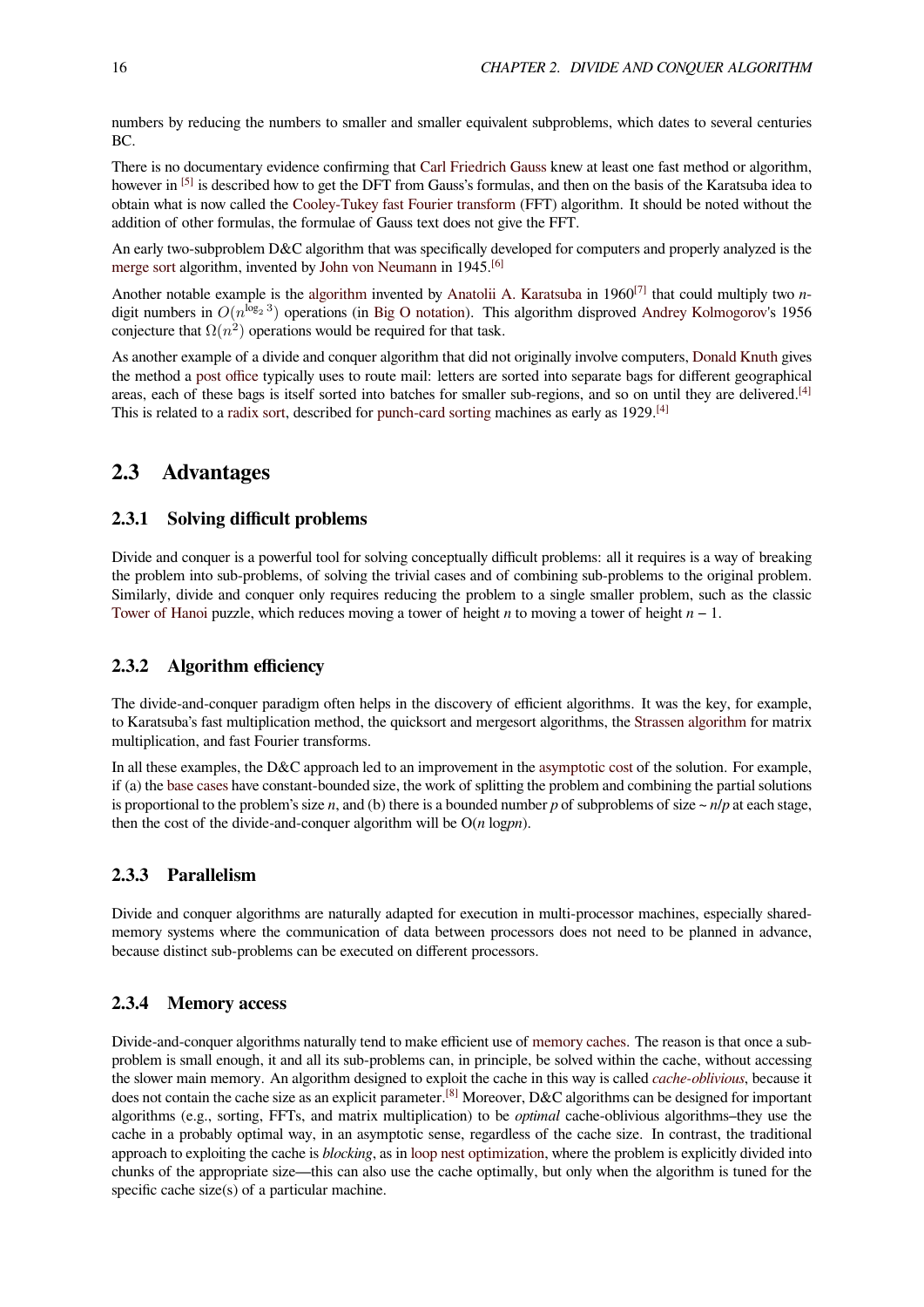numbers by reducing the numbers to smaller and smaller equivalent subproblems, which dates to several centuries BC.

There is no documentary evidence confirming that Carl Friedrich Gauss knew at least one fast method or algorithm, however in [5] is described how to get the DFT from Gauss's formulas, and then on the basis of the Karatsuba idea to obtain what is now called the Cooley-Tukey fast Fourier transform (FFT) algorithm. It should be noted without the addition of other formulas, the formulae of Gauss text does not give the FFT.

An early two-subproblem D&C algorithm that was specifically developed for computers and properly analyzed is the merge sort algorithm, invented by John von Neumann in 1945.[6]

Another notable example is the algorithm invented by Anatolii A. Karatsuba in 1960[7] that could multiply two $n$-digit numbers in $O(n^{\log_2 3})$ operations (in Big O notation). This algorithm disproved Andrey Kolmogorov's 1956 conjecture that $\Omega(n^2)$ operations would be required for that task.

As another example of a divide and conquer algorithm that did not originally involve computers, Donald Knuth gives the method a post office typically uses to route mail: letters are sorted into separate bags for different geographical areas, each of these bags is itself sorted into batches for smaller sub-regions, and so on until they are delivered.[4] This is related to a radix sort, described for punch-card sorting machines as early as 1929.[4]

## 2.3 Advantages

### 2.3.1 Solving difficult problems

Divide and conquer is a powerful tool for solving conceptually difficult problems: all it requires is a way of breaking the problem into sub-problems, of solving the trivial cases and of combining sub-problems to the original problem. Similarly, divide and conquer only requires reducing the problem to a single smaller problem, such as the classic Tower of Hanoi puzzle, which reduces moving a tower of height $n$ to moving a tower of height $n - 1$.

### 2.3.2 Algorithm efficiency

The divide-and-conquer paradigm often helps in the discovery of efficient algorithms. It was the key, for example, to Karatsuba's fast multiplication method, the quicksort and mergesort algorithms, the Strassen algorithm for matrix multiplication, and fast Fourier transforms.

In all these examples, the D&C approach led to an improvement in the asymptotic cost of the solution. For example, if (a) the base cases have constant-bounded size, the work of splitting the problem and combining the partial solutions is proportional to the problem's size $n$, and (b) there is a bounded number $p$ of subproblems of size ~ $n/p$ at each stage, then the cost of the divide-and-conquer algorithm will be $O(n \log_p n)$.

### 2.3.3 Parallelism

Divide and conquer algorithms are naturally adapted for execution in multi-processor machines, especially shared-memory systems where the communication of data between processors does not need to be planned in advance, because distinct sub-problems can be executed on different processors.

### 2.3.4 Memory access

Divide-and-conquer algorithms naturally tend to make efficient use of memory caches. The reason is that once a sub-problem is small enough, it and all its sub-problems can, in principle, be solved within the cache, without accessing the slower main memory. An algorithm designed to exploit the cache in this way is called *cache-oblivious*, because it does not contain the cache size as an explicit parameter.[8] Moreover, D&C algorithms can be designed for important algorithms (e.g., sorting, FFTs, and matrix multiplication) to be *optimal* cache-oblivious algorithms–they use the cache in a probably optimal way, in an asymptotic sense, regardless of the cache size. In contrast, the traditional approach to exploiting the cache is *blocking*, as in loop nest optimization, where the problem is explicitly divided into chunks of the appropriate size—this can also use the cache optimally, but only when the algorithm is tuned for the specific cache size(s) of a particular machine.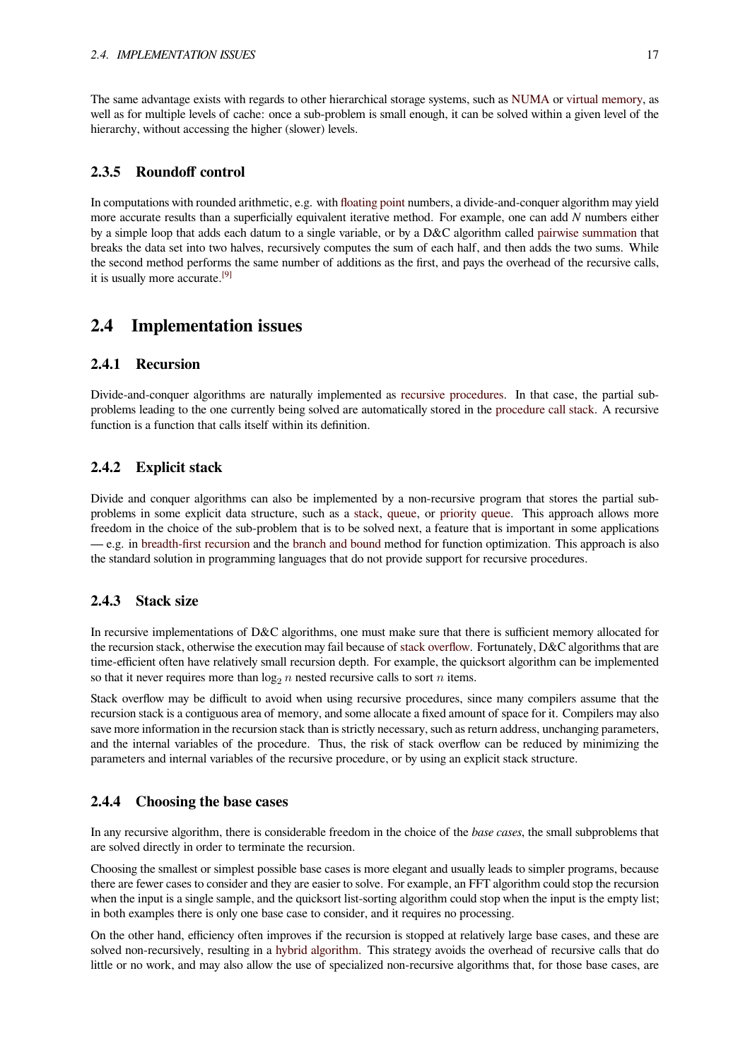The same advantage exists with regards to other hierarchical storage systems, such as NUMA or virtual memory, as well as for multiple levels of cache: once a sub-problem is small enough, it can be solved within a given level of the hierarchy, without accessing the higher (slower) levels.

### 2.3.5 Roundoff control

In computations with rounded arithmetic, e.g. with floating point numbers, a divide-and-conquer algorithm may yield more accurate results than a superficially equivalent iterative method. For example, one can add *N* numbers either by a simple loop that adds each datum to a single variable, or by a D&C algorithm called pairwise summation that breaks the data set into two halves, recursively computes the sum of each half, and then adds the two sums. While the second method performs the same number of additions as the first, and pays the overhead of the recursive calls, it is usually more accurate.[9]

## 2.4 Implementation issues

### 2.4.1 Recursion

Divide-and-conquer algorithms are naturally implemented as recursive procedures. In that case, the partial sub-problems leading to the one currently being solved are automatically stored in the procedure call stack. A recursive function is a function that calls itself within its definition.

### 2.4.2 Explicit stack

Divide and conquer algorithms can also be implemented by a non-recursive program that stores the partial sub-problems in some explicit data structure, such as a stack, queue, or priority queue. This approach allows more freedom in the choice of the sub-problem that is to be solved next, a feature that is important in some applications — e.g. in breadth-first recursion and the branch and bound method for function optimization. This approach is also the standard solution in programming languages that do not provide support for recursive procedures.

### 2.4.3 Stack size

In recursive implementations of D&C algorithms, one must make sure that there is sufficient memory allocated for the recursion stack, otherwise the execution may fail because of stack overflow. Fortunately, D&C algorithms that are time-efficient often have relatively small recursion depth. For example, the quicksort algorithm can be implemented so that it never requires more than $\log_2 n$ nested recursive calls to sort $n$ items.

Stack overflow may be difficult to avoid when using recursive procedures, since many compilers assume that the recursion stack is a contiguous area of memory, and some allocate a fixed amount of space for it. Compilers may also save more information in the recursion stack than is strictly necessary, such as return address, unchanging parameters, and the internal variables of the procedure. Thus, the risk of stack overflow can be reduced by minimizing the parameters and internal variables of the recursive procedure, or by using an explicit stack structure.

### 2.4.4 Choosing the base cases

In any recursive algorithm, there is considerable freedom in the choice of the *base cases*, the small subproblems that are solved directly in order to terminate the recursion.

Choosing the smallest or simplest possible base cases is more elegant and usually leads to simpler programs, because there are fewer cases to consider and they are easier to solve. For example, an FFT algorithm could stop the recursion when the input is a single sample, and the quicksort list-sorting algorithm could stop when the input is the empty list; in both examples there is only one base case to consider, and it requires no processing.

On the other hand, efficiency often improves if the recursion is stopped at relatively large base cases, and these are solved non-recursively, resulting in a hybrid algorithm. This strategy avoids the overhead of recursive calls that do little or no work, and may also allow the use of specialized non-recursive algorithms that, for those base cases, are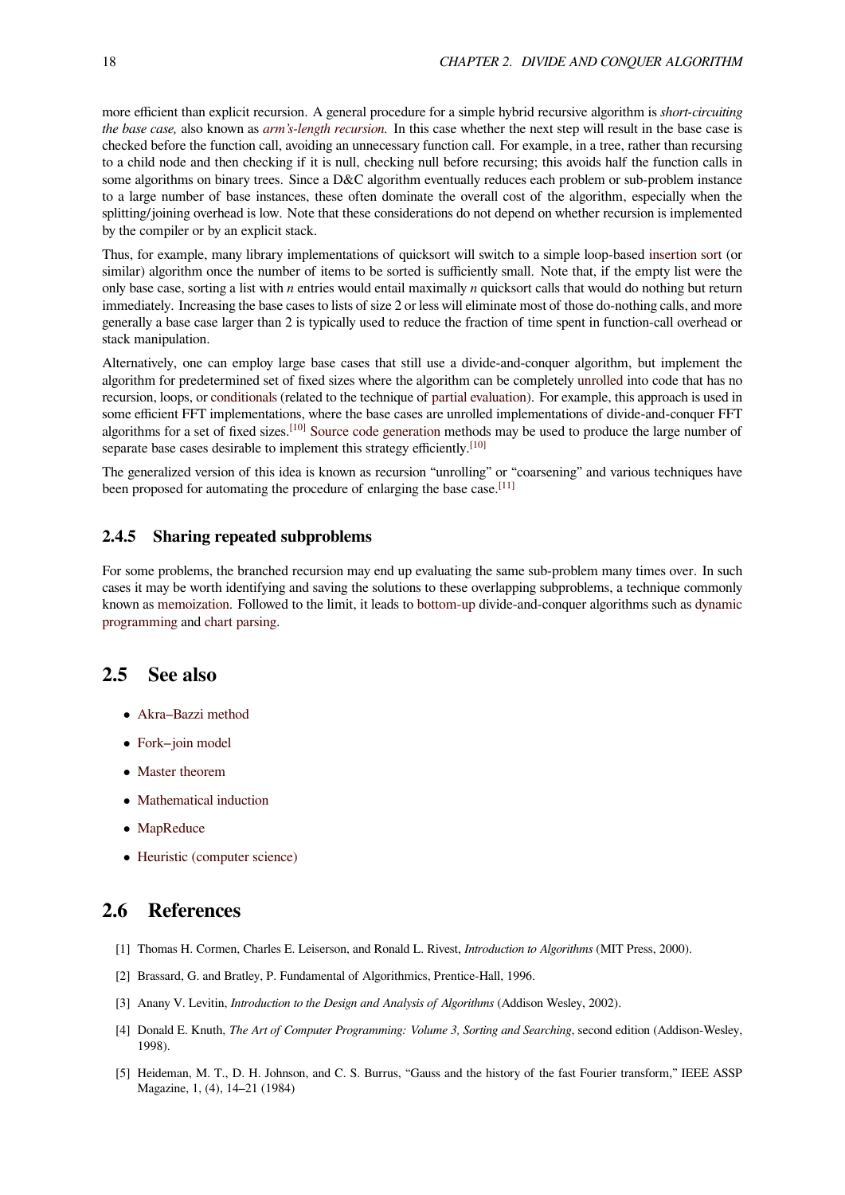more efficient than explicit recursion. A general procedure for a simple hybrid recursive algorithm is *short-circuiting the base case,* also known as *arm's-length recursion.* In this case whether the next step will result in the base case is checked before the function call, avoiding an unnecessary function call. For example, in a tree, rather than recursing to a child node and then checking if it is null, checking null before recursing; this avoids half the function calls in some algorithms on binary trees. Since a D&C algorithm eventually reduces each problem or sub-problem instance to a large number of base instances, these often dominate the overall cost of the algorithm, especially when the splitting/joining overhead is low. Note that these considerations do not depend on whether recursion is implemented by the compiler or by an explicit stack.

Thus, for example, many library implementations of quicksort will switch to a simple loop-based insertion sort (or similar) algorithm once the number of items to be sorted is sufficiently small. Note that, if the empty list were the only base case, sorting a list with $n$ entries would entail maximally $n$ quicksort calls that would do nothing but return immediately. Increasing the base cases to lists of size 2 or less will eliminate most of those do-nothing calls, and more generally a base case larger than 2 is typically used to reduce the fraction of time spent in function-call overhead or stack manipulation.

Alternatively, one can employ large base cases that still use a divide-and-conquer algorithm, but implement the algorithm for predetermined set of fixed sizes where the algorithm can be completely unrolled into code that has no recursion, loops, or conditionals (related to the technique of partial evaluation). For example, this approach is used in some efficient FFT implementations, where the base cases are unrolled implementations of divide-and-conquer FFT algorithms for a set of fixed sizes.[10] Source code generation methods may be used to produce the large number of separate base cases desirable to implement this strategy efficiently.[10]

The generalized version of this idea is known as recursion "unrolling" or "coarsening" and various techniques have been proposed for automating the procedure of enlarging the base case.[11]

### 2.4.5 Sharing repeated subproblems

For some problems, the branched recursion may end up evaluating the same sub-problem many times over. In such cases it may be worth identifying and saving the solutions to these overlapping subproblems, a technique commonly known as memoization. Followed to the limit, it leads to bottom-up divide-and-conquer algorithms such as dynamic programming and chart parsing.

## 2.5 See also

- Akra–Bazzi method
- Fork–join model
- Master theorem
- Mathematical induction
- MapReduce
- Heuristic (computer science)

## 2.6 References

[1] Thomas H. Cormen, Charles E. Leiserson, and Ronald L. Rivest, *Introduction to Algorithms* (MIT Press, 2000).

[2] Brassard, G. and Bratley, P. Fundamental of Algorithmics, Prentice-Hall, 1996.

[3] Anany V. Levitin, *Introduction to the Design and Analysis of Algorithms* (Addison Wesley, 2002).

[4] Donald E. Knuth, *The Art of Computer Programming: Volume 3, Sorting and Searching*, second edition (Addison-Wesley, 1998).

[5] Heideman, M. T., D. H. Johnson, and C. S. Burrus, "Gauss and the history of the fast Fourier transform," IEEE ASSP Magazine, 1, (4), 14–21 (1984)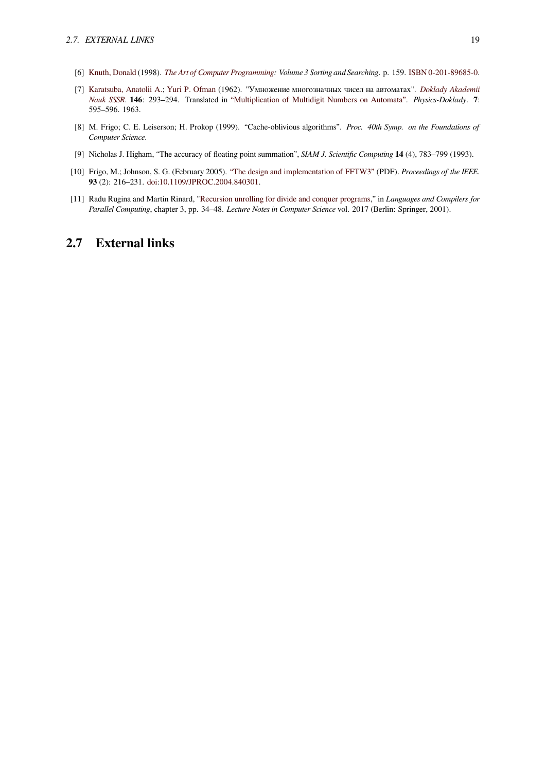[6] Knuth, Donald (1998). *The Art of Computer Programming: Volume 3 Sorting and Searching*. p. 159. ISBN 0-201-89685-0.

[7] Karatsuba, Anatolii A.; Yuri P. Ofman (1962). "Умножение многозначных чисел на автоматах". *Doklady Akademii Nauk SSSR*. **146**: 293–294. Translated in "Multiplication of Multidigit Numbers on Automata". *Physics-Doklady*. **7**: 595–596. 1963.

[8] M. Frigo; C. E. Leiserson; H. Prokop (1999). "Cache-oblivious algorithms". *Proc. 40th Symp. on the Foundations of Computer Science*.

[9] Nicholas J. Higham, "The accuracy of floating point summation", *SIAM J. Scientific Computing* **14** (4), 783–799 (1993).

[10] Frigo, M.; Johnson, S. G. (February 2005). "The design and implementation of FFTW3" (PDF). *Proceedings of the IEEE*. **93** (2): 216–231. doi:10.1109/JPROC.2004.840301.

[11] Radu Rugina and Martin Rinard, "Recursion unrolling for divide and conquer programs," in *Languages and Compilers for Parallel Computing*, chapter 3, pp. 34–48. *Lecture Notes in Computer Science* vol. 2017 (Berlin: Springer, 2001).

## 2.7 External links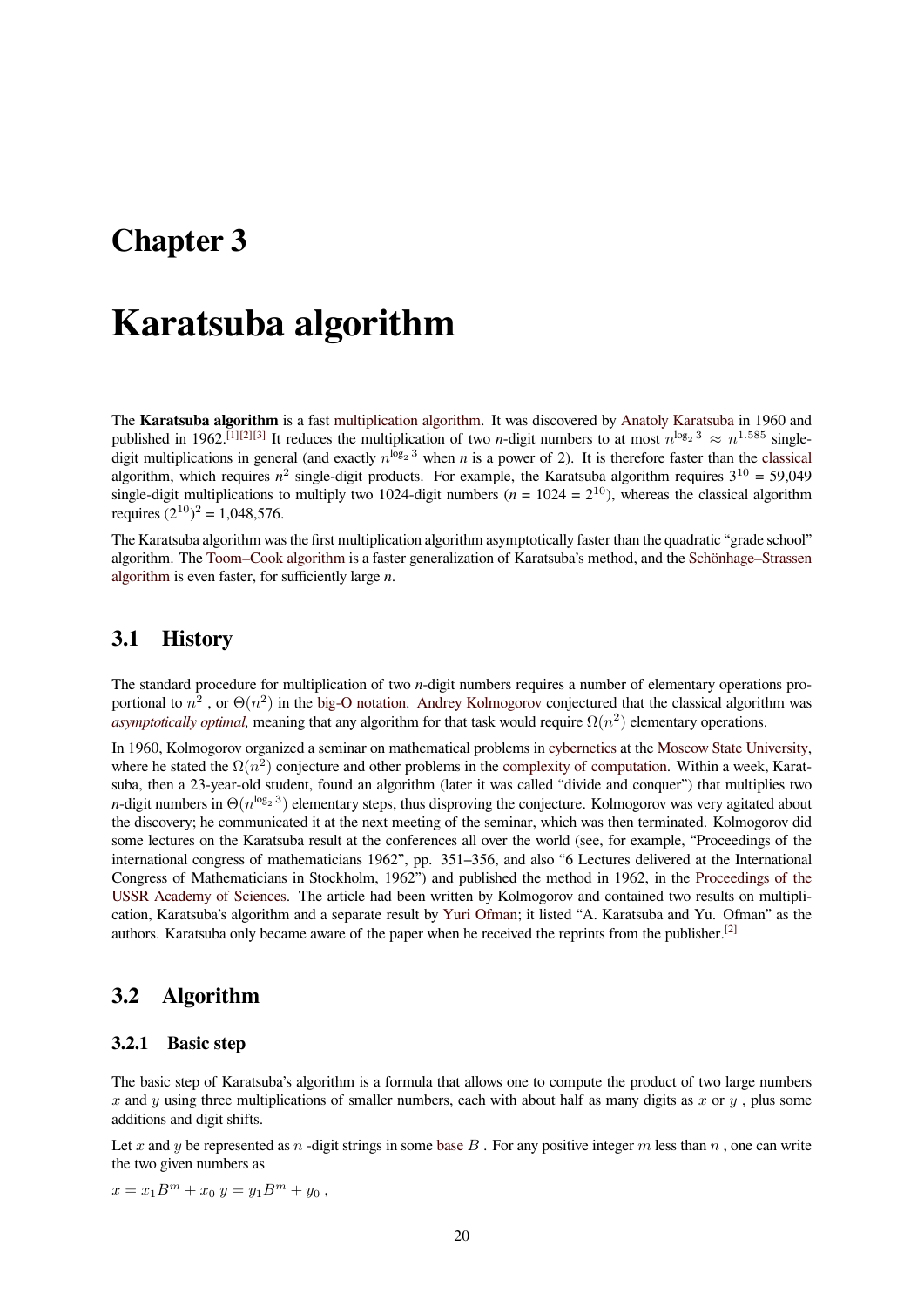# Chapter 3

# Karatsuba algorithm

The **Karatsuba algorithm** is a fast multiplication algorithm. It was discovered by Anatoly Karatsuba in 1960 and published in 1962.[1][2][3] It reduces the multiplication of two $n$-digit numbers to at most $n^{\log_2 3} \approx n^{1.585}$ single-digit multiplications in general (and exactly $n^{\log_2 3}$ when $n$ is a power of 2). It is therefore faster than the classical algorithm, which requires $n^2$ single-digit products. For example, the Karatsuba algorithm requires $3^{10}$ = 59,049 single-digit multiplications to multiply two 1024-digit numbers ($n$ = 1024 = $2^{10}$), whereas the classical algorithm requires $(2^{10})^2$ = 1,048,576.

The Karatsuba algorithm was the first multiplication algorithm asymptotically faster than the quadratic "grade school" algorithm. The Toom–Cook algorithm is a faster generalization of Karatsuba's method, and the Schönhage–Strassen algorithm is even faster, for sufficiently large $n$.

## 3.1 History

The standard procedure for multiplication of two $n$-digit numbers requires a number of elementary operations proportional to $n^2$ , or $\Theta(n^2)$ in the big-O notation. Andrey Kolmogorov conjectured that the classical algorithm was *asymptotically optimal,* meaning that any algorithm for that task would require $\Omega(n^2)$ elementary operations.

In 1960, Kolmogorov organized a seminar on mathematical problems in cybernetics at the Moscow State University, where he stated the $\Omega(n^2)$ conjecture and other problems in the complexity of computation. Within a week, Karatsuba, then a 23-year-old student, found an algorithm (later it was called "divide and conquer") that multiplies two $n$-digit numbers in $\Theta(n^{\log_2 3})$ elementary steps, thus disproving the conjecture. Kolmogorov was very agitated about the discovery; he communicated it at the next meeting of the seminar, which was then terminated. Kolmogorov did some lectures on the Karatsuba result at the conferences all over the world (see, for example, "Proceedings of the international congress of mathematicians 1962", pp. 351–356, and also "6 Lectures delivered at the International Congress of Mathematicians in Stockholm, 1962") and published the method in 1962, in the Proceedings of the USSR Academy of Sciences. The article had been written by Kolmogorov and contained two results on multiplication, Karatsuba's algorithm and a separate result by Yuri Ofman; it listed "A. Karatsuba and Yu. Ofman" as the authors. Karatsuba only became aware of the paper when he received the reprints from the publisher.[2]

## 3.2 Algorithm

### 3.2.1 Basic step

The basic step of Karatsuba's algorithm is a formula that allows one to compute the product of two large numbers $x$ and $y$ using three multiplications of smaller numbers, each with about half as many digits as $x$ or $y$ , plus some additions and digit shifts.

Let $x$ and $y$ be represented as $n$ -digit strings in some base $B$ . For any positive integer $m$ less than $n$ , one can write the two given numbers as

$x = x_1 B^m + x_0$ $y = y_1 B^m + y_0$ ,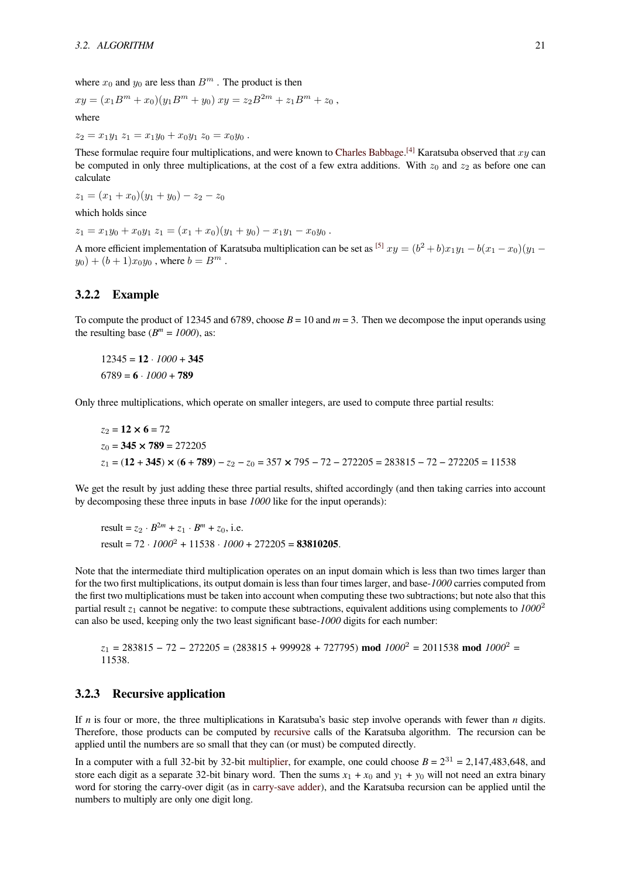where $x_0$ and $y_0$ are less than $B^m$ . The product is then

$xy = (x_1 B^m + x_0)(y_1 B^m + y_0)$ $xy = z_2 B^{2m} + z_1 B^m + z_0$ ,

where

$z_2 = x_1 y_1$ $z_1 = x_1 y_0 + x_0 y_1$ $z_0 = x_0 y_0$ .

These formulae require four multiplications, and were known to Charles Babbage.[4] Karatsuba observed that $xy$ can be computed in only three multiplications, at the cost of a few extra additions. With $z_0$ and $z_2$ as before one can calculate

$z_1 = (x_1 + x_0)(y_1 + y_0) - z_2 - z_0$

which holds since

$z_1 = x_1 y_0 + x_0 y_1$ $z_1 = (x_1 + x_0)(y_1 + y_0) - x_1 y_1 - x_0 y_0$ .

A more efficient implementation of Karatsuba multiplication can be set as [5] $xy = (b^2 + b)x_1 y_1 - b(x_1 - x_0)(y_1 - y_0) + (b+1)x_0 y_0$ , where $b = B^m$ .

### 3.2.2 Example

To compute the product of 12345 and 6789, choose $B = 10$ and $m = 3$. Then we decompose the input operands using the resulting base ($B^m = 1000$), as:

12345 = **12** · *1000* + **345**

6789 = **6** · *1000* + **789**

Only three multiplications, which operate on smaller integers, are used to compute three partial results:

$z_2$ = **12 × 6** = 72

$z_0$ = **345 × 789** = 272205

$z_1$ = (**12** + **345**) × (**6** + **789**) − $z_2$ − $z_0$ = 357 × 795 − 72 − 272205 = 283815 − 72 − 272205 = 11538

We get the result by just adding these three partial results, shifted accordingly (and then taking carries into account by decomposing these three inputs in base *1000* like for the input operands):

result = $z_2 \cdot B^{2m} + z_1 \cdot B^m + z_0$, i.e.

result = 72 · $1000^2$ + 11538 · *1000* + 272205 = **83810205**.

Note that the intermediate third multiplication operates on an input domain which is less than two times larger than for the two first multiplications, its output domain is less than four times larger, and base-*1000* carries computed from the first two multiplications must be taken into account when computing these two subtractions; but note also that this partial result $z_1$ cannot be negative: to compute these subtractions, equivalent additions using complements to $1000^2$ can also be used, keeping only the two least significant base-*1000* digits for each number:

$z_1$ = 283815 − 72 − 272205 = (283815 + 999928 + 727795) **mod** $1000^2$ = 2011538 **mod** $1000^2$ = 11538.

### 3.2.3 Recursive application

If $n$ is four or more, the three multiplications in Karatsuba's basic step involve operands with fewer than $n$ digits. Therefore, those products can be computed by recursive calls of the Karatsuba algorithm. The recursion can be applied until the numbers are so small that they can (or must) be computed directly.

In a computer with a full 32-bit by 32-bit multiplier, for example, one could choose $B = 2^{31}$ = 2,147,483,648, and store each digit as a separate 32-bit binary word. Then the sums $x_1 + x_0$ and $y_1 + y_0$ will not need an extra binary word for storing the carry-over digit (as in carry-save adder), and the Karatsuba recursion can be applied until the numbers to multiply are only one digit long.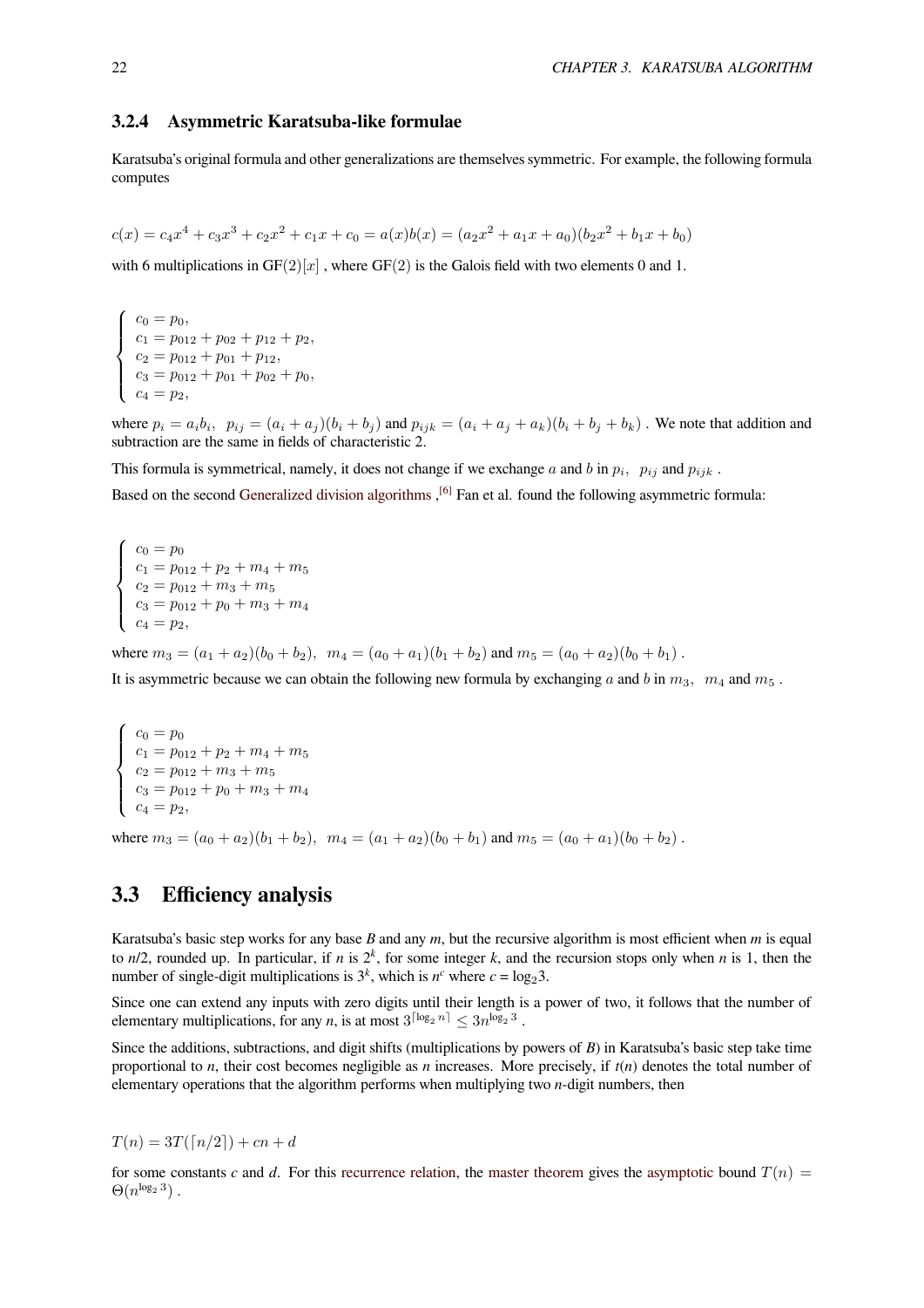### 3.2.4 Asymmetric Karatsuba-like formulae

Karatsuba's original formula and other generalizations are themselves symmetric. For example, the following formula computes

$$c(x) = c_4x^4 + c_3x^3 + c_2x^2 + c_1x + c_0 = a(x)b(x) = (a_2x^2 + a_1x + a_0)(b_2x^2 + b_1x + b_0)$$

with 6 multiplications in $\mathrm{GF}(2)[x]$ , where $\mathrm{GF}(2)$ is the Galois field with two elements 0 and 1.

$$\begin{cases} c_0 = p_0, \\ c_1 = p_{012} + p_{02} + p_{12} + p_2, \\ c_2 = p_{012} + p_{01} + p_{12}, \\ c_3 = p_{012} + p_{01} + p_{02} + p_0, \\ c_4 = p_2, \end{cases}$$

where $p_i = a_ib_i,\ \ p_{ij} = (a_i + a_j)(b_i + b_j)$ and $p_{ijk} = (a_i + a_j + a_k)(b_i + b_j + b_k)$ . We note that addition and subtraction are the same in fields of characteristic 2.

This formula is symmetrical, namely, it does not change if we exchange $a$ and $b$ in $p_i,\ \ p_{ij}$ and $p_{ijk}$ .

Based on the second Generalized division algorithms ,[6] Fan et al. found the following asymmetric formula:

$$\begin{cases} c_0 = p_0 \\ c_1 = p_{012} + p_2 + m_4 + m_5 \\ c_2 = p_{012} + m_3 + m_5 \\ c_3 = p_{012} + p_0 + m_3 + m_4 \\ c_4 = p_2, \end{cases}$$

where $m_3 = (a_1 + a_2)(b_0 + b_2),\ \ m_4 = (a_0 + a_1)(b_1 + b_2)$ and $m_5 = (a_0 + a_2)(b_0 + b_1)$ .

It is asymmetric because we can obtain the following new formula by exchanging $a$ and $b$ in $m_3,\ \ m_4$ and $m_5$ .

$$\begin{cases} c_0 = p_0 \\ c_1 = p_{012} + p_2 + m_4 + m_5 \\ c_2 = p_{012} + m_3 + m_5 \\ c_3 = p_{012} + p_0 + m_3 + m_4 \\ c_4 = p_2, \end{cases}$$

where $m_3 = (a_0 + a_2)(b_1 + b_2),\ \ m_4 = (a_1 + a_2)(b_0 + b_1)$ and $m_5 = (a_0 + a_1)(b_0 + b_2)$ .

## 3.3 Efficiency analysis

Karatsuba's basic step works for any base *B* and any *m*, but the recursive algorithm is most efficient when *m* is equal to *n*/2, rounded up. In particular, if *n* is $2^k$, for some integer *k*, and the recursion stops only when *n* is 1, then the number of single-digit multiplications is $3^k$, which is $n^c$ where $c = \log_2 3$.

Since one can extend any inputs with zero digits until their length is a power of two, it follows that the number of elementary multiplications, for any *n*, is at most $3^{\lceil \log_2 n \rceil} \leq 3n^{\log_2 3}$ .

Since the additions, subtractions, and digit shifts (multiplications by powers of *B*) in Karatsuba's basic step take time proportional to *n*, their cost becomes negligible as *n* increases. More precisely, if *t*(*n*) denotes the total number of elementary operations that the algorithm performs when multiplying two *n*-digit numbers, then

$$T(n) = 3T(\lceil n/2 \rceil) + cn + d$$

for some constants *c* and *d*. For this recurrence relation, the master theorem gives the asymptotic bound $T(n) = \Theta(n^{\log_2 3})$ .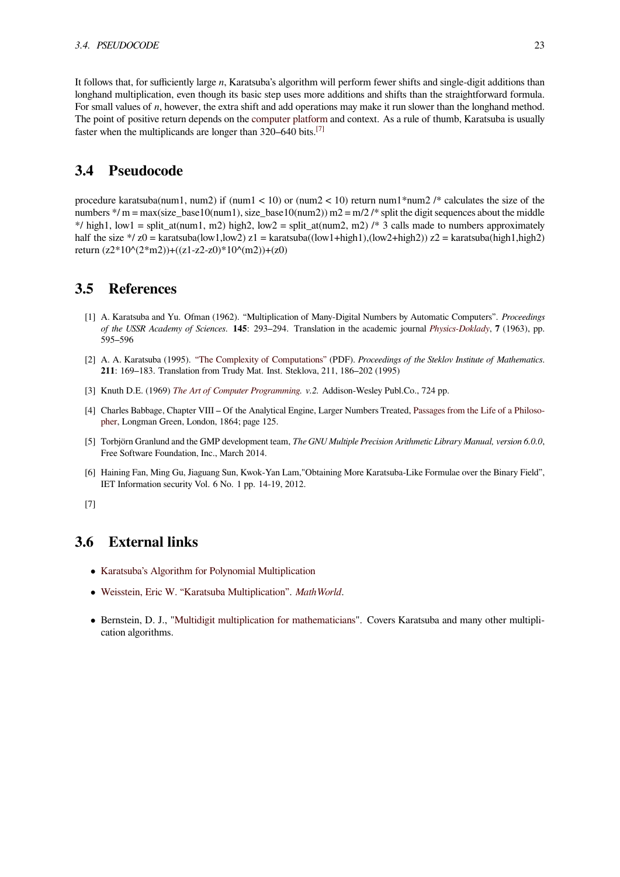It follows that, for sufficiently large $n$, Karatsuba's algorithm will perform fewer shifts and single-digit additions than longhand multiplication, even though its basic step uses more additions and shifts than the straightforward formula. For small values of $n$, however, the extra shift and add operations may make it run slower than the longhand method. The point of positive return depends on the computer platform and context. As a rule of thumb, Karatsuba is usually faster when the multiplicands are longer than 320–640 bits.[7]

## 3.4 Pseudocode

procedure karatsuba(num1, num2) if (num1 < 10) or (num2 < 10) return num1*num2 /* calculates the size of the numbers */ m = max(size_base10(num1), size_base10(num2)) m2 = m/2 /* split the digit sequences about the middle */ high1, low1 = split_at(num1, m2) high2, low2 = split_at(num2, m2) /* 3 calls made to numbers approximately half the size */ z0 = karatsuba(low1,low2) z1 = karatsuba((low1+high1),(low2+high2)) z2 = karatsuba(high1,high2) return (z2*10^(2*m2))+((z1-z2-z0)*10^(m2))+(z0)

## 3.5 References

[1] A. Karatsuba and Yu. Ofman (1962). "Multiplication of Many-Digital Numbers by Automatic Computers". *Proceedings of the USSR Academy of Sciences*. **145**: 293–294. Translation in the academic journal *Physics-Doklady*, **7** (1963), pp. 595–596

[2] A. A. Karatsuba (1995). "The Complexity of Computations" (PDF). *Proceedings of the Steklov Institute of Mathematics*. **211**: 169–183. Translation from Trudy Mat. Inst. Steklova, 211, 186–202 (1995)

[3] Knuth D.E. (1969) *The Art of Computer Programming. v.2.* Addison-Wesley Publ.Co., 724 pp.

[4] Charles Babbage, Chapter VIII – Of the Analytical Engine, Larger Numbers Treated, Passages from the Life of a Philosopher, Longman Green, London, 1864; page 125.

[5] Torbjörn Granlund and the GMP development team, *The GNU Multiple Precision Arithmetic Library Manual, version 6.0.0*, Free Software Foundation, Inc., March 2014.

[6] Haining Fan, Ming Gu, Jiaguang Sun, Kwok-Yan Lam,"Obtaining More Karatsuba-Like Formulae over the Binary Field", IET Information security Vol. 6 No. 1 pp. 14-19, 2012.

[7]

## 3.6 External links

- Karatsuba's Algorithm for Polynomial Multiplication
- Weisstein, Eric W. "Karatsuba Multiplication". *MathWorld*.
- Bernstein, D. J., "Multidigit multiplication for mathematicians". Covers Karatsuba and many other multiplication algorithms.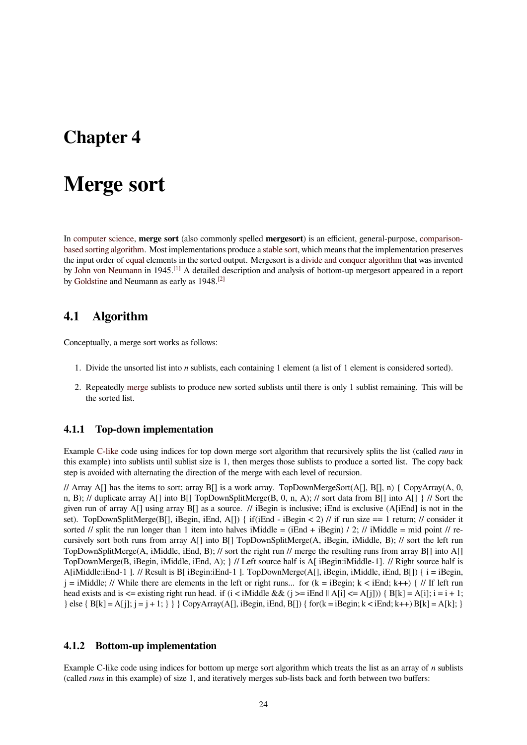# Chapter 4

# Merge sort

In computer science, **merge sort** (also commonly spelled **mergesort**) is an efficient, general-purpose, comparison-based sorting algorithm. Most implementations produce a stable sort, which means that the implementation preserves the input order of equal elements in the sorted output. Mergesort is a divide and conquer algorithm that was invented by John von Neumann in 1945.[1] A detailed description and analysis of bottom-up mergesort appeared in a report by Goldstine and Neumann as early as 1948.[2]

## 4.1 Algorithm

Conceptually, a merge sort works as follows:

1. Divide the unsorted list into *n* sublists, each containing 1 element (a list of 1 element is considered sorted).

2. Repeatedly merge sublists to produce new sorted sublists until there is only 1 sublist remaining. This will be the sorted list.

### 4.1.1 Top-down implementation

Example C-like code using indices for top down merge sort algorithm that recursively splits the list (called *runs* in this example) into sublists until sublist size is 1, then merges those sublists to produce a sorted list. The copy back step is avoided with alternating the direction of the merge with each level of recursion.

```
// Array A[] has the items to sort; array B[] is a work array. TopDownMergeSort(A[], B[], n) { CopyArray(A, 0, n, B); // duplicate array A[] into B[] TopDownSplitMerge(B, 0, n, A); // sort data from B[] into A[] } // Sort the given run of array A[] using array B[] as a source. // iBegin is inclusive; iEnd is exclusive (A[iEnd] is not in the set). TopDownSplitMerge(B[], iBegin, iEnd, A[]) { if(iEnd - iBegin < 2) // if run size == 1 return; // consider it sorted // split the run longer than 1 item into halves iMiddle = (iEnd + iBegin) / 2; // iMiddle = mid point // recursively sort both runs from array A[] into B[] TopDownSplitMerge(A, iBegin, iMiddle, B); // sort the left run TopDownSplitMerge(A, iMiddle, iEnd, B); // sort the right run // merge the resulting runs from array B[] into A[] TopDownMerge(B, iBegin, iMiddle, iEnd, A); } // Left source half is A[ iBegin:iMiddle-1]. // Right source half is A[iMiddle:iEnd-1 ]. // Result is B[ iBegin:iEnd-1 ]. TopDownMerge(A[], iBegin, iMiddle, iEnd, B[]) { i = iBegin, j = iMiddle; // While there are elements in the left or right runs... for (k = iBegin; k < iEnd; k++) { // If left run head exists and is <= existing right run head. if (i < iMiddle && (j >= iEnd || A[i] <= A[j])) { B[k] = A[i]; i = i + 1; } else { B[k] = A[j]; j = j + 1; } } } CopyArray(A[], iBegin, iEnd, B[]) { for(k = iBegin; k < iEnd; k++) B[k] = A[k]; }
```

### 4.1.2 Bottom-up implementation

Example C-like code using indices for bottom up merge sort algorithm which treats the list as an array of *n* sublists (called *runs* in this example) of size 1, and iteratively merges sub-lists back and forth between two buffers: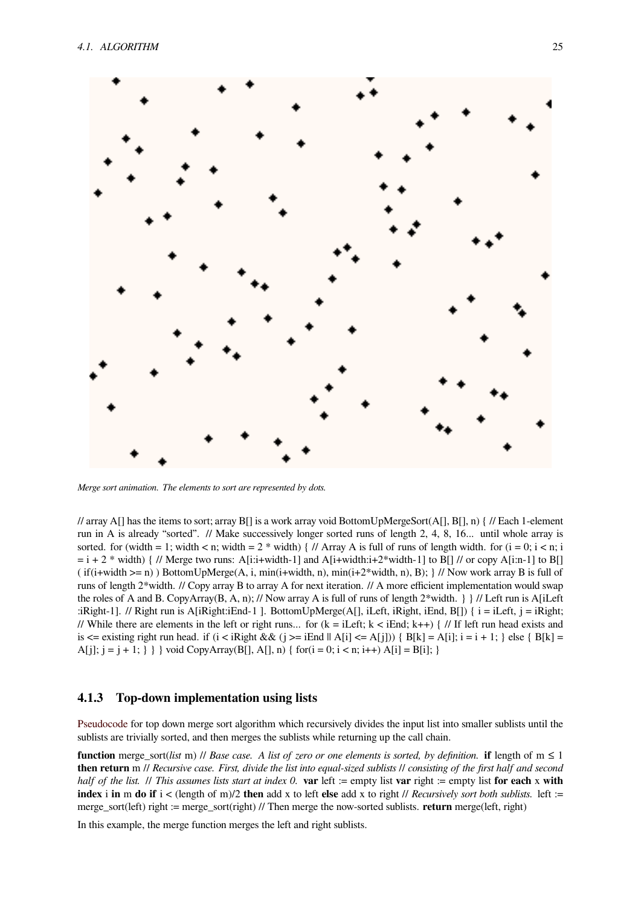*Merge sort animation. The elements to sort are represented by dots.*

// array A[] has the items to sort; array B[] is a work array void BottomUpMergeSort(A[], B[], n) { // Each 1-element run in A is already "sorted". // Make successively longer sorted runs of length 2, 4, 8, 16... until whole array is sorted. for (width = 1; width < n; width = 2 * width) { // Array A is full of runs of length width. for (i = 0; i < n; i = i + 2 * width) { // Merge two runs: A[i:i+width-1] and A[i+width:i+2*width-1] to B[] // or copy A[i:n-1] to B[] ( if(i+width >= n) ) BottomUpMerge(A, i, min(i+width, n), min(i+2*width, n), B); } // Now work array B is full of runs of length 2*width. // Copy array B to array A for next iteration. // A more efficient implementation would swap the roles of A and B. CopyArray(B, A, n); // Now array A is full of runs of length 2*width. } } // Left run is A[iLeft :iRight-1]. // Right run is A[iRight:iEnd-1 ]. BottomUpMerge(A[], iLeft, iRight, iEnd, B[]) { i = iLeft, j = iRight; // While there are elements in the left or right runs... for (k = iLeft; k < iEnd; k++) { // If left run head exists and is <= existing right run head. if (i < iRight && (j >= iEnd || A[i] <= A[j])) { B[k] = A[i]; i = i + 1; } else { B[k] = A[j]; j = j + 1; } } } void CopyArray(B[], A[], n) { for(i = 0; i < n; i++) A[i] = B[i]; }

### 4.1.3 Top-down implementation using lists

Pseudocode for top down merge sort algorithm which recursively divides the input list into smaller sublists until the sublists are trivially sorted, and then merges the sublists while returning up the call chain.

**function** merge_sort(*list* m) // *Base case. A list of zero or one elements is sorted, by definition.* **if** length of m ≤ 1 **then return** m // *Recursive case. First, divide the list into equal-sized sublists* // *consisting of the first half and second half of the list.* // *This assumes lists start at index 0.* **var** left := empty list **var** right := empty list **for each** x **with index** i **in** m **do if** i < (length of m)/2 **then** add x to left **else** add x to right // *Recursively sort both sublists.* left := merge_sort(left) right := merge_sort(right) // Then merge the now-sorted sublists. **return** merge(left, right)

In this example, the merge function merges the left and right sublists.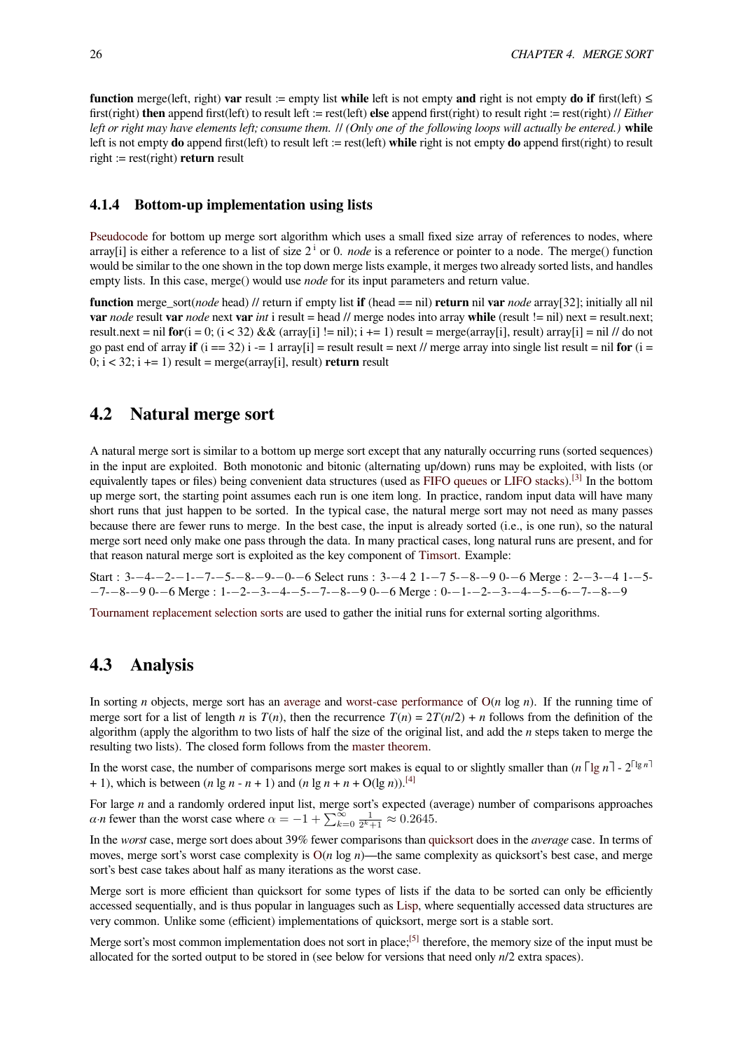**function** merge(left, right) **var** result := empty list **while** left is not empty **and** right is not empty **do if** first(left) ≤ first(right) **then** append first(left) to result left := rest(left) **else** append first(right) to result right := rest(right) // *Either left or right may have elements left; consume them.* // *(Only one of the following loops will actually be entered.)* **while** left is not empty **do** append first(left) to result left := rest(left) **while** right is not empty **do** append first(right) to result right := rest(right) **return** result

### 4.1.4 Bottom-up implementation using lists

Pseudocode for bottom up merge sort algorithm which uses a small fixed size array of references to nodes, where array[i] is either a reference to a list of size $2^i$ or 0. *node* is a reference or pointer to a node. The merge() function would be similar to the one shown in the top down merge lists example, it merges two already sorted lists, and handles empty lists. In this case, merge() would use *node* for its input parameters and return value.

**function** merge_sort(*node* head) // return if empty list **if** (head == nil) **return** nil **var** *node* array[32]; initially all nil **var** *node* result **var** *node* next **var** *int* i result = head // merge nodes into array **while** (result != nil) next = result.next; result.next = nil **for**(i = 0; (i < 32) && (array[i] != nil); i += 1) result = merge(array[i], result) array[i] = nil // do not go past end of array **if** (i == 32) i -= 1 array[i] = result result = next // merge array into single list result = nil **for** (i = 0; i < 32; i += 1) result = merge(array[i], result) **return** result

## 4.2 Natural merge sort

A natural merge sort is similar to a bottom up merge sort except that any naturally occurring runs (sorted sequences) in the input are exploited. Both monotonic and bitonic (alternating up/down) runs may be exploited, with lists (or equivalently tapes or files) being convenient data structures (used as FIFO queues or LIFO stacks).[3] In the bottom up merge sort, the starting point assumes each run is one item long. In practice, random input data will have many short runs that just happen to be sorted. In the typical case, the natural merge sort may not need as many passes because there are fewer runs to merge. In the best case, the input is already sorted (i.e., is one run), so the natural merge sort need only make one pass through the data. In many practical cases, long natural runs are present, and for that reason natural merge sort is exploited as the key component of Timsort. Example:

Start : 3-−4-−2-−1-−7-−5-−8-−9-−0-−6 Select runs : 3-−4 2 1-−7 5-−8-−9 0-−6 Merge : 2-−3-−4 1-−5-−7-−8-−9 0-−6 Merge : 1-−2-−3-−4-−5-−7-−8-−9 0-−6 Merge : 0-−1-−2-−3-−4-−5-−6-−7-−8-−9

Tournament replacement selection sorts are used to gather the initial runs for external sorting algorithms.

## 4.3 Analysis

In sorting $n$ objects, merge sort has an average and worst-case performance of O($n$ log $n$). If the running time of merge sort for a list of length $n$ is $T(n)$, then the recurrence $T(n) = 2T(n/2) + n$ follows from the definition of the algorithm (apply the algorithm to two lists of half the size of the original list, and add the $n$ steps taken to merge the resulting two lists). The closed form follows from the master theorem.

In the worst case, the number of comparisons merge sort makes is equal to or slightly smaller than ($n \lceil \lg n \rceil - 2^{\lceil \lg n \rceil} + 1$), which is between ($n \lg n - n + 1$) and ($n \lg n + n + O(\lg n)$).[4]

For large $n$ and a randomly ordered input list, merge sort's expected (average) number of comparisons approaches $\alpha \cdot n$ fewer than the worst case where $\alpha = -1 + \sum_{k=0}^{\infty} \frac{1}{2^k+1} \approx 0.2645$.

In the *worst* case, merge sort does about 39% fewer comparisons than quicksort does in the *average* case. In terms of moves, merge sort's worst case complexity is O($n$ log $n$)—the same complexity as quicksort's best case, and merge sort's best case takes about half as many iterations as the worst case.

Merge sort is more efficient than quicksort for some types of lists if the data to be sorted can only be efficiently accessed sequentially, and is thus popular in languages such as Lisp, where sequentially accessed data structures are very common. Unlike some (efficient) implementations of quicksort, merge sort is a stable sort.

Merge sort's most common implementation does not sort in place;[5] therefore, the memory size of the input must be allocated for the sorted output to be stored in (see below for versions that need only $n$/2 extra spaces).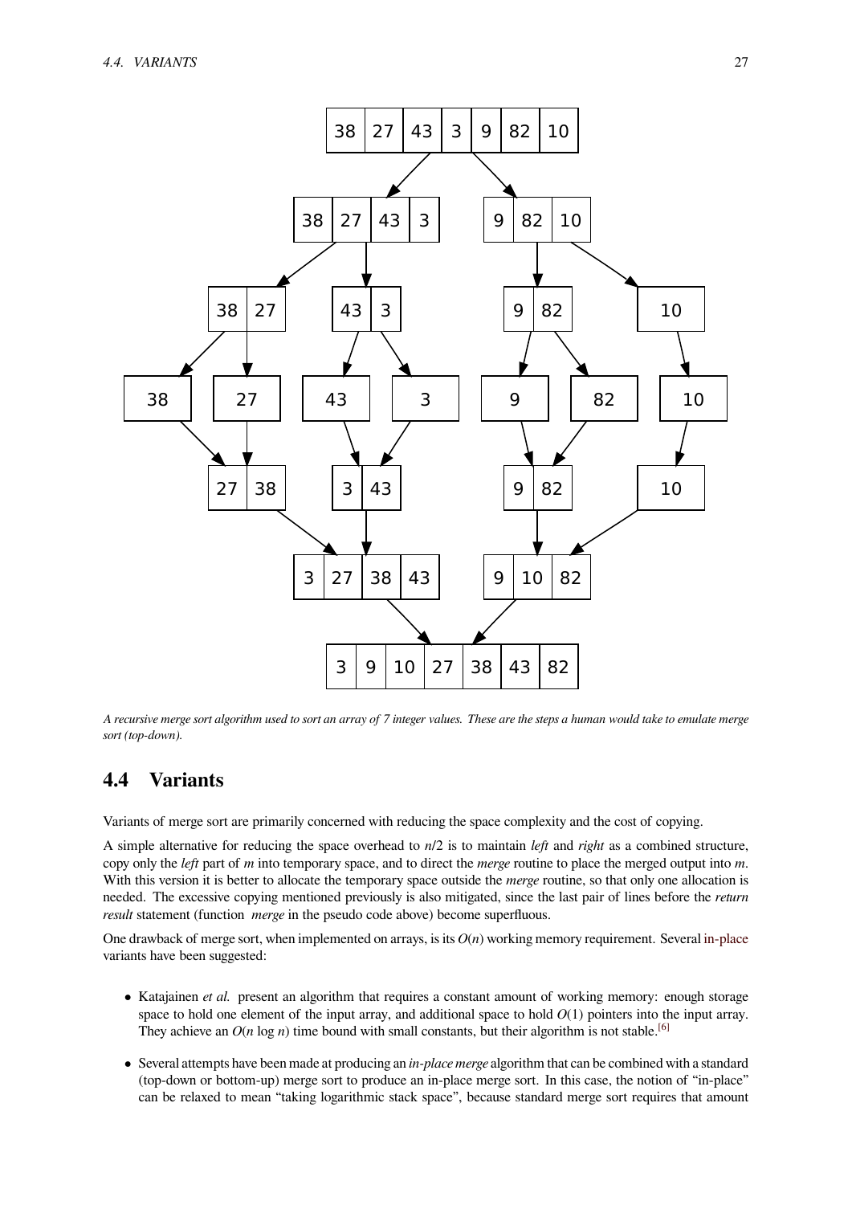*A recursive merge sort algorithm used to sort an array of 7 integer values. These are the steps a human would take to emulate merge sort (top-down).*

## 4.4 Variants

Variants of merge sort are primarily concerned with reducing the space complexity and the cost of copying.

A simple alternative for reducing the space overhead to $n/2$ is to maintain *left* and *right* as a combined structure, copy only the *left* part of *m* into temporary space, and to direct the *merge* routine to place the merged output into *m*. With this version it is better to allocate the temporary space outside the *merge* routine, so that only one allocation is needed. The excessive copying mentioned previously is also mitigated, since the last pair of lines before the *return result* statement (function *merge* in the pseudo code above) become superfluous.

One drawback of merge sort, when implemented on arrays, is its $O(n)$ working memory requirement. Several in-place variants have been suggested:

- Katajainen *et al.* present an algorithm that requires a constant amount of working memory: enough storage space to hold one element of the input array, and additional space to hold $O(1)$ pointers into the input array. They achieve an $O(n \log n)$ time bound with small constants, but their algorithm is not stable.[6]
- Several attempts have been made at producing an *in-place merge* algorithm that can be combined with a standard (top-down or bottom-up) merge sort to produce an in-place merge sort. In this case, the notion of "in-place" can be relaxed to mean "taking logarithmic stack space", because standard merge sort requires that amount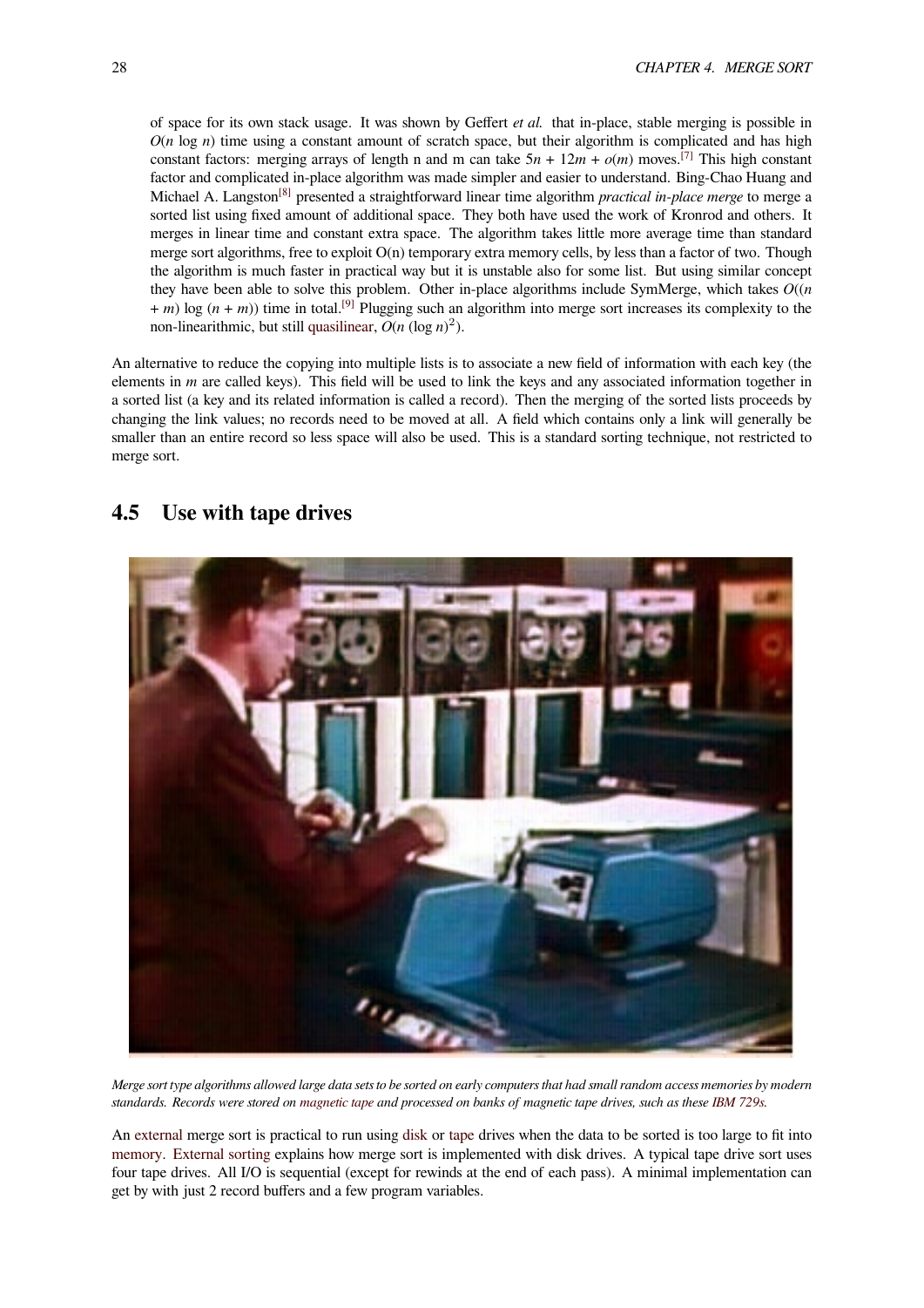of space for its own stack usage. It was shown by Geffert *et al.* that in-place, stable merging is possible in $O(n \log n)$ time using a constant amount of scratch space, but their algorithm is complicated and has high constant factors: merging arrays of length n and m can take $5n + 12m + o(m)$ moves.[7] This high constant factor and complicated in-place algorithm was made simpler and easier to understand. Bing-Chao Huang and Michael A. Langston[8] presented a straightforward linear time algorithm *practical in-place merge* to merge a sorted list using fixed amount of additional space. They both have used the work of Kronrod and others. It merges in linear time and constant extra space. The algorithm takes little more average time than standard merge sort algorithms, free to exploit O(n) temporary extra memory cells, by less than a factor of two. Though the algorithm is much faster in practical way but it is unstable also for some list. But using similar concept they have been able to solve this problem. Other in-place algorithms include SymMerge, which takes $O((n + m) \log (n + m))$ time in total.[9] Plugging such an algorithm into merge sort increases its complexity to the non-linearithmic, but still quasilinear, $O(n (\log n)^2)$.

An alternative to reduce the copying into multiple lists is to associate a new field of information with each key (the elements in $m$ are called keys). This field will be used to link the keys and any associated information together in a sorted list (a key and its related information is called a record). Then the merging of the sorted lists proceeds by changing the link values; no records need to be moved at all. A field which contains only a link will generally be smaller than an entire record so less space will also be used. This is a standard sorting technique, not restricted to merge sort.

## 4.5 Use with tape drives

*Merge sort type algorithms allowed large data sets to be sorted on early computers that had small random access memories by modern standards. Records were stored on magnetic tape and processed on banks of magnetic tape drives, such as these IBM 729s.*

An external merge sort is practical to run using disk or tape drives when the data to be sorted is too large to fit into memory. External sorting explains how merge sort is implemented with disk drives. A typical tape drive sort uses four tape drives. All I/O is sequential (except for rewinds at the end of each pass). A minimal implementation can get by with just 2 record buffers and a few program variables.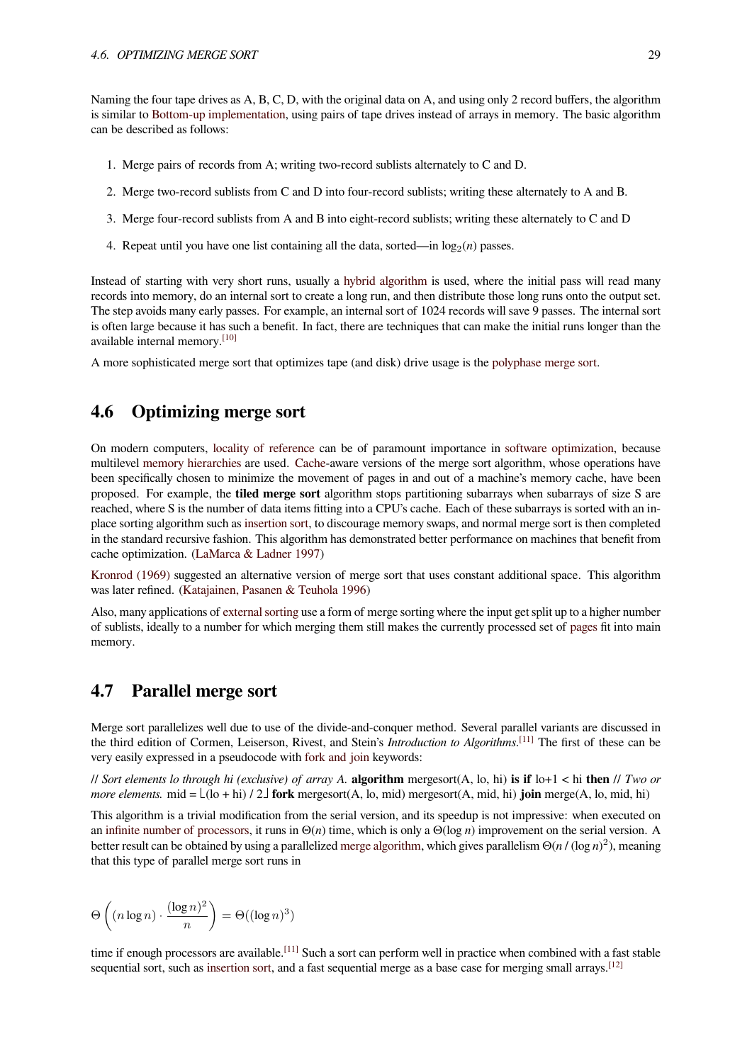Naming the four tape drives as A, B, C, D, with the original data on A, and using only 2 record buffers, the algorithm is similar to Bottom-up implementation, using pairs of tape drives instead of arrays in memory. The basic algorithm can be described as follows:

1. Merge pairs of records from A; writing two-record sublists alternately to C and D.
2. Merge two-record sublists from C and D into four-record sublists; writing these alternately to A and B.
3. Merge four-record sublists from A and B into eight-record sublists; writing these alternately to C and D
4. Repeat until you have one list containing all the data, sorted—in $\log_2(n)$ passes.

Instead of starting with very short runs, usually a hybrid algorithm is used, where the initial pass will read many records into memory, do an internal sort to create a long run, and then distribute those long runs onto the output set. The step avoids many early passes. For example, an internal sort of 1024 records will save 9 passes. The internal sort is often large because it has such a benefit. In fact, there are techniques that can make the initial runs longer than the available internal memory.[10]

A more sophisticated merge sort that optimizes tape (and disk) drive usage is the polyphase merge sort.

## 4.6 Optimizing merge sort

On modern computers, locality of reference can be of paramount importance in software optimization, because multilevel memory hierarchies are used. Cache-aware versions of the merge sort algorithm, whose operations have been specifically chosen to minimize the movement of pages in and out of a machine's memory cache, have been proposed. For example, the **tiled merge sort** algorithm stops partitioning subarrays when subarrays of size S are reached, where S is the number of data items fitting into a CPU's cache. Each of these subarrays is sorted with an in-place sorting algorithm such as insertion sort, to discourage memory swaps, and normal merge sort is then completed in the standard recursive fashion. This algorithm has demonstrated better performance on machines that benefit from cache optimization. (LaMarca & Ladner 1997)

Kronrod (1969) suggested an alternative version of merge sort that uses constant additional space. This algorithm was later refined. (Katajainen, Pasanen & Teuhola 1996)

Also, many applications of external sorting use a form of merge sorting where the input get split up to a higher number of sublists, ideally to a number for which merging them still makes the currently processed set of pages fit into main memory.

## 4.7 Parallel merge sort

Merge sort parallelizes well due to use of the divide-and-conquer method. Several parallel variants are discussed in the third edition of Cormen, Leiserson, Rivest, and Stein's *Introduction to Algorithms*.[11] The first of these can be very easily expressed in a pseudocode with fork and join keywords:

*// Sort elements lo through hi (exclusive) of array A.* **algorithm** mergesort(A, lo, hi) **is if** lo+1 < hi **then** *// Two or more elements.* mid = ⌊(lo + hi) / 2⌋ **fork** mergesort(A, lo, mid) mergesort(A, mid, hi) **join** merge(A, lo, mid, hi)

This algorithm is a trivial modification from the serial version, and its speedup is not impressive: when executed on an infinite number of processors, it runs in $\Theta(n)$ time, which is only a $\Theta(\log n)$ improvement on the serial version. A better result can be obtained by using a parallelized merge algorithm, which gives parallelism $\Theta(n / (\log n)^2)$, meaning that this type of parallel merge sort runs in

$$\Theta\left((n \log n) \cdot \frac{(\log n)^2}{n}\right) = \Theta((\log n)^3)$$

time if enough processors are available.[11] Such a sort can perform well in practice when combined with a fast stable sequential sort, such as insertion sort, and a fast sequential merge as a base case for merging small arrays.[12]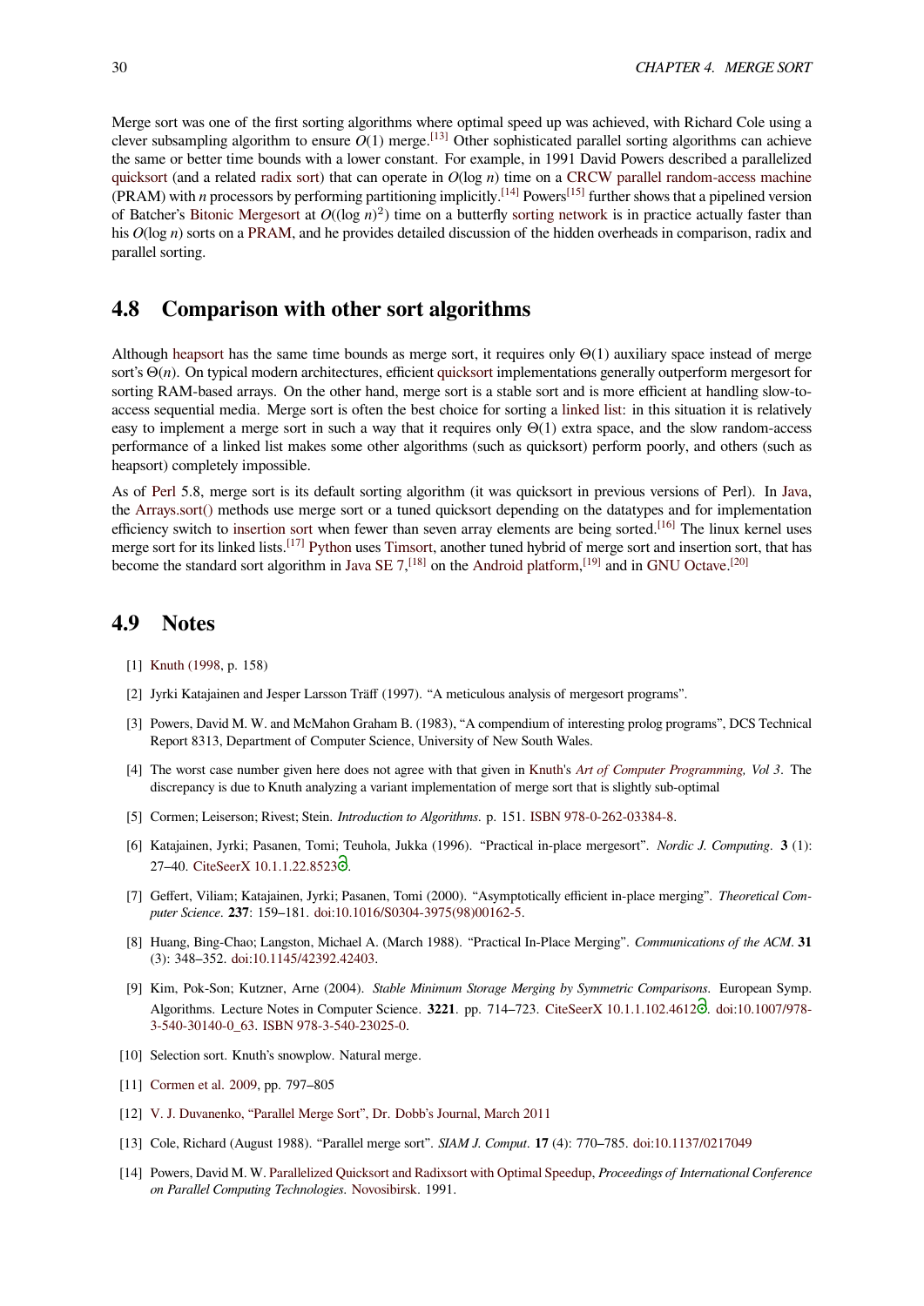Merge sort was one of the first sorting algorithms where optimal speed up was achieved, with Richard Cole using a clever subsampling algorithm to ensure $O(1)$ merge.[13] Other sophisticated parallel sorting algorithms can achieve the same or better time bounds with a lower constant. For example, in 1991 David Powers described a parallelized quicksort (and a related radix sort) that can operate in $O(\log n)$ time on a CRCW parallel random-access machine (PRAM) with $n$ processors by performing partitioning implicitly.[14] Powers[15] further shows that a pipelined version of Batcher's Bitonic Mergesort at $O((\log n)^2)$ time on a butterfly sorting network is in practice actually faster than his $O(\log n)$ sorts on a PRAM, and he provides detailed discussion of the hidden overheads in comparison, radix and parallel sorting.

## 4.8 Comparison with other sort algorithms

Although heapsort has the same time bounds as merge sort, it requires only $\Theta(1)$ auxiliary space instead of merge sort's $\Theta(n)$. On typical modern architectures, efficient quicksort implementations generally outperform mergesort for sorting RAM-based arrays. On the other hand, merge sort is a stable sort and is more efficient at handling slow-to-access sequential media. Merge sort is often the best choice for sorting a linked list: in this situation it is relatively easy to implement a merge sort in such a way that it requires only $\Theta(1)$ extra space, and the slow random-access performance of a linked list makes some other algorithms (such as quicksort) perform poorly, and others (such as heapsort) completely impossible.

As of Perl 5.8, merge sort is its default sorting algorithm (it was quicksort in previous versions of Perl). In Java, the Arrays.sort() methods use merge sort or a tuned quicksort depending on the datatypes and for implementation efficiency switch to insertion sort when fewer than seven array elements are being sorted.[16] The linux kernel uses merge sort for its linked lists.[17] Python uses Timsort, another tuned hybrid of merge sort and insertion sort, that has become the standard sort algorithm in Java SE 7,[18] on the Android platform,[19] and in GNU Octave.[20]

## 4.9 Notes

[1] Knuth (1998, p. 158)

[2] Jyrki Katajainen and Jesper Larsson Träff (1997). "A meticulous analysis of mergesort programs".

[3] Powers, David M. W. and McMahon Graham B. (1983), "A compendium of interesting prolog programs", DCS Technical Report 8313, Department of Computer Science, University of New South Wales.

[4] The worst case number given here does not agree with that given in Knuth's *Art of Computer Programming, Vol 3*. The discrepancy is due to Knuth analyzing a variant implementation of merge sort that is slightly sub-optimal

[5] Cormen; Leiserson; Rivest; Stein. *Introduction to Algorithms*. p. 151. ISBN 978-0-262-03384-8.

[6] Katajainen, Jyrki; Pasanen, Tomi; Teuhola, Jukka (1996). "Practical in-place mergesort". *Nordic J. Computing*. **3** (1): 27–40. CiteSeerX 10.1.1.22.8523.

[7] Geffert, Viliam; Katajainen, Jyrki; Pasanen, Tomi (2000). "Asymptotically efficient in-place merging". *Theoretical Computer Science*. **237**: 159–181. doi:10.1016/S0304-3975(98)00162-5.

[8] Huang, Bing-Chao; Langston, Michael A. (March 1988). "Practical In-Place Merging". *Communications of the ACM*. **31** (3): 348–352. doi:10.1145/42392.42403.

[9] Kim, Pok-Son; Kutzner, Arne (2004). *Stable Minimum Storage Merging by Symmetric Comparisons*. European Symp. Algorithms. Lecture Notes in Computer Science. **3221**. pp. 714–723. CiteSeerX 10.1.1.102.4612. doi:10.1007/978-3-540-30140-0_63. ISBN 978-3-540-23025-0.

[10] Selection sort. Knuth's snowplow. Natural merge.

[11] Cormen et al. 2009, pp. 797–805

[12] V. J. Duvanenko, "Parallel Merge Sort", Dr. Dobb's Journal, March 2011

[13] Cole, Richard (August 1988). "Parallel merge sort". *SIAM J. Comput*. **17** (4): 770–785. doi:10.1137/0217049

[14] Powers, David M. W. Parallelized Quicksort and Radixsort with Optimal Speedup, *Proceedings of International Conference on Parallel Computing Technologies*. Novosibirsk. 1991.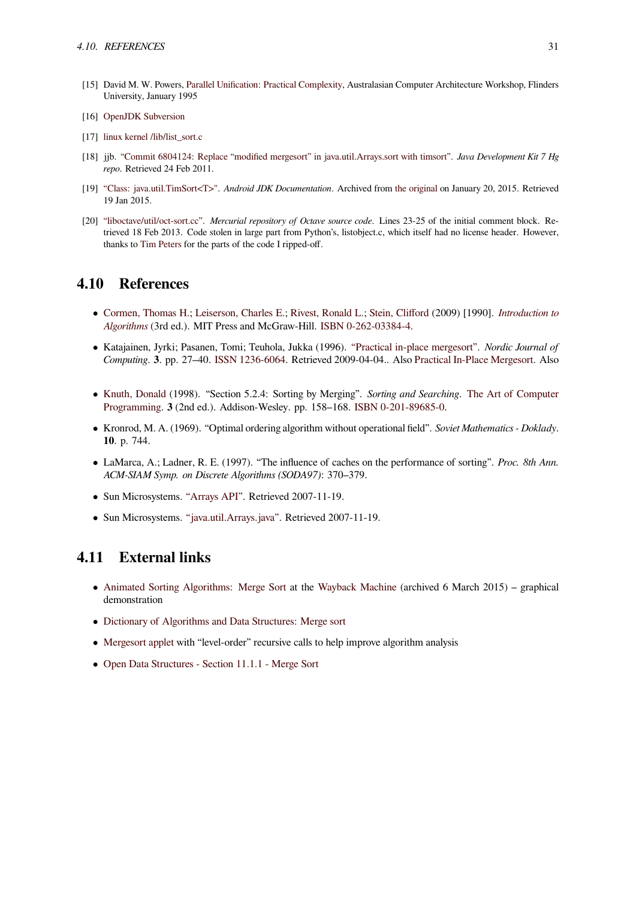[15] David M. W. Powers, Parallel Unification: Practical Complexity, Australasian Computer Architecture Workshop, Flinders University, January 1995

[16] OpenJDK Subversion

[17] linux kernel /lib/list_sort.c

[18] jjb. "Commit 6804124: Replace "modified mergesort" in java.util.Arrays.sort with timsort". *Java Development Kit 7 Hg repo*. Retrieved 24 Feb 2011.

[19] "Class: java.util.TimSort<T>". *Android JDK Documentation*. Archived from the original on January 20, 2015. Retrieved 19 Jan 2015.

[20] "liboctave/util/oct-sort.cc". *Mercurial repository of Octave source code*. Lines 23-25 of the initial comment block. Retrieved 18 Feb 2013. Code stolen in large part from Python's, listobject.c, which itself had no license header. However, thanks to Tim Peters for the parts of the code I ripped-off.

## 4.10 References

- Cormen, Thomas H.; Leiserson, Charles E.; Rivest, Ronald L.; Stein, Clifford (2009) [1990]. *Introduction to Algorithms* (3rd ed.). MIT Press and McGraw-Hill. ISBN 0-262-03384-4.
- Katajainen, Jyrki; Pasanen, Tomi; Teuhola, Jukka (1996). "Practical in-place mergesort". *Nordic Journal of Computing*. **3**. pp. 27–40. ISSN 1236-6064. Retrieved 2009-04-04.. Also Practical In-Place Mergesort. Also
- Knuth, Donald (1998). "Section 5.2.4: Sorting by Merging". *Sorting and Searching*. The Art of Computer Programming. **3** (2nd ed.). Addison-Wesley. pp. 158–168. ISBN 0-201-89685-0.
- Kronrod, M. A. (1969). "Optimal ordering algorithm without operational field". *Soviet Mathematics - Doklady*. **10**. p. 744.
- LaMarca, A.; Ladner, R. E. (1997). "The influence of caches on the performance of sorting". *Proc. 8th Ann. ACM-SIAM Symp. on Discrete Algorithms (SODA97)*: 370–379.
- Sun Microsystems. "Arrays API". Retrieved 2007-11-19.
- Sun Microsystems. "java.util.Arrays.java". Retrieved 2007-11-19.

## 4.11 External links

- Animated Sorting Algorithms: Merge Sort at the Wayback Machine (archived 6 March 2015) – graphical demonstration
- Dictionary of Algorithms and Data Structures: Merge sort
- Mergesort applet with "level-order" recursive calls to help improve algorithm analysis
- Open Data Structures - Section 11.1.1 - Merge Sort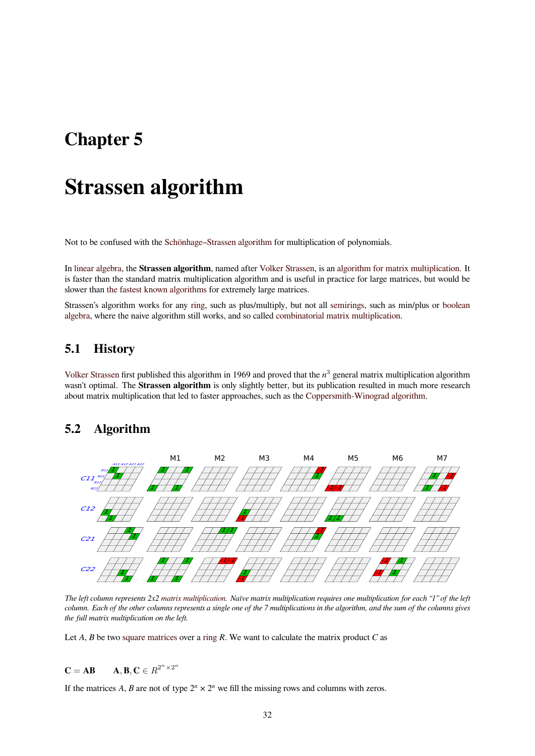# Chapter 5

# Strassen algorithm

Not to be confused with the Schönhage–Strassen algorithm for multiplication of polynomials.

In linear algebra, the **Strassen algorithm**, named after Volker Strassen, is an algorithm for matrix multiplication. It is faster than the standard matrix multiplication algorithm and is useful in practice for large matrices, but would be slower than the fastest known algorithms for extremely large matrices.

Strassen's algorithm works for any ring, such as plus/multiply, but not all semirings, such as min/plus or boolean algebra, where the naive algorithm still works, and so called combinatorial matrix multiplication.

## 5.1 History

Volker Strassen first published this algorithm in 1969 and proved that the $n^3$ general matrix multiplication algorithm wasn't optimal. The **Strassen algorithm** is only slightly better, but its publication resulted in much more research about matrix multiplication that led to faster approaches, such as the Coppersmith-Winograd algorithm.

## 5.2 Algorithm

*The left column represents 2x2 matrix multiplication. Naïve matrix multiplication requires one multiplication for each "1" of the left column. Each of the other columns represents a single one of the 7 multiplications in the algorithm, and the sum of the columns gives the full matrix multiplication on the left.*

Let $A$, $B$ be two square matrices over a ring $R$. We want to calculate the matrix product $C$ as

$$\mathbf{C} = \mathbf{A}\mathbf{B} \qquad \mathbf{A}, \mathbf{B}, \mathbf{C} \in R^{2^n \times 2^n}$$

If the matrices $A$, $B$ are not of type $2^n \times 2^n$ we fill the missing rows and columns with zeros.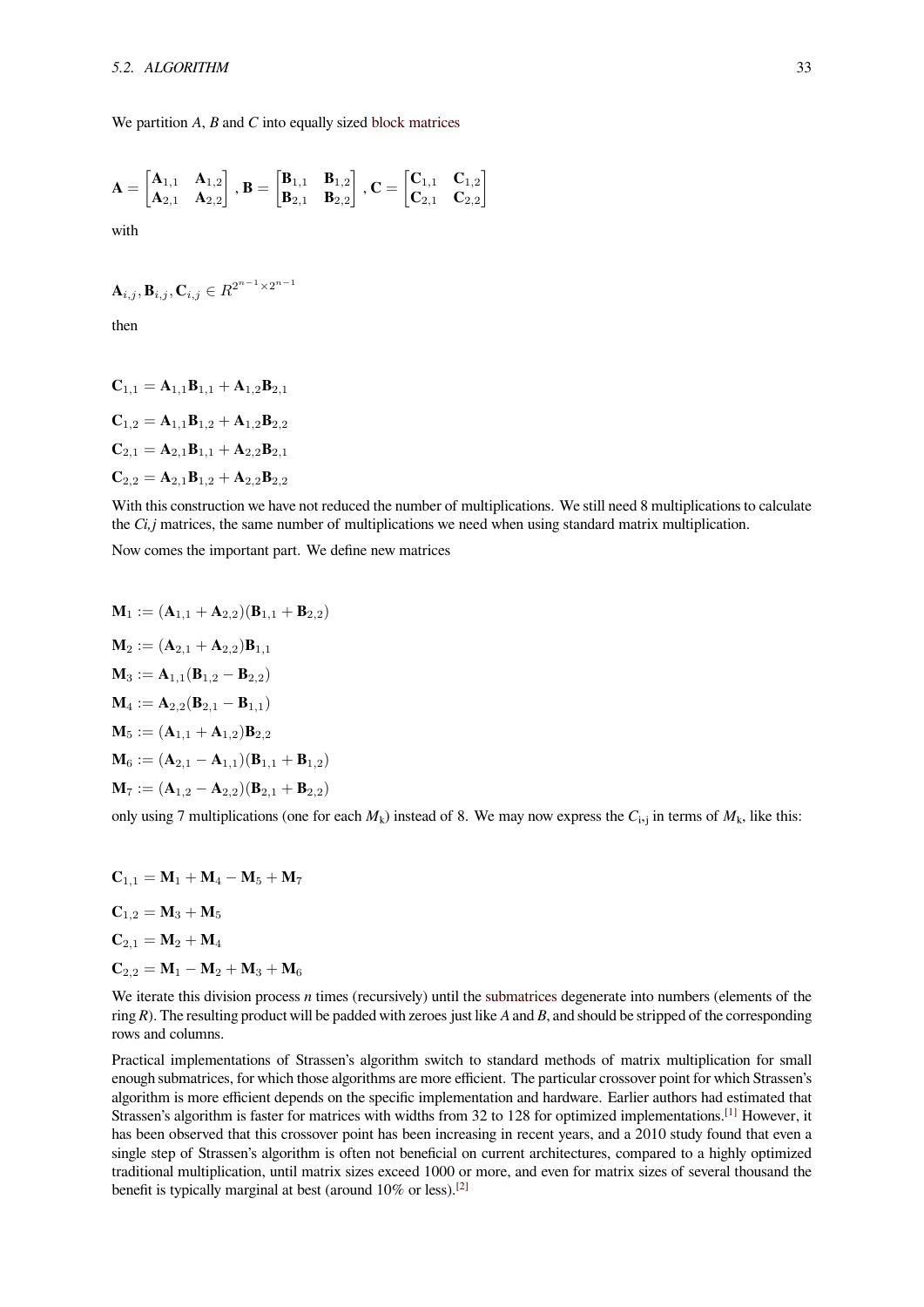We partition $A$, $B$ and $C$ into equally sized block matrices

$$\mathbf{A} = \begin{bmatrix} \mathbf{A}_{1,1} & \mathbf{A}_{1,2} \\ \mathbf{A}_{2,1} & \mathbf{A}_{2,2} \end{bmatrix}, \mathbf{B} = \begin{bmatrix} \mathbf{B}_{1,1} & \mathbf{B}_{1,2} \\ \mathbf{B}_{2,1} & \mathbf{B}_{2,2} \end{bmatrix}, \mathbf{C} = \begin{bmatrix} \mathbf{C}_{1,1} & \mathbf{C}_{1,2} \\ \mathbf{C}_{2,1} & \mathbf{C}_{2,2} \end{bmatrix}$$

with

$$\mathbf{A}_{i,j}, \mathbf{B}_{i,j}, \mathbf{C}_{i,j} \in R^{2^{n-1} \times 2^{n-1}}$$

then

$$\mathbf{C}_{1,1} = \mathbf{A}_{1,1}\mathbf{B}_{1,1} + \mathbf{A}_{1,2}\mathbf{B}_{2,1}$$

$$\mathbf{C}_{1,2} = \mathbf{A}_{1,1}\mathbf{B}_{1,2} + \mathbf{A}_{1,2}\mathbf{B}_{2,2}$$

$$\mathbf{C}_{2,1} = \mathbf{A}_{2,1}\mathbf{B}_{1,1} + \mathbf{A}_{2,2}\mathbf{B}_{2,1}$$

$$\mathbf{C}_{2,2} = \mathbf{A}_{2,1}\mathbf{B}_{1,2} + \mathbf{A}_{2,2}\mathbf{B}_{2,2}$$

With this construction we have not reduced the number of multiplications. We still need 8 multiplications to calculate the $C_{i,j}$ matrices, the same number of multiplications we need when using standard matrix multiplication.

Now comes the important part. We define new matrices

$$\mathbf{M}_1 := (\mathbf{A}_{1,1} + \mathbf{A}_{2,2})(\mathbf{B}_{1,1} + \mathbf{B}_{2,2})$$

$$\mathbf{M}_2 := (\mathbf{A}_{2,1} + \mathbf{A}_{2,2})\mathbf{B}_{1,1}$$

$$\mathbf{M}_3 := \mathbf{A}_{1,1}(\mathbf{B}_{1,2} - \mathbf{B}_{2,2})$$

$$\mathbf{M}_4 := \mathbf{A}_{2,2}(\mathbf{B}_{2,1} - \mathbf{B}_{1,1})$$

$$\mathbf{M}_5 := (\mathbf{A}_{1,1} + \mathbf{A}_{1,2})\mathbf{B}_{2,2}$$

$$\mathbf{M}_6 := (\mathbf{A}_{2,1} - \mathbf{A}_{1,1})(\mathbf{B}_{1,1} + \mathbf{B}_{1,2})$$

$$\mathbf{M}_7 := (\mathbf{A}_{1,2} - \mathbf{A}_{2,2})(\mathbf{B}_{2,1} + \mathbf{B}_{2,2})$$

only using 7 multiplications (one for each $M_k$) instead of 8. We may now express the $C_{i,j}$ in terms of $M_k$, like this:

$$\mathbf{C}_{1,1} = \mathbf{M}_1 + \mathbf{M}_4 - \mathbf{M}_5 + \mathbf{M}_7$$

$$\mathbf{C}_{1,2} = \mathbf{M}_3 + \mathbf{M}_5$$

$$\mathbf{C}_{2,1} = \mathbf{M}_2 + \mathbf{M}_4$$

$$\mathbf{C}_{2,2} = \mathbf{M}_1 - \mathbf{M}_2 + \mathbf{M}_3 + \mathbf{M}_6$$

We iterate this division process $n$ times (recursively) until the submatrices degenerate into numbers (elements of the ring $R$). The resulting product will be padded with zeroes just like $A$ and $B$, and should be stripped of the corresponding rows and columns.

Practical implementations of Strassen's algorithm switch to standard methods of matrix multiplication for small enough submatrices, for which those algorithms are more efficient. The particular crossover point for which Strassen's algorithm is more efficient depends on the specific implementation and hardware. Earlier authors had estimated that Strassen's algorithm is faster for matrices with widths from 32 to 128 for optimized implementations.[1] However, it has been observed that this crossover point has been increasing in recent years, and a 2010 study found that even a single step of Strassen's algorithm is often not beneficial on current architectures, compared to a highly optimized traditional multiplication, until matrix sizes exceed 1000 or more, and even for matrix sizes of several thousand the benefit is typically marginal at best (around 10% or less).[2]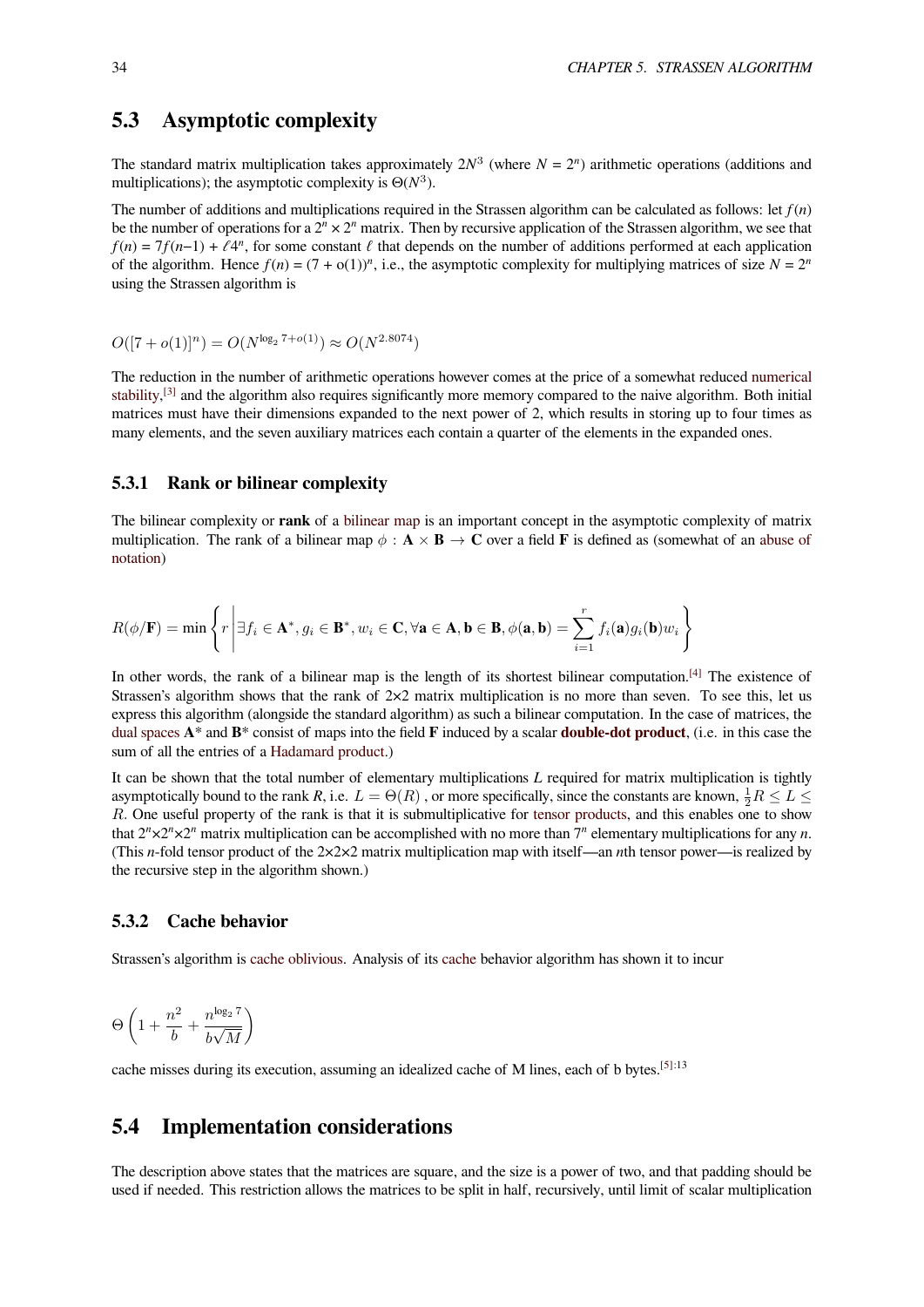## 5.3 Asymptotic complexity

The standard matrix multiplication takes approximately $2N^3$ (where $N = 2^n$) arithmetic operations (additions and multiplications); the asymptotic complexity is $\Theta(N^3)$.

The number of additions and multiplications required in the Strassen algorithm can be calculated as follows: let $f(n)$ be the number of operations for a $2^n \times 2^n$ matrix. Then by recursive application of the Strassen algorithm, we see that $f(n) = 7f(n-1) + \ell 4^n$, for some constant $\ell$ that depends on the number of additions performed at each application of the algorithm. Hence $f(n) = (7 + o(1))^n$, i.e., the asymptotic complexity for multiplying matrices of size $N = 2^n$ using the Strassen algorithm is

$$O([7+o(1)]^n) = O(N^{\log_2 7 + o(1)}) \approx O(N^{2.8074})$$

The reduction in the number of arithmetic operations however comes at the price of a somewhat reduced numerical stability,[3] and the algorithm also requires significantly more memory compared to the naive algorithm. Both initial matrices must have their dimensions expanded to the next power of 2, which results in storing up to four times as many elements, and the seven auxiliary matrices each contain a quarter of the elements in the expanded ones.

### 5.3.1 Rank or bilinear complexity

The bilinear complexity or **rank** of a bilinear map is an important concept in the asymptotic complexity of matrix multiplication. The rank of a bilinear map $\phi : \mathbf{A} \times \mathbf{B} \to \mathbf{C}$ over a field $\mathbf{F}$ is defined as (somewhat of an abuse of notation)

$$R(\phi/\mathbf{F}) = \min \left\{ r \middle| \exists f_i \in \mathbf{A}^*, g_i \in \mathbf{B}^*, w_i \in \mathbf{C}, \forall \mathbf{a} \in \mathbf{A}, \mathbf{b} \in \mathbf{B}, \phi(\mathbf{a}, \mathbf{b}) = \sum_{i=1}^{r} f_i(\mathbf{a}) g_i(\mathbf{b}) w_i \right\}$$

In other words, the rank of a bilinear map is the length of its shortest bilinear computation.[4] The existence of Strassen's algorithm shows that the rank of 2×2 matrix multiplication is no more than seven. To see this, let us express this algorithm (alongside the standard algorithm) as such a bilinear computation. In the case of matrices, the dual spaces $\mathbf{A}^*$ and $\mathbf{B}^*$ consist of maps into the field $\mathbf{F}$ induced by a scalar **double-dot product**, (i.e. in this case the sum of all the entries of a Hadamard product.)

It can be shown that the total number of elementary multiplications $L$ required for matrix multiplication is tightly asymptotically bound to the rank $R$, i.e. $L = \Theta(R)$ , or more specifically, since the constants are known, $\frac{1}{2}R \leq L \leq R$. One useful property of the rank is that it is submultiplicative for tensor products, and this enables one to show that $2^n \times 2^n \times 2^n$ matrix multiplication can be accomplished with no more than $7^n$ elementary multiplications for any $n$. (This $n$-fold tensor product of the 2×2×2 matrix multiplication map with itself—an $n$th tensor power—is realized by the recursive step in the algorithm shown.)

### 5.3.2 Cache behavior

Strassen's algorithm is cache oblivious. Analysis of its cache behavior algorithm has shown it to incur

$$\Theta\left(1 + \frac{n^2}{b} + \frac{n^{\log_2 7}}{b\sqrt{M}}\right)$$

cache misses during its execution, assuming an idealized cache of M lines, each of b bytes.[5]:13

## 5.4 Implementation considerations

The description above states that the matrices are square, and the size is a power of two, and that padding should be used if needed. This restriction allows the matrices to be split in half, recursively, until limit of scalar multiplication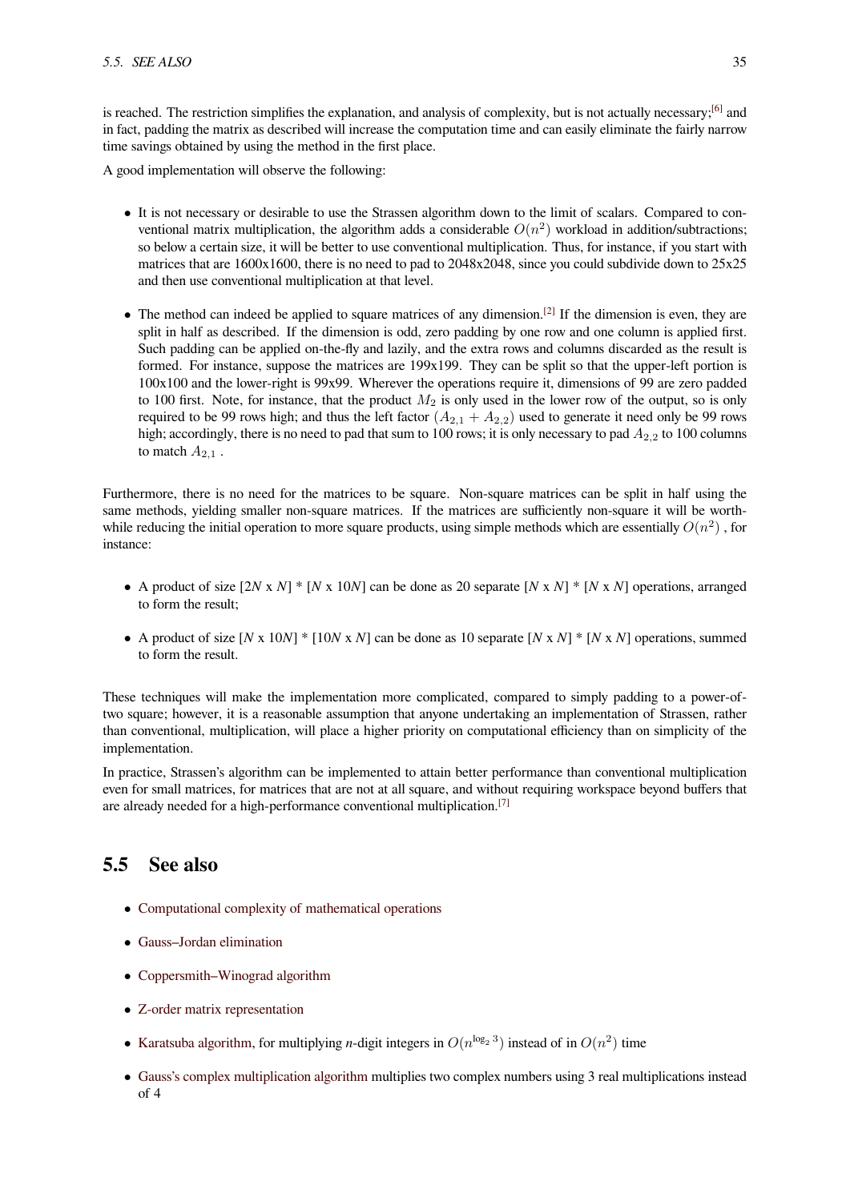is reached. The restriction simplifies the explanation, and analysis of complexity, but is not actually necessary;[6] and in fact, padding the matrix as described will increase the computation time and can easily eliminate the fairly narrow time savings obtained by using the method in the first place.

A good implementation will observe the following:

- It is not necessary or desirable to use the Strassen algorithm down to the limit of scalars. Compared to conventional matrix multiplication, the algorithm adds a considerable $O(n^2)$ workload in addition/subtractions; so below a certain size, it will be better to use conventional multiplication. Thus, for instance, if you start with matrices that are 1600x1600, there is no need to pad to 2048x2048, since you could subdivide down to 25x25 and then use conventional multiplication at that level.

- The method can indeed be applied to square matrices of any dimension.[2] If the dimension is even, they are split in half as described. If the dimension is odd, zero padding by one row and one column is applied first. Such padding can be applied on-the-fly and lazily, and the extra rows and columns discarded as the result is formed. For instance, suppose the matrices are 199x199. They can be split so that the upper-left portion is 100x100 and the lower-right is 99x99. Wherever the operations require it, dimensions of 99 are zero padded to 100 first. Note, for instance, that the product $M_2$ is only used in the lower row of the output, so is only required to be 99 rows high; and thus the left factor $(A_{2,1} + A_{2,2})$ used to generate it need only be 99 rows high; accordingly, there is no need to pad that sum to 100 rows; it is only necessary to pad $A_{2,2}$ to 100 columns to match $A_{2,1}$ .

Furthermore, there is no need for the matrices to be square. Non-square matrices can be split in half using the same methods, yielding smaller non-square matrices. If the matrices are sufficiently non-square it will be worthwhile reducing the initial operation to more square products, using simple methods which are essentially $O(n^2)$ , for instance:

- A product of size [2*N* x *N*] * [*N* x 10*N*] can be done as 20 separate [*N* x *N*] * [*N* x *N*] operations, arranged to form the result;

- A product of size [*N* x 10*N*] * [10*N* x *N*] can be done as 10 separate [*N* x *N*] * [*N* x *N*] operations, summed to form the result.

These techniques will make the implementation more complicated, compared to simply padding to a power-of-two square; however, it is a reasonable assumption that anyone undertaking an implementation of Strassen, rather than conventional, multiplication, will place a higher priority on computational efficiency than on simplicity of the implementation.

In practice, Strassen's algorithm can be implemented to attain better performance than conventional multiplication even for small matrices, for matrices that are not at all square, and without requiring workspace beyond buffers that are already needed for a high-performance conventional multiplication.[7]

## 5.5 See also

- Computational complexity of mathematical operations
- Gauss–Jordan elimination
- Coppersmith–Winograd algorithm
- Z-order matrix representation
- Karatsuba algorithm, for multiplying *n*-digit integers in $O(n^{\log_2 3})$ instead of in $O(n^2)$ time
- Gauss's complex multiplication algorithm multiplies two complex numbers using 3 real multiplications instead of 4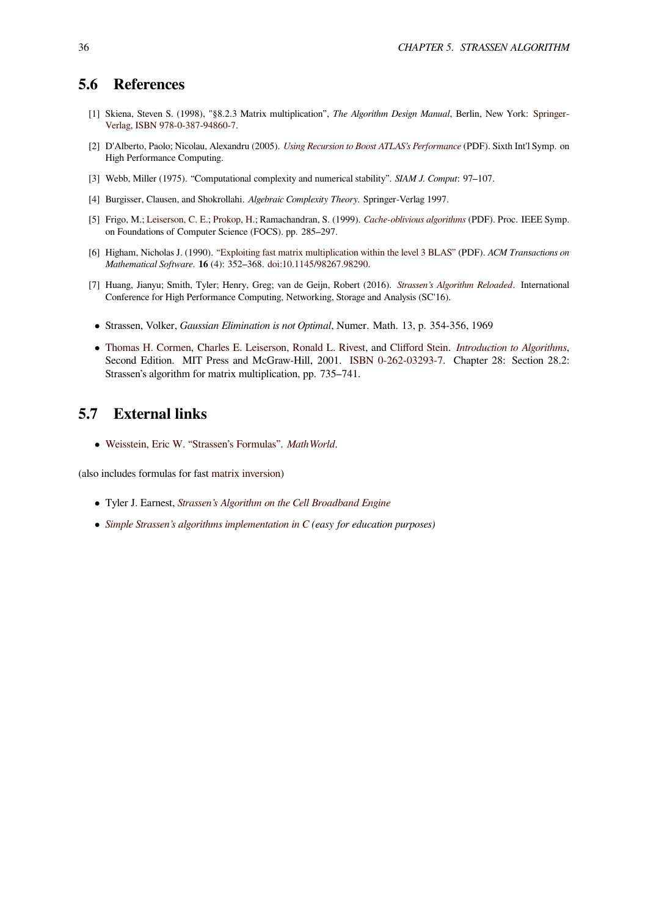## 5.6 References

[1] Skiena, Steven S. (1998), "§8.2.3 Matrix multiplication", *The Algorithm Design Manual*, Berlin, New York: Springer-Verlag, ISBN 978-0-387-94860-7.

[2] D'Alberto, Paolo; Nicolau, Alexandru (2005). *Using Recursion to Boost ATLAS's Performance* (PDF). Sixth Int'l Symp. on High Performance Computing.

[3] Webb, Miller (1975). "Computational complexity and numerical stability". *SIAM J. Comput*: 97–107.

[4] Burgisser, Clausen, and Shokrollahi. *Algebraic Complexity Theory.* Springer-Verlag 1997.

[5] Frigo, M.; Leiserson, C. E.; Prokop, H.; Ramachandran, S. (1999). *Cache-oblivious algorithms* (PDF). Proc. IEEE Symp. on Foundations of Computer Science (FOCS). pp. 285–297.

[6] Higham, Nicholas J. (1990). "Exploiting fast matrix multiplication within the level 3 BLAS" (PDF). *ACM Transactions on Mathematical Software*. **16** (4): 352–368. doi:10.1145/98267.98290.

[7] Huang, Jianyu; Smith, Tyler; Henry, Greg; van de Geijn, Robert (2016). *Strassen's Algorithm Reloaded*. International Conference for High Performance Computing, Networking, Storage and Analysis (SC'16).

- Strassen, Volker, *Gaussian Elimination is not Optimal*, Numer. Math. 13, p. 354-356, 1969
- Thomas H. Cormen, Charles E. Leiserson, Ronald L. Rivest, and Clifford Stein. *Introduction to Algorithms*, Second Edition. MIT Press and McGraw-Hill, 2001. ISBN 0-262-03293-7. Chapter 28: Section 28.2: Strassen's algorithm for matrix multiplication, pp. 735–741.

## 5.7 External links

- Weisstein, Eric W. "Strassen's Formulas". *MathWorld*.

(also includes formulas for fast matrix inversion)

- Tyler J. Earnest, *Strassen's Algorithm on the Cell Broadband Engine*
- *Simple Strassen's algorithms implementation in C (easy for education purposes)*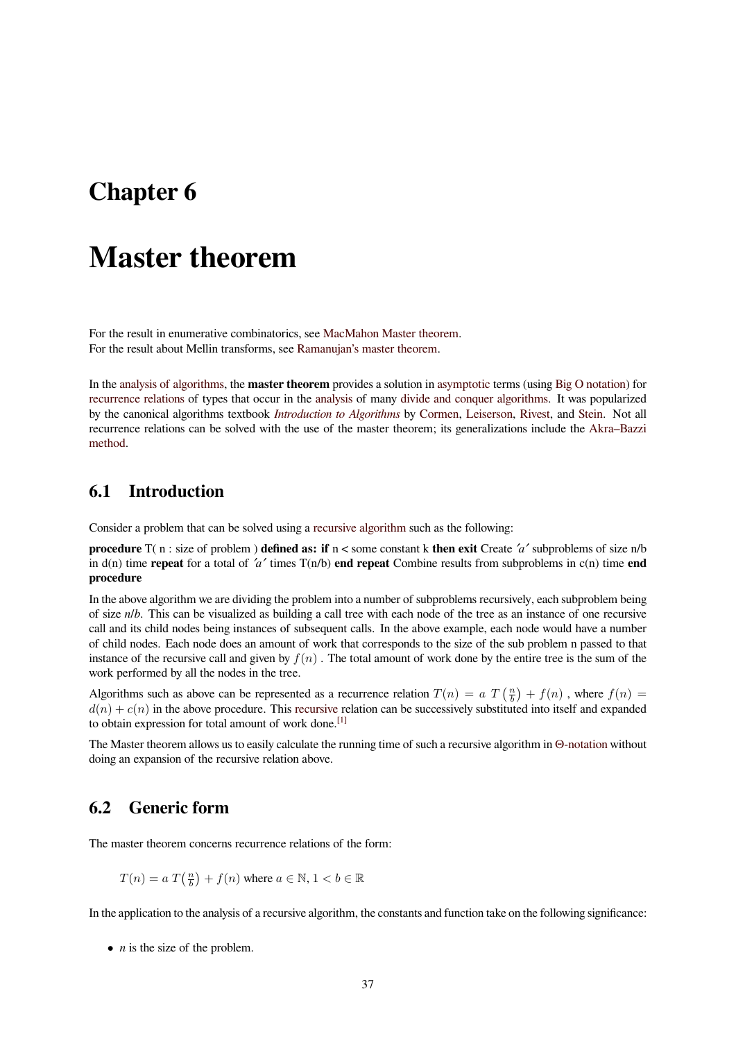# Chapter 6

# Master theorem

For the result in enumerative combinatorics, see MacMahon Master theorem.
For the result about Mellin transforms, see Ramanujan's master theorem.

In the analysis of algorithms, the **master theorem** provides a solution in asymptotic terms (using Big O notation) for recurrence relations of types that occur in the analysis of many divide and conquer algorithms. It was popularized by the canonical algorithms textbook *Introduction to Algorithms* by Cormen, Leiserson, Rivest, and Stein. Not all recurrence relations can be solved with the use of the master theorem; its generalizations include the Akra–Bazzi method.

## 6.1 Introduction

Consider a problem that can be solved using a recursive algorithm such as the following:

**procedure** T( n : size of problem ) **defined as: if** n < some constant k **then exit** Create *′a′* subproblems of size n/b in d(n) time **repeat** for a total of *′a′* times T(n/b) **end repeat** Combine results from subproblems in c(n) time **end procedure**

In the above algorithm we are dividing the problem into a number of subproblems recursively, each subproblem being of size *n*/*b*. This can be visualized as building a call tree with each node of the tree as an instance of one recursive call and its child nodes being instances of subsequent calls. In the above example, each node would have a number of child nodes. Each node does an amount of work that corresponds to the size of the sub problem n passed to that instance of the recursive call and given by $f(n)$ . The total amount of work done by the entire tree is the sum of the work performed by all the nodes in the tree.

Algorithms such as above can be represented as a recurrence relation $T(n) = a\ T\left(\frac{n}{b}\right) + f(n)$ , where $f(n) = d(n) + c(n)$ in the above procedure. This recursive relation can be successively substituted into itself and expanded to obtain expression for total amount of work done.[1]

The Master theorem allows us to easily calculate the running time of such a recursive algorithm in Θ-notation without doing an expansion of the recursive relation above.

## 6.2 Generic form

The master theorem concerns recurrence relations of the form:

$$T(n) = a\ T\left(\frac{n}{b}\right) + f(n) \text{ where } a \in \mathbb{N},\ 1 < b \in \mathbb{R}$$

In the application to the analysis of a recursive algorithm, the constants and function take on the following significance:

- *n* is the size of the problem.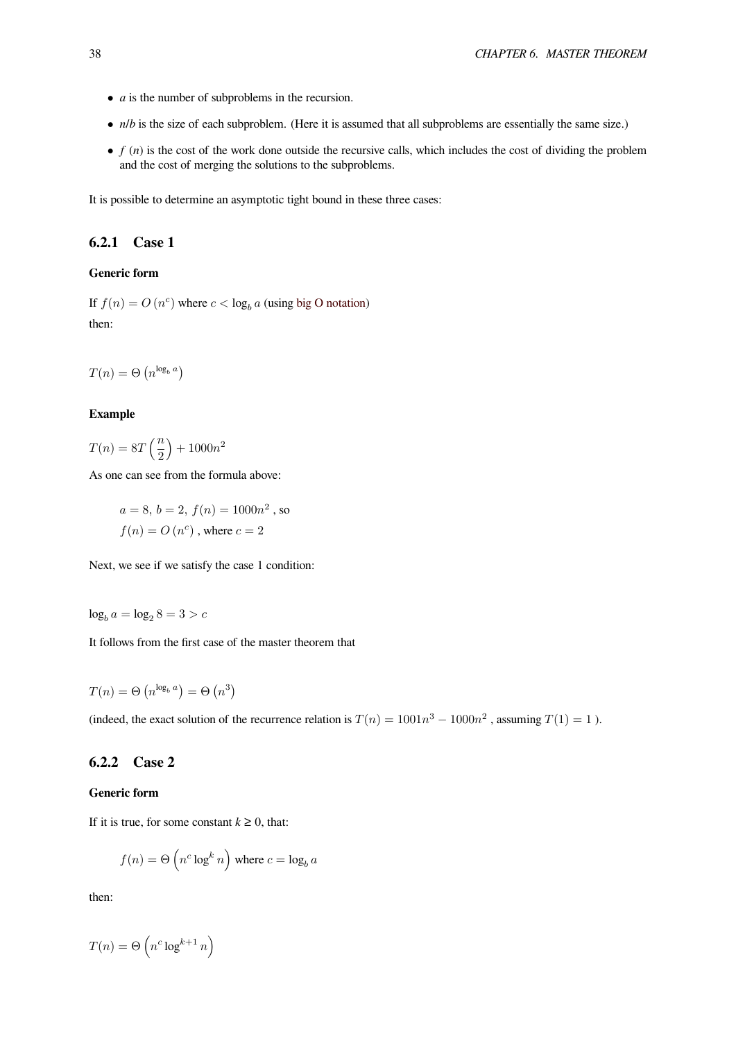- $a$ is the number of subproblems in the recursion.
- $n/b$ is the size of each subproblem. (Here it is assumed that all subproblems are essentially the same size.)
- $f(n)$ is the cost of the work done outside the recursive calls, which includes the cost of dividing the problem and the cost of merging the solutions to the subproblems.

It is possible to determine an asymptotic tight bound in these three cases:

### 6.2.1 Case 1

#### Generic form

If $f(n) = O(n^c)$ where $c < \log_b a$ (using big O notation)

then:

$$T(n) = \Theta\left(n^{\log_b a}\right)$$

#### Example

$$T(n) = 8T\left(\frac{n}{2}\right) + 1000n^2$$

As one can see from the formula above:

$$a = 8,\ b = 2,\ f(n) = 1000n^2 \text{ , so}$$
$$f(n) = O(n^c) \text{ , where } c = 2$$

Next, we see if we satisfy the case 1 condition:

$$\log_b a = \log_2 8 = 3 > c$$

It follows from the first case of the master theorem that

$$T(n) = \Theta\left(n^{\log_b a}\right) = \Theta\left(n^3\right)$$

(indeed, the exact solution of the recurrence relation is $T(n) = 1001n^3 - 1000n^2$ , assuming $T(1) = 1$ ).

### 6.2.2 Case 2

#### Generic form

If it is true, for some constant $k \geq 0$, that:

$$f(n) = \Theta\left(n^c \log^k n\right) \text{ where } c = \log_b a$$

then:

$$T(n) = \Theta\left(n^c \log^{k+1} n\right)$$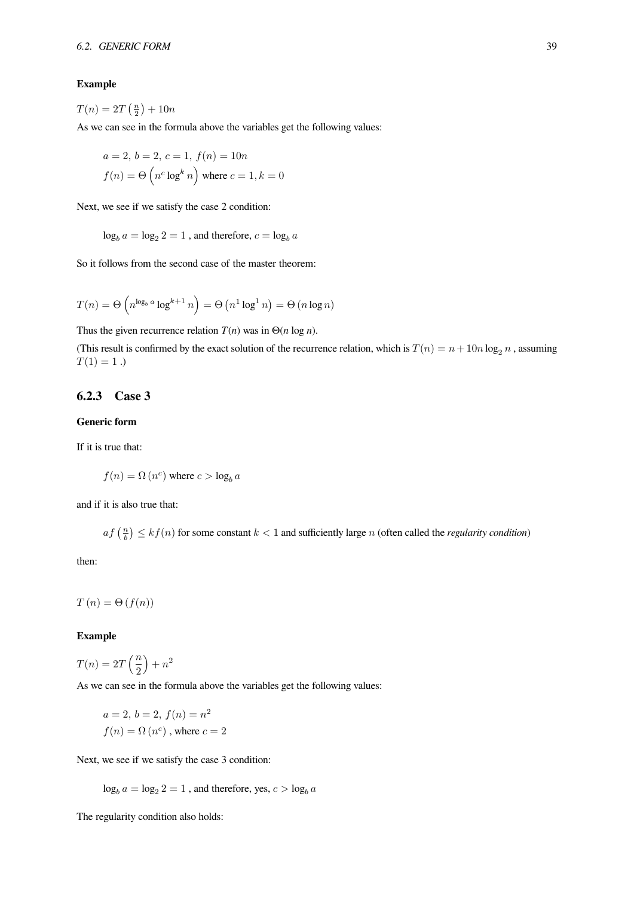**Example**

$T(n) = 2T\left(\frac{n}{2}\right) + 10n$

As we can see in the formula above the variables get the following values:

$$a = 2,\ b = 2,\ c = 1,\ f(n) = 10n$$
$$f(n) = \Theta\left(n^c \log^k n\right) \text{ where } c = 1, k = 0$$

Next, we see if we satisfy the case 2 condition:

$$\log_b a = \log_2 2 = 1 \text{ , and therefore, } c = \log_b a$$

So it follows from the second case of the master theorem:

$$T(n) = \Theta\left(n^{\log_b a} \log^{k+1} n\right) = \Theta\left(n^1 \log^1 n\right) = \Theta\left(n \log n\right)$$

Thus the given recurrence relation $T(n)$ was in $\Theta(n \log n)$.

(This result is confirmed by the exact solution of the recurrence relation, which is $T(n) = n + 10n \log_2 n$ , assuming $T(1) = 1$ .)

### 6.2.3 Case 3

**Generic form**

If it is true that:

$$f(n) = \Omega\left(n^c\right) \text{ where } c > \log_b a$$

and if it is also true that:

$af\left(\frac{n}{b}\right) \leq kf(n)$ for some constant $k < 1$ and sufficiently large $n$ (often called the *regularity condition*)

then:

$$T\left(n\right) = \Theta\left(f(n)\right)$$

**Example**

$T(n) = 2T\left(\dfrac{n}{2}\right) + n^2$

As we can see in the formula above the variables get the following values:

$$a = 2,\ b = 2,\ f(n) = n^2$$
$$f(n) = \Omega\left(n^c\right) \text{, where } c = 2$$

Next, we see if we satisfy the case 3 condition:

$$\log_b a = \log_2 2 = 1 \text{ , and therefore, yes, } c > \log_b a$$

The regularity condition also holds: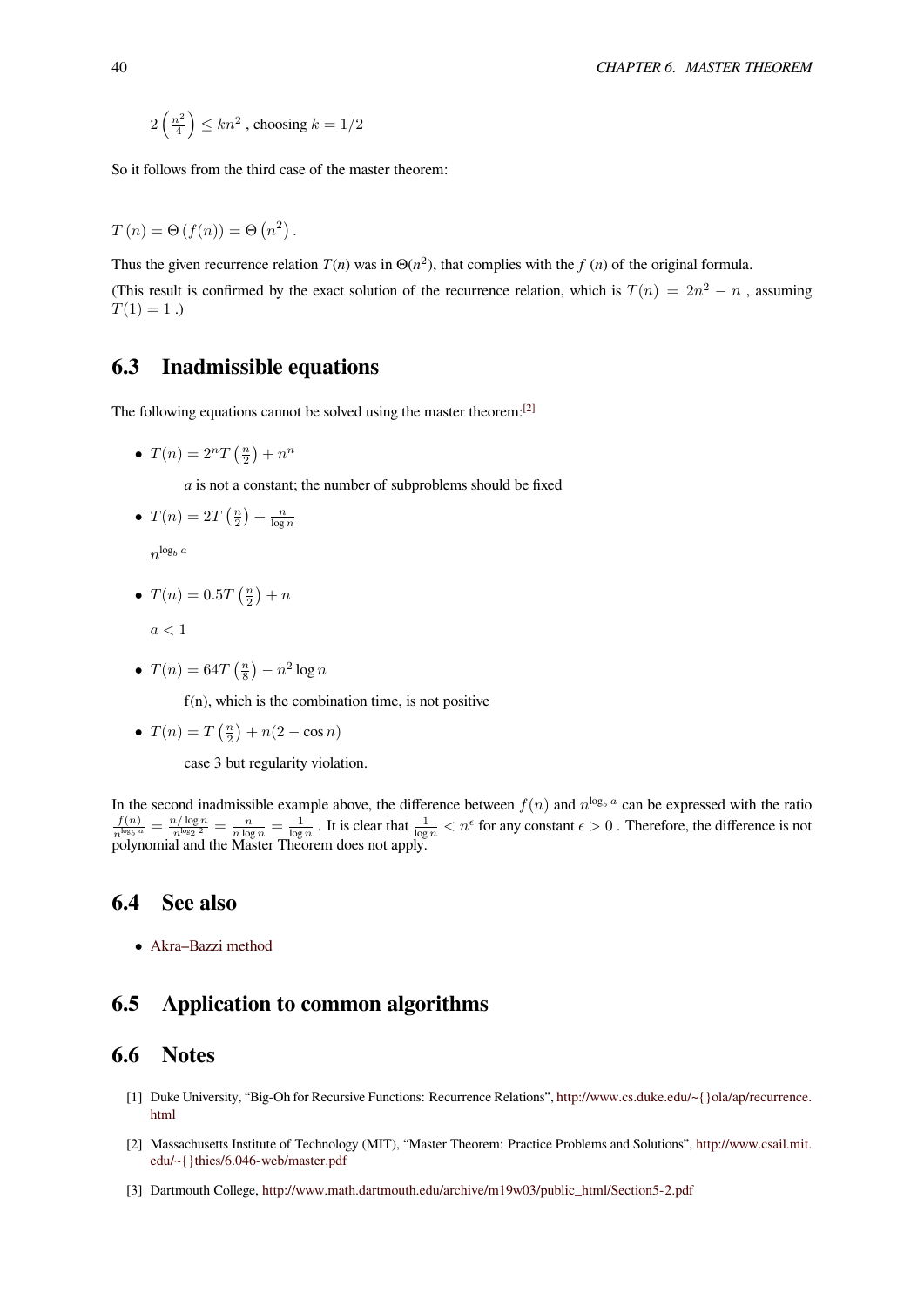$2\left(\frac{n^2}{4}\right) \leq kn^2$ , choosing $k = 1/2$

So it follows from the third case of the master theorem:

$$T(n) = \Theta(f(n)) = \Theta\left(n^2\right).$$

Thus the given recurrence relation $T(n)$ was in $\Theta(n^2)$, that complies with the $f(n)$ of the original formula.

(This result is confirmed by the exact solution of the recurrence relation, which is $T(n) = 2n^2 - n$ , assuming $T(1) = 1$ .)

## 6.3 Inadmissible equations

The following equations cannot be solved using the master theorem:[2]

- $T(n) = 2^n T\left(\frac{n}{2}\right) + n^n$

  $a$ is not a constant; the number of subproblems should be fixed

- $T(n) = 2T\left(\frac{n}{2}\right) + \frac{n}{\log n}$

  $n^{\log_b a}$

- $T(n) = 0.5T\left(\frac{n}{2}\right) + n$

  $a < 1$

- $T(n) = 64T\left(\frac{n}{8}\right) - n^2 \log n$

  f(n), which is the combination time, is not positive

- $T(n) = T\left(\frac{n}{2}\right) + n(2 - \cos n)$

  case 3 but regularity violation.

In the second inadmissible example above, the difference between $f(n)$ and $n^{\log_b a}$ can be expressed with the ratio $\frac{f(n)}{n^{\log_b a}} = \frac{n/\log n}{n^{\log_2 2}} = \frac{n}{n \log n} = \frac{1}{\log n}$ . It is clear that $\frac{1}{\log n} < n^{\epsilon}$ for any constant $\epsilon > 0$ . Therefore, the difference is not polynomial and the Master Theorem does not apply.

## 6.4 See also

- Akra–Bazzi method

## 6.5 Application to common algorithms

## 6.6 Notes

[1] Duke University, "Big-Oh for Recursive Functions: Recurrence Relations", http://www.cs.duke.edu/~{}ola/ap/recurrence.html

[2] Massachusetts Institute of Technology (MIT), "Master Theorem: Practice Problems and Solutions", http://www.csail.mit.edu/~{}thies/6.046-web/master.pdf

[3] Dartmouth College, http://www.math.dartmouth.edu/archive/m19w03/public_html/Section5-2.pdf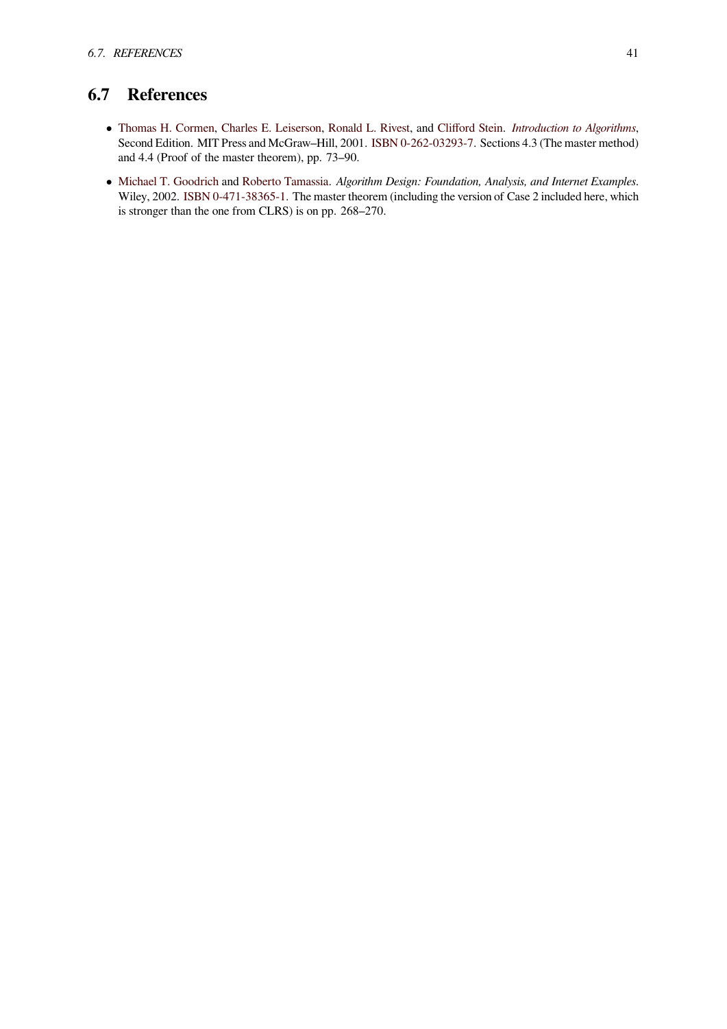## 6.7 References

- Thomas H. Cormen, Charles E. Leiserson, Ronald L. Rivest, and Clifford Stein. *Introduction to Algorithms*, Second Edition. MIT Press and McGraw–Hill, 2001. ISBN 0-262-03293-7. Sections 4.3 (The master method) and 4.4 (Proof of the master theorem), pp. 73–90.
- Michael T. Goodrich and Roberto Tamassia. *Algorithm Design: Foundation, Analysis, and Internet Examples*. Wiley, 2002. ISBN 0-471-38365-1. The master theorem (including the version of Case 2 included here, which is stronger than the one from CLRS) is on pp. 268–270.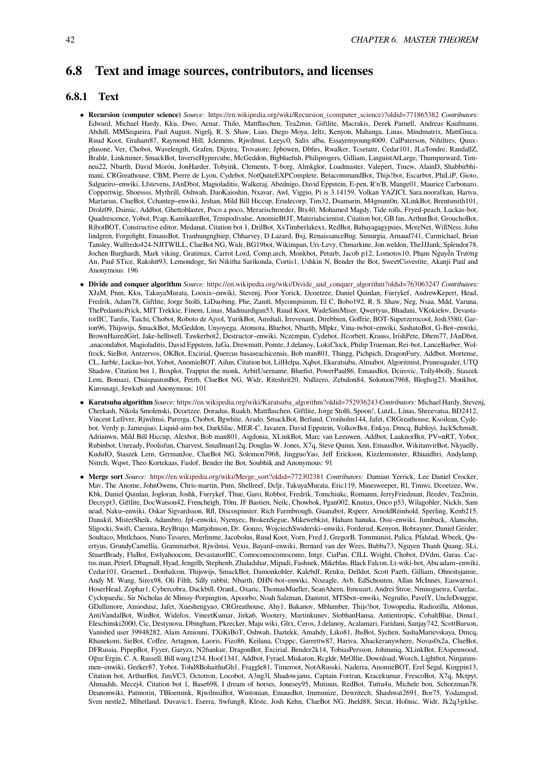## 6.8 Text and image sources, contributors, and licenses

### 6.8.1 Text

- **Recursion (computer science)** *Source:* https://en.wikipedia.org/wiki/Recursion_(computer_science)?oldid=771865382 *Contributors:* Edward, Michael Hardy, Kku, Dwo, Aenar, Thilo, Mattflaschen, Tea2min, Giftlite, Macrakis, Derek Parnell, Andreas Kaufmann, Abdull, MMSequeira, Paul August, Nigelj, R. S. Shaw, Liao, Diego Moya, Jeltz, Kenyon, Mahanga, Linas, Mindmatrix, MattGiuca, Ruud Koot, Graham87, Raymond Hill, Jclemens, Rjwilmsi, Leeyc0, Salix alba, Essayemyoung4009, CalPaterson, Nihiltres, Quuxplusone, Ver, Chobot, Wavelength, Grafen, Dijxtra, Trovatore, Jpbowen, Dbfirs, Rwalker, Tcsetattr, Cedar101, JLaTondre, RandallZ, Brahle, Linkminer, SmackBot, InverseHypercube, McGeddon, Bigbluefish, Philiprogers, Gilliam, LinguistAtLarge, Thumperward, Timneu22, Nbarth, David Morón, JonHarder, Tobyink, Clements, T-borg, Almkglor, Loadmaster, Valepert, Tmcw, AlainD, Shabbirbhimani, CRGreathouse, CBM, Pierre de Lyon, Cydebot, NotQuiteEXPComplete, BetacommandBot, Thijs!bot, Escarbot, PhiLiP, Gioto, Salgueiro~enwiki, Lfstevens, JAnDbot, Magioladitis, Walkeraj, Abednigo, David Eppstein, E-pen, R'n'B, Mange01, Maurice Carbonaro, Coppertwig, Shoessss, Mythrill, Oshwah, DaoKaioshin, Nxavar, Awl, Viggio, Pi is 3.14159, Volkan YAZICI, Sara.noorafkan, Hariva, Martarius, ClueBot, Cchantep~enwiki, Jeshan, Mild Bill Hiccup, Erudecorp, Tim32, Dsamarin, M4gnum0n, XLinkBot, Brentsmith101, Drolz09, Dsimic, Addbot, Ghettoblaster, Poco a poco, Merarischroeder, Btx40, Mohamed Magdy, Tide rolls, Fryed-peach, Luckas-bot, Quadrescence, Yobot, Pcap, KamikazeBot, Tempodivalse, AnomieBOT, Materialscientist, Citation bot, GB fan, ArthurBot, GrouchoBot, RibotBOT, Constructive editor, Medanat, Citation bot 1, DrilBot, XxTimberlakexx, RedBot, Babayagagypsies, MoreNet, WillNess, John lindgren, Forgefight, EmausBot, Tranhungnghiep, Chharvey, D.Lazard, Bxj, RenaissanceBug, Simurgia, Arnaud741, Carmichael, Brian Tansley, Walfredo424-NJITWILL, ClueBot NG, Widr, BG19bot, Wikimpan, Uri-Levy, Chmarkine, Jon.weldon, TheJJJunk, Splendor78, Jochen Burghardt, Mark viking, Gratimax, Carrot Lord, Comp.arch, Monkbot, Peturb, Jacob p12, Lomotos10, Phạm Nguyễn Trường An, Paul STice, Rakshit93, Lemondoge, Sri Nikitha Sarikonda, Cortis1, Ushkin N, Bender the Bot, SweetCisvestite, Akanji Paul and Anonymous: 196

- **Divide and conquer algorithm** *Source:* https://en.wikipedia.org/wiki/Divide_and_conquer_algorithm?oldid=763063247 *Contributors:* XJaM, Pnm, Kku, TakuyaMurata, Looxix~enwiki, Stevenj, Poor Yorick, Dcoetzee, Daniel Quinlan, Furrykef, AndrewKepert, Head, Fredrik, Adam78, Giftlite, Jorge Stolfi, LiDaobing, Phe, Zamfi, Mycompsimm, El C, Bobo192, R. S. Shaw, Neg, Nsaa, Mdd, Varuna, ThePedanticPrick, MIT Trekkie, Finem, Linas, Madmardigan53, Ruud Koot, WadeSimMiser, Qwertyus, Bhadani, VKokielov, DevastatorIIC, Tardis, Taichi, Chobot, Roboto de Ajvol, YurikBot, Amshali, Irrevenant, Dtrebbien, Goffrie, BOT-Superzerocool, Josh3580, Garion96, Thijswijs, SmackBot, McGeddon, Unyoyega, Atomota, Bluebot, Nbarth, Mlpkr, Vina-iwbot~enwiki, SashatoBot, G-Bot~enwiki, BrownHairedGirl, Jake-helliwell, Tawkerbot2, Destructor~enwiki, Nczempin, Cydebot, Jfcorbett, Krauss, IrishPete, Dhrm77, JAnDbot, .anacondabot, Magioladitis, David Eppstein, JaGa, Drewmutt, Pomte, J.delanoy, LokiClock, Philip Trueman, Rei-bot, LanceBarber, Wolfrock, SieBot, Antzervos, OKBot, Excirial, Quercus basaseachicensis, Bob man801, Thingg, Pichpich, DragonFury, Addbot, Mortense, CL, Jarble, Luckas-bot, Yobot, AnomieBOT, Ailun, Citation bot, LilHelpa, Xqbot, Ekaratsuba, Almabot, Algoritmist, Prunesqualer, UTQ Shadow, Citation bot 1, Boxplot, Trappist the monk, ArbitUsername, Bluefist, PowerPaul86, EmausBot, Dcirovic, Tolly4bolly, Staszek Lem, Bomazi, ChuispastonBot, Petrb, ClueBot NG, Widr, Riteshrit20, Nullzero, Zebulon84, Solomon7968, Bloghog23, Monkbot, Kurousagi, Jewkub and Anonymous: 101

- **Karatsuba algorithm** *Source:* https://en.wikipedia.org/wiki/Karatsuba_algorithm?oldid=752936243 *Contributors:* Michael Hardy, Stevenj, Cherkash, Nikola Smolenski, Dcoetzee, Doradus, Ruakh, Mattflaschen, Giftlite, Jorge Stolfi, Spoon!, LutzL, Linas, Shreevatsa, BD2412, Vincent Lefèvre, Rjwilmsi, Parerga, Chobot, Bgwhite, Arado, SmackBot, Berland, Cronholm144, Jafet, CRGreathouse, Ksoileau, Cydebot, Verdy p, Jamesjiao, Liquid-aim-bot, Darklilac, MER-C, Javazen, David Eppstein, VolkovBot, Enkya, Dmcq, Babloyi, JackSchmidt, Adrianwn, Mild Bill Hiccup, Alexbot, Bob man801, Aigdonia, XLinkBot, Marc van Leeuwen, Addbot, LaaknorBot, PV=nRT, Yobot, Rubinbot, Unready, Poolisfun, Charvest, Smallman12q, Douglas W. Jones, X7q, Steve Quinn, Xnn, EmausBot, WikitanvirBot, Nkyaelly, KuduIO, Staszek Lem, GermanJoe, ClueBot NG, Solomon7968, JingguoYao, Jeff Erickson, Kizzlemonster, Rhuaidhri, Andylamp, Nstrch, Wqwt, Theo Kortekaas, Faslof, Bender the Bot, Soubhik and Anonymous: 91

- **Merge sort** *Source:* https://en.wikipedia.org/wiki/Merge_sort?oldid=772302381 *Contributors:* Damian Yerrick, Lee Daniel Crocker, Mav, The Anome, JohnOwens, Chris-martin, Pnm, Shellreef, Dcljr, TakuyaMurata, Eric119, Minesweeper, Rl, Timwi, Dcoetzee, Ww, Kbk, Daniel Quinlan, Jogloran, Joshk, Furrykef, Thue, Garo, Robbot, Fredrik, Tomchiukc, Romanm, JerryFriedman, Jleedev, Tea2min, Decrypt3, Giftlite, DocWatson42, Frencheigh, T0m, JF Bastien, Neilc, Chowbok, Pgan002, Knutux, Onco p53, Wilagobler, Nickls, Sam nead, Naku~enwiki, Oskar Sigvardsson, Rfl, Discospinster, Rich Farmbrough, Guanabot, Rspeer, ArnoldReinhold, Sperling, Kenb215, Danakil, MisterSheik, Adambro, Jpl~enwiki, Nyenyec, BrokenSegue, Mikewebkist, Haham hanuka, Ossi~enwiki, Jumbuck, Alansohn, Sligocki, Swift, Caesura, ReyBrujo, Mattjohnson, Dr. Gonzo, WojciechSwiderski~enwiki, Forderud, Kenyon, Bobrayner, Daniel Geisler, Soultaco, Mntlchaos, Nuno Tavares, Merlinme, Jacobolus, Ruud Koot, Vorn, Fred J, GregorB, Tommunist, Palica, Pfalstad, Wbeek, Qwertyus, GrundyCamellia, Grammarbot, Rjwilmsi, Vexis, Bayard~enwiki, Bernard van der Wees, Bubba73, Nguyen Thanh Quang, SLi, StuartBrady, FlaBot, Ewlyahoocom, DevastatorIIC, Comocomocomocomo, Intgr, CiaPan, CJLL Wright, Chobot, DVdm, Garas, Cactus.man, Peterl, Dbagnall, Hyad, Jengelh, Stephenb, Zhaladshar, Mipadi, Fashnek, Mikeblas, Black Falcon, Lt-wiki-bot, Abu adam~enwiki, Cedar101, GraemeL, Donhalcon, Thijswijs, SmackBot, Damonkohler, Kalebdf, Renku, Delldot, Scott Paeth, Gilliam, Ohnoitsjamie, Andy M. Wang, Sirex98, Oli Filth, Silly rabbit, Nbarth, DHN-bot~enwiki, Nixeagle, Avb, EdSchouten, Allan McInnes, Easwarno1, HoserHead, Zophar1, Cybercobra, Duckbill, OranL, Oxaric, ThomasMueller, SeanAhern, Itmozart, Andrei Stroe, Nmnogueira, Cuzelac, Cyclopaedic, Sir Nicholas de Mimsy-Porpington, Apoorbo, Noah Salzman, Dammit, MTSbot~enwiki, Negrulio, PavelY, UncleDouggie, GDallimore, Amiodusz, Jafet, Xueshengyao, CRGreathouse, Ahy1, Bakanov, Mblumber, Thijs!bot, Towopedia, Radiozilla, Ablonus, AntiVandalBot, WinBot, Widefox, VineetKumar, Jirka6, Wootery, Martinkunev, SiobhanHansa, Antientropic, CobaltBlue, Dima1, Eleschinski2000, Cic, Destynova, Dbingham, Pkrecker, Maju wiki, Glrx, Ceros, J.delanoy, Acalamari, Faridani, Sanjay742, ScottBurson, Vanished user 39948282, Alain Amiouni, TXiKiBoT, Oshwah, Daztekk, Amahdy, Liko81, JhsBot, Sychen, SashaMarievskaya, Dmcq, Rhanekom, SieBot, Coffee, Artagnon, Laoris, Fizo86, Keilana, Ctxppc, Garrettw87, Hariva, Xhackeranywhere, Novas0x2a, ClueBot, DFRussia, PipepBot, Fyyer, Garyzx, N26ankur, DragonBot, Excirial, Bender2k14, TobiasPersson, Johnuniq, XLinkBot, EAspenwood, Oğuz Ergin, C. A. Russell, Bill wang1234, Hoof1341, Addbot, Fyrael, Miskaton, Rcgldr, MrOllie, Download, Worch, Lightbot, Ninjatummen~enwiki, Geeker87, Yobot, Tohd8BohaithuGh1, Fraggle81, Timeroot, NotARusski, Naderra, AnomieBOT, Erel Segal, Kingpin13, Citation bot, ArthurBot, JimVC3, Octotron, Locobot, A3ng3l, Shadowjams, Captain Fortran, Kracekumar, FrescoBot, X7q, Mctpyt, Ahmadsh, Mecej4, Citation bot 1, Base698, I dream of horses, Jonesey95, Mutinus, RedBot, Tuttu4u, Michele bon, Schorzman78, Deanonwiki, Patmorin, TBloemink, RjwilmsiBot, Wintonian, EmausBot, Immunize, Dewritech, Shashwat2691, Bor75, Yodamgod, Sven nestle2, Mlhetland, Duvavic1, Eserra, Swfung8, Klrste, Josh Kehn, ClueBot NG, Jheld88, Strcat, Hofmic, Widr, Jk2q3jrklse,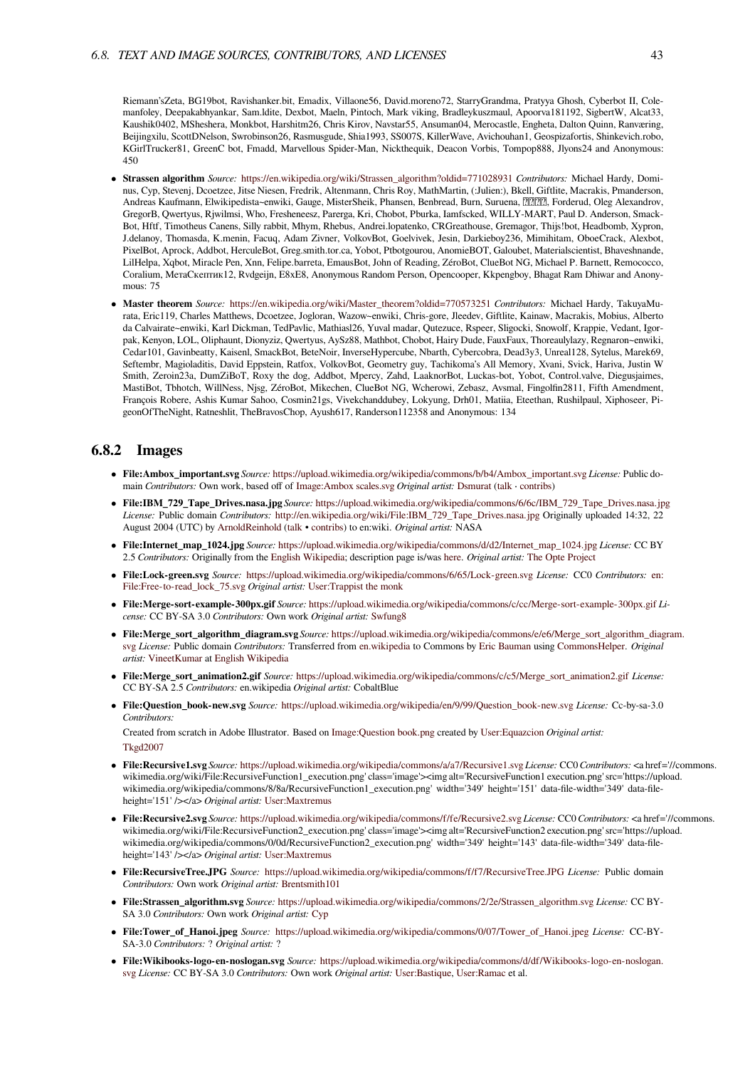Riemann'sZeta, BG19bot, Ravishanker.bit, Emadix, Villaone56, David.moreno72, StarryGrandma, Pratyya Ghosh, Cyberbot II, Colemanfoley, Deepakabhyankar, Sam.ldite, Dexbot, Maeln, Pintoch, Mark viking, Bradleykuszmaul, Apoorva181192, SigbertW, Alcat33, Kaushik0402, MSheshera, Monkbot, Harshitm26, Chris Kirov, Navstar55, Ansuman04, Merocastle, Engheta, Dalton Quinn, Ranværing, Beijingxilu, ScottDNelson, Swrobinson26, Rasmusgude, Shia1993, SS007S, KillerWave, Avichouhan1, Geospizafortis, Shinkevich.robo, KGirlTrucker81, GreenC bot, Fmadd, Marvellous Spider-Man, Nickthequik, Deacon Vorbis, Tompop888, Jlyons24 and Anonymous: 450

- **Strassen algorithm** *Source:* https://en.wikipedia.org/wiki/Strassen_algorithm?oldid=771028931 *Contributors:* Michael Hardy, Dominus, Cyp, Stevenj, Dcoetzee, Jitse Niesen, Fredrik, Altenmann, Chris Roy, MathMartin, (:Julien:), Bkell, Giftlite, Macrakis, Pmanderson, Andreas Kaufmann, Elwikipedista~enwiki, Gauge, MisterSheik, Phansen, Benbread, Burn, Suruena, ???, Forderud, Oleg Alexandrov, GregorB, Qwertyus, Rjwilmsi, Who, Fresheneesz, Parerga, Kri, Chobot, Pburka, Iamfscked, WILLY-MART, Paul D. Anderson, SmackBot, Hftf, Timotheus Canens, Silly rabbit, Mhym, Rhebus, Andrei.lopatenko, CRGreathouse, Gremagor, Thijs!bot, Headbomb, Xypron, J.delanoy, Thomasda, K.menin, Facuq, Adam Zivner, VolkovBot, Goelvivek, Jesin, Darkieboy236, Mimihitam, OboeCrack, Alexbot, PixelBot, Aprock, Addbot, HerculeBot, Greg.smith.tor.ca, Yobot, Ptbotgourou, AnomieBOT, Galoubet, Materialscientist, Bhaveshnande, LilHelpa, Xqbot, Miracle Pen, Xnn, Felipe.barreta, EmausBot, John of Reading, ZéroBot, ClueBot NG, Michael P. Barnett, Remococco, Coralium, МетаСкептик12, Rvdgeijn, E8xE8, Anonymous Random Person, Opencooper, Kkpengboy, Bhagat Ram Dhiwar and Anonymous: 75

- **Master theorem** *Source:* https://en.wikipedia.org/wiki/Master_theorem?oldid=770573251 *Contributors:* Michael Hardy, TakuyaMurata, Eric119, Charles Matthews, Dcoetzee, Jogloran, Wazow~enwiki, Chris-gore, Jleedev, Giftlite, Kainaw, Macrakis, Mobius, Alberto da Calvairate~enwiki, Karl Dickman, TedPavlic, Mathiasl26, Yuval madar, Qutezuce, Rspeer, Sligocki, Snowolf, Krappie, Vedant, Igorpak, Kenyon, LOL, Oliphaunt, Dionyziz, Qwertyus, AySz88, Mathbot, Chobot, Hairy Dude, FauxFaux, Thoreaulylazy, Regnaron~enwiki, Cedar101, Gavinbeatty, Kaisenl, SmackBot, BeteNoir, InverseHypercube, Nbarth, Cybercobra, Dead3y3, Unreal128, Sytelus, Marek69, Seftembr, Magioladitis, David Eppstein, Ratfox, VolkovBot, Geometry guy, Tachikoma's All Memory, Xvani, Svick, Hariva, Justin W Smith, Zeroin23a, DumZiBoT, Roxy the dog, Addbot, Mpercy, Zahd, LaaknorBot, Luckas-bot, Yobot, Control.valve, Diegusjaimes, MastiBot, Tbhotch, WillNess, Njsg, ZéroBot, Mikechen, ClueBot NG, Wcherowi, Zebasz, Avsmal, Fingolfin2811, Fifth Amendment, François Robere, Ashis Kumar Sahoo, Cosmin21gs, Vivekchanddubey, Lokyung, Drh01, Matiia, Eteethan, Rushilpaul, Xiphoseer, PigeonOfTheNight, Ratneshlit, TheBravosChop, Ayush617, Randerson112358 and Anonymous: 134

### 6.8.2 Images

- **File:Ambox_important.svg** *Source:* https://upload.wikimedia.org/wikipedia/commons/b/b4/Ambox_important.svg *License:* Public domain *Contributors:* Own work, based off of Image:Ambox scales.svg *Original artist:* Dsmurat (talk · contribs)

- **File:IBM_729_Tape_Drives.nasa.jpg** *Source:* https://upload.wikimedia.org/wikipedia/commons/6/6c/IBM_729_Tape_Drives.nasa.jpg *License:* Public domain *Contributors:* http://en.wikipedia.org/wiki/File:IBM_729_Tape_Drives.nasa.jpg Originally uploaded 14:32, 22 August 2004 (UTC) by ArnoldReinhold (talk • contribs) to en:wiki. *Original artist:* NASA

- **File:Internet_map_1024.jpg** *Source:* https://upload.wikimedia.org/wikipedia/commons/d/d2/Internet_map_1024.jpg *License:* CC BY 2.5 *Contributors:* Originally from the English Wikipedia; description page is/was here. *Original artist:* The Opte Project

- **File:Lock-green.svg** *Source:* https://upload.wikimedia.org/wikipedia/commons/6/65/Lock-green.svg *License:* CC0 *Contributors:* en: File:Free-to-read_lock_75.svg *Original artist:* User:Trappist the monk

- **File:Merge-sort-example-300px.gif** *Source:* https://upload.wikimedia.org/wikipedia/commons/c/cc/Merge-sort-example-300px.gif *License:* CC BY-SA 3.0 *Contributors:* Own work *Original artist:* Swfung8

- **File:Merge_sort_algorithm_diagram.svg** *Source:* https://upload.wikimedia.org/wikipedia/commons/e/e6/Merge_sort_algorithm_diagram.svg *License:* Public domain *Contributors:* Transferred from en.wikipedia to Commons by Eric Bauman using CommonsHelper. *Original artist:* VineetKumar at English Wikipedia

- **File:Merge_sort_animation2.gif** *Source:* https://upload.wikimedia.org/wikipedia/commons/c/c5/Merge_sort_animation2.gif *License:* CC BY-SA 2.5 *Contributors:* en.wikipedia *Original artist:* CobaltBlue

- **File:Question_book-new.svg** *Source:* https://upload.wikimedia.org/wikipedia/en/9/99/Question_book-new.svg *License:* Cc-by-sa-3.0 *Contributors:*

  Created from scratch in Adobe Illustrator. Based on Image:Question book.png created by User:Equazcion *Original artist:* Tkgd2007

- **File:Recursive1.svg** *Source:* https://upload.wikimedia.org/wikipedia/commons/a/a7/Recursive1.svg *License:* CC0 *Contributors:* <a href='//commons.wikimedia.org/wiki/File:RecursiveFunction1_execution.png' class='image'><img alt='RecursiveFunction1 execution.png' src='https://upload.wikimedia.org/wikipedia/commons/8/8a/RecursiveFunction1_execution.png' width='349' height='151' data-file-width='349' data-file-height='151' /></a> *Original artist:* User:Maxtremus

- **File:Recursive2.svg** *Source:* https://upload.wikimedia.org/wikipedia/commons/f/fe/Recursive2.svg *License:* CC0 *Contributors:* <a href='//commons.wikimedia.org/wiki/File:RecursiveFunction2_execution.png' class='image'><img alt='RecursiveFunction2 execution.png' src='https://upload.wikimedia.org/wikipedia/commons/0/0d/RecursiveFunction2_execution.png' width='349' height='143' data-file-width='349' data-file-height='143' /></a> *Original artist:* User:Maxtremus

- **File:RecursiveTree.JPG** *Source:* https://upload.wikimedia.org/wikipedia/commons/f/f7/RecursiveTree.JPG *License:* Public domain *Contributors:* Own work *Original artist:* Brentsmith101

- **File:Strassen_algorithm.svg** *Source:* https://upload.wikimedia.org/wikipedia/commons/2/2e/Strassen_algorithm.svg *License:* CC BY-SA 3.0 *Contributors:* Own work *Original artist:* Cyp

- **File:Tower_of_Hanoi.jpeg** *Source:* https://upload.wikimedia.org/wikipedia/commons/0/07/Tower_of_Hanoi.jpeg *License:* CC-BY-SA-3.0 *Contributors:* ? *Original artist:* ?

- **File:Wikibooks-logo-en-noslogan.svg** *Source:* https://upload.wikimedia.org/wikipedia/commons/d/df/Wikibooks-logo-en-noslogan.svg *License:* CC BY-SA 3.0 *Contributors:* Own work *Original artist:* User:Bastique, User:Ramac et al.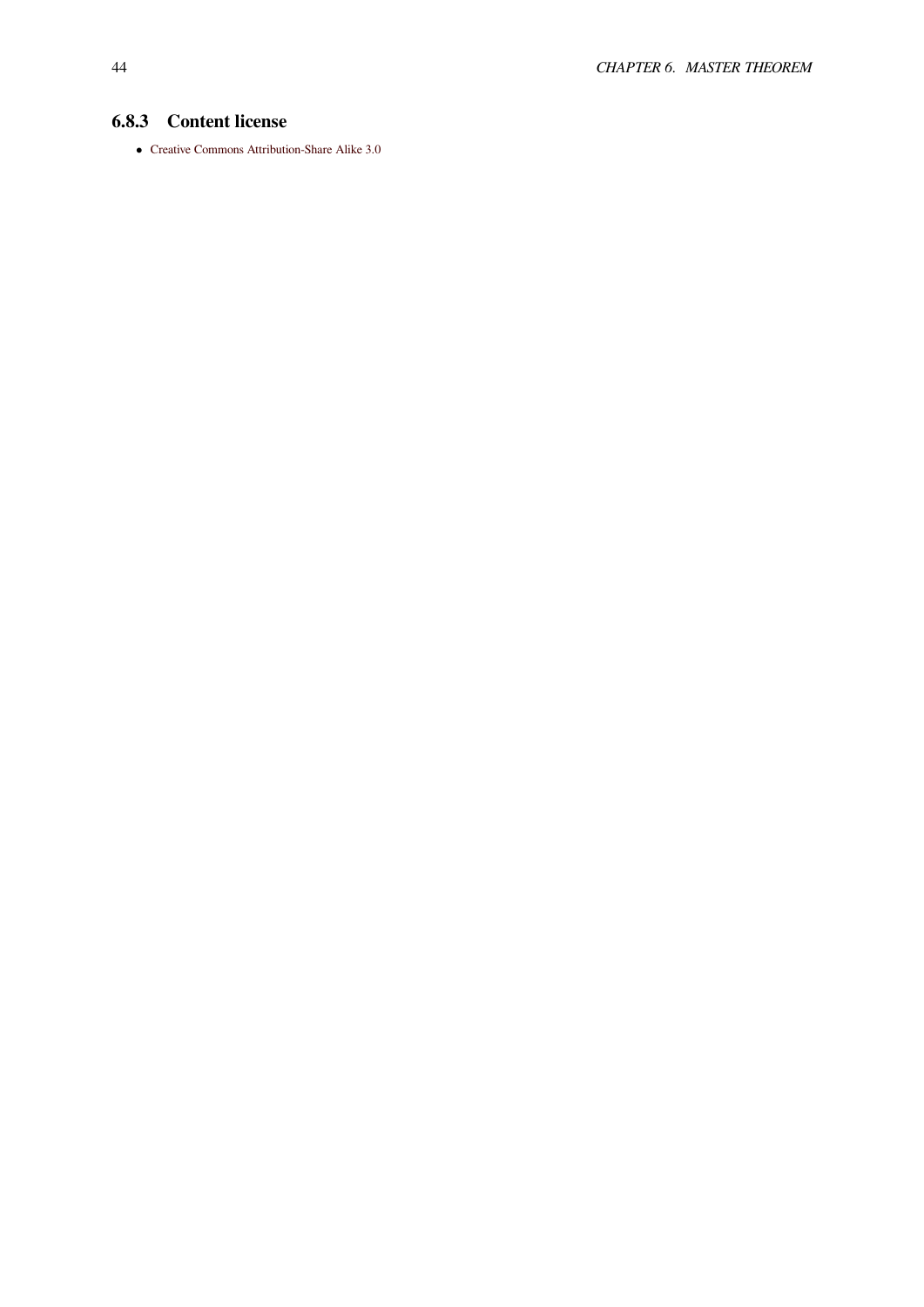### 6.8.3 Content license

- Creative Commons Attribution-Share Alike 3.0